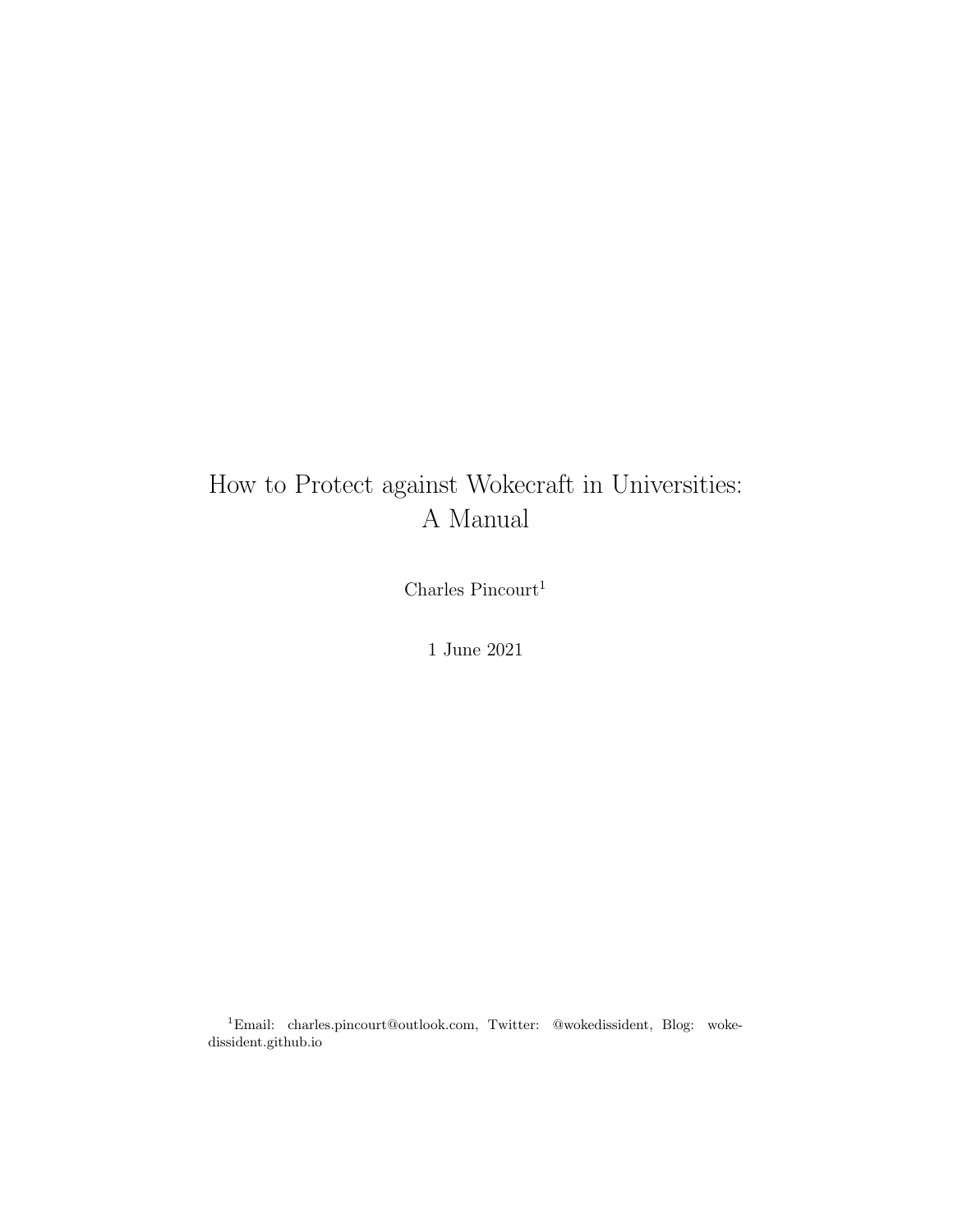# How to Protect against Wokecraft in Universities: A Manual

Charles Pincourt[1]

1 June 2021

[1] Email: charles.pincourt@outlook.com, Twitter: @wokedissident, Blog: wokedissident.github.io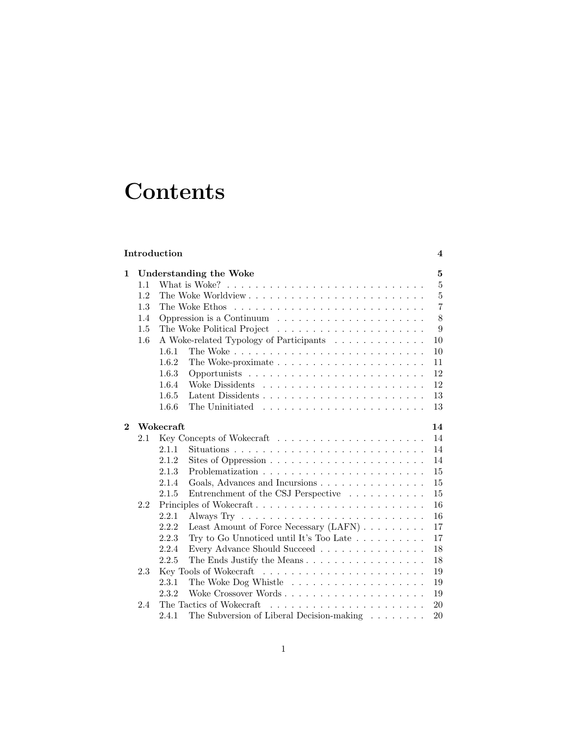# Contents

**Introduction** **4**

**1 Understanding the Woke** **5**

- 1.1 What is Woke? 5
- 1.2 The Woke Worldview 5
- 1.3 The Woke Ethos 7
- 1.4 Oppression is a Continuum 8
- 1.5 The Woke Political Project 9
- 1.6 A Woke-related Typology of Participants 10
  - 1.6.1 The Woke 10
  - 1.6.2 The Woke-proximate 11
  - 1.6.3 Opportunists 12
  - 1.6.4 Woke Dissidents 12
  - 1.6.5 Latent Dissidents 13
  - 1.6.6 The Uninitiated 13

**2 Wokecraft** **14**

- 2.1 Key Concepts of Wokecraft 14
  - 2.1.1 Situations 14
  - 2.1.2 Sites of Oppression 14
  - 2.1.3 Problematization 15
  - 2.1.4 Goals, Advances and Incursions 15
  - 2.1.5 Entrenchment of the CSJ Perspective 15
- 2.2 Principles of Wokecraft 16
  - 2.2.1 Always Try 16
  - 2.2.2 Least Amount of Force Necessary (LAFN) 17
  - 2.2.3 Try to Go Unnoticed until It's Too Late 17
  - 2.2.4 Every Advance Should Succeed 18
  - 2.2.5 The Ends Justify the Means 18
- 2.3 Key Tools of Wokecraft 19
  - 2.3.1 The Woke Dog Whistle 19
  - 2.3.2 Woke Crossover Words 19
- 2.4 The Tactics of Wokecraft 20
  - 2.4.1 The Subversion of Liberal Decision-making 20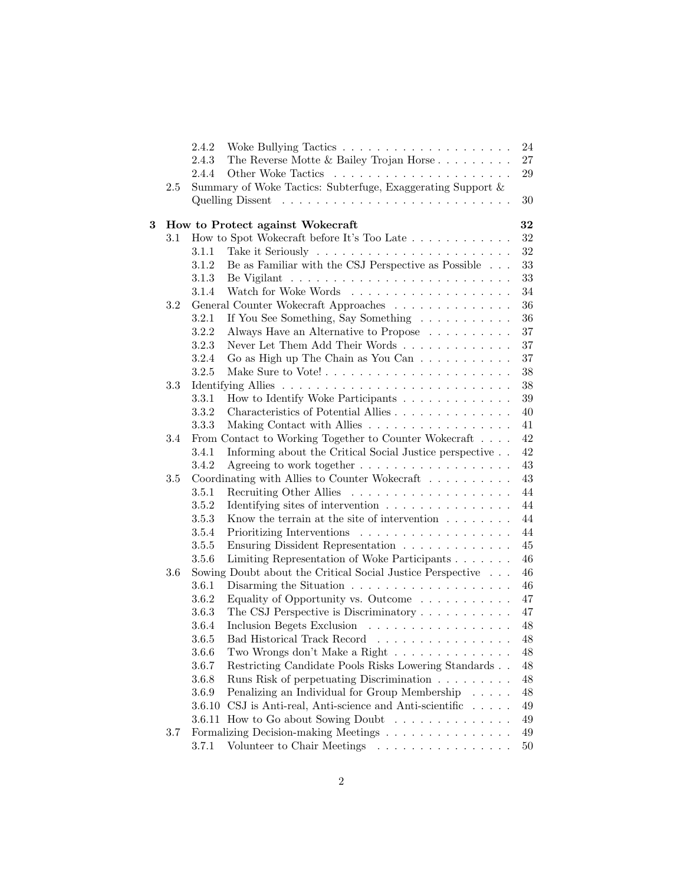- 2.4.2 Woke Bullying Tactics . . . . . . . . . . . . . . . . . . . . 24
- 2.4.3 The Reverse Motte & Bailey Trojan Horse . . . . . . . . . 27
- 2.4.4 Other Woke Tactics . . . . . . . . . . . . . . . . . . . . . 29
- 2.5 Summary of Woke Tactics: Subterfuge, Exaggerating Support & Quelling Dissent . . . . . . . . . . . . . . . . . . . . . . . . . . 30

**3 How to Protect against Wokecraft 32**

- 3.1 How to Spot Wokecraft before It's Too Late . . . . . . . . . . . . 32
  - 3.1.1 Take it Seriously . . . . . . . . . . . . . . . . . . . . . . . 32
  - 3.1.2 Be as Familiar with the CSJ Perspective as Possible . . . 33
  - 3.1.3 Be Vigilant . . . . . . . . . . . . . . . . . . . . . . . . . . 33
  - 3.1.4 Watch for Woke Words . . . . . . . . . . . . . . . . . . . 34
- 3.2 General Counter Wokecraft Approaches . . . . . . . . . . . . . . 36
  - 3.2.1 If You See Something, Say Something . . . . . . . . . . . 36
  - 3.2.2 Always Have an Alternative to Propose . . . . . . . . . . 37
  - 3.2.3 Never Let Them Add Their Words . . . . . . . . . . . . . 37
  - 3.2.4 Go as High up The Chain as You Can . . . . . . . . . . . 37
  - 3.2.5 Make Sure to Vote! . . . . . . . . . . . . . . . . . . . . . . 38
- 3.3 Identifying Allies . . . . . . . . . . . . . . . . . . . . . . . . . . . 38
  - 3.3.1 How to Identify Woke Participants . . . . . . . . . . . . . 39
  - 3.3.2 Characteristics of Potential Allies . . . . . . . . . . . . . . 40
  - 3.3.3 Making Contact with Allies . . . . . . . . . . . . . . . . . 41
- 3.4 From Contact to Working Together to Counter Wokecraft . . . . 42
  - 3.4.1 Informing about the Critical Social Justice perspective . . 42
  - 3.4.2 Agreeing to work together . . . . . . . . . . . . . . . . . . 43
- 3.5 Coordinating with Allies to Counter Wokecraft . . . . . . . . . . 43
  - 3.5.1 Recruiting Other Allies . . . . . . . . . . . . . . . . . . . 44
  - 3.5.2 Identifying sites of intervention . . . . . . . . . . . . . . . 44
  - 3.5.3 Know the terrain at the site of intervention . . . . . . . . 44
  - 3.5.4 Prioritizing Interventions . . . . . . . . . . . . . . . . . . 44
  - 3.5.5 Ensuring Dissident Representation . . . . . . . . . . . . . 45
  - 3.5.6 Limiting Representation of Woke Participants . . . . . . . 46
- 3.6 Sowing Doubt about the Critical Social Justice Perspective . . . 46
  - 3.6.1 Disarming the Situation . . . . . . . . . . . . . . . . . . . 46
  - 3.6.2 Equality of Opportunity vs. Outcome . . . . . . . . . . . 47
  - 3.6.3 The CSJ Perspective is Discriminatory . . . . . . . . . . . 47
  - 3.6.4 Inclusion Begets Exclusion . . . . . . . . . . . . . . . . . 48
  - 3.6.5 Bad Historical Track Record . . . . . . . . . . . . . . . . 48
  - 3.6.6 Two Wrongs don't Make a Right . . . . . . . . . . . . . . 48
  - 3.6.7 Restricting Candidate Pools Risks Lowering Standards . . 48
  - 3.6.8 Runs Risk of perpetuating Discrimination . . . . . . . . . 48
  - 3.6.9 Penalizing an Individual for Group Membership . . . . . 48
  - 3.6.10 CSJ is Anti-real, Anti-science and Anti-scientific . . . . . 49
  - 3.6.11 How to Go about Sowing Doubt . . . . . . . . . . . . . . 49
- 3.7 Formalizing Decision-making Meetings . . . . . . . . . . . . . . . 49
  - 3.7.1 Volunteer to Chair Meetings . . . . . . . . . . . . . . . . 50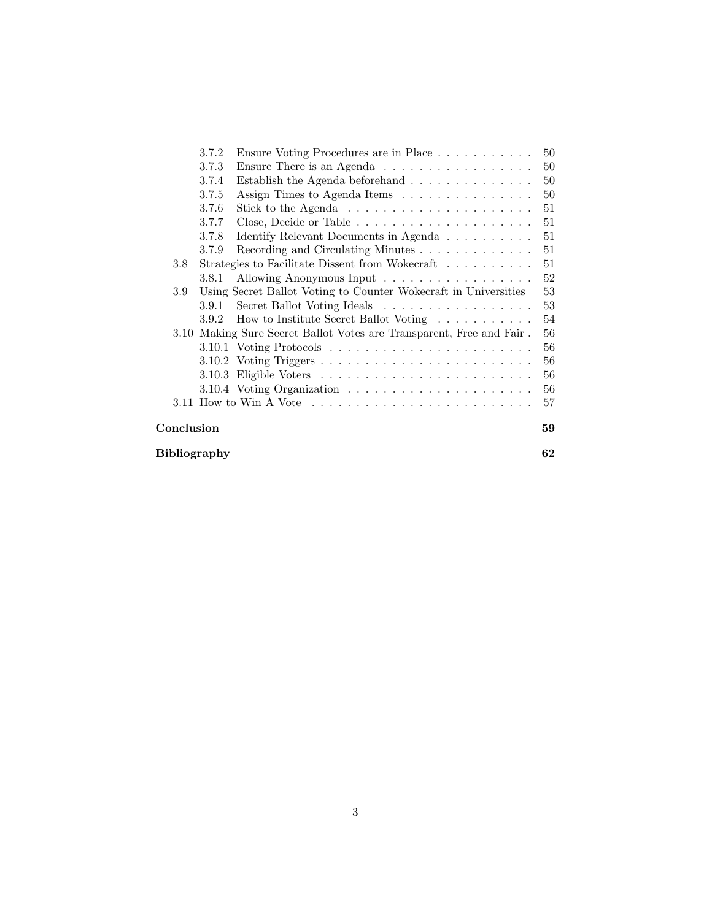- 3.7.2 Ensure Voting Procedures are in Place . . . . . . . . . . . 50
- 3.7.3 Ensure There is an Agenda . . . . . . . . . . . . . . . . . 50
- 3.7.4 Establish the Agenda beforehand . . . . . . . . . . . . . . 50
- 3.7.5 Assign Times to Agenda Items . . . . . . . . . . . . . . . 50
- 3.7.6 Stick to the Agenda . . . . . . . . . . . . . . . . . . . . 51
- 3.7.7 Close, Decide or Table . . . . . . . . . . . . . . . . . . . 51
- 3.7.8 Identify Relevant Documents in Agenda . . . . . . . . . . 51
- 3.7.9 Recording and Circulating Minutes . . . . . . . . . . . . . 51
- 3.8 Strategies to Facilitate Dissent from Wokecraft . . . . . . . . . . 51
  - 3.8.1 Allowing Anonymous Input . . . . . . . . . . . . . . . . . 52
- 3.9 Using Secret Ballot Voting to Counter Wokecraft in Universities 53
  - 3.9.1 Secret Ballot Voting Ideals . . . . . . . . . . . . . . . . . 53
  - 3.9.2 How to Institute Secret Ballot Voting . . . . . . . . . . . 54
- 3.10 Making Sure Secret Ballot Votes are Transparent, Free and Fair . 56
  - 3.10.1 Voting Protocols . . . . . . . . . . . . . . . . . . . . . . . 56
  - 3.10.2 Voting Triggers . . . . . . . . . . . . . . . . . . . . . . . . 56
  - 3.10.3 Eligible Voters . . . . . . . . . . . . . . . . . . . . . . . . 56
  - 3.10.4 Voting Organization . . . . . . . . . . . . . . . . . . . . . 56
- 3.11 How to Win A Vote . . . . . . . . . . . . . . . . . . . . . . . . . 57

**Conclusion** **59**

**Bibliography** **62**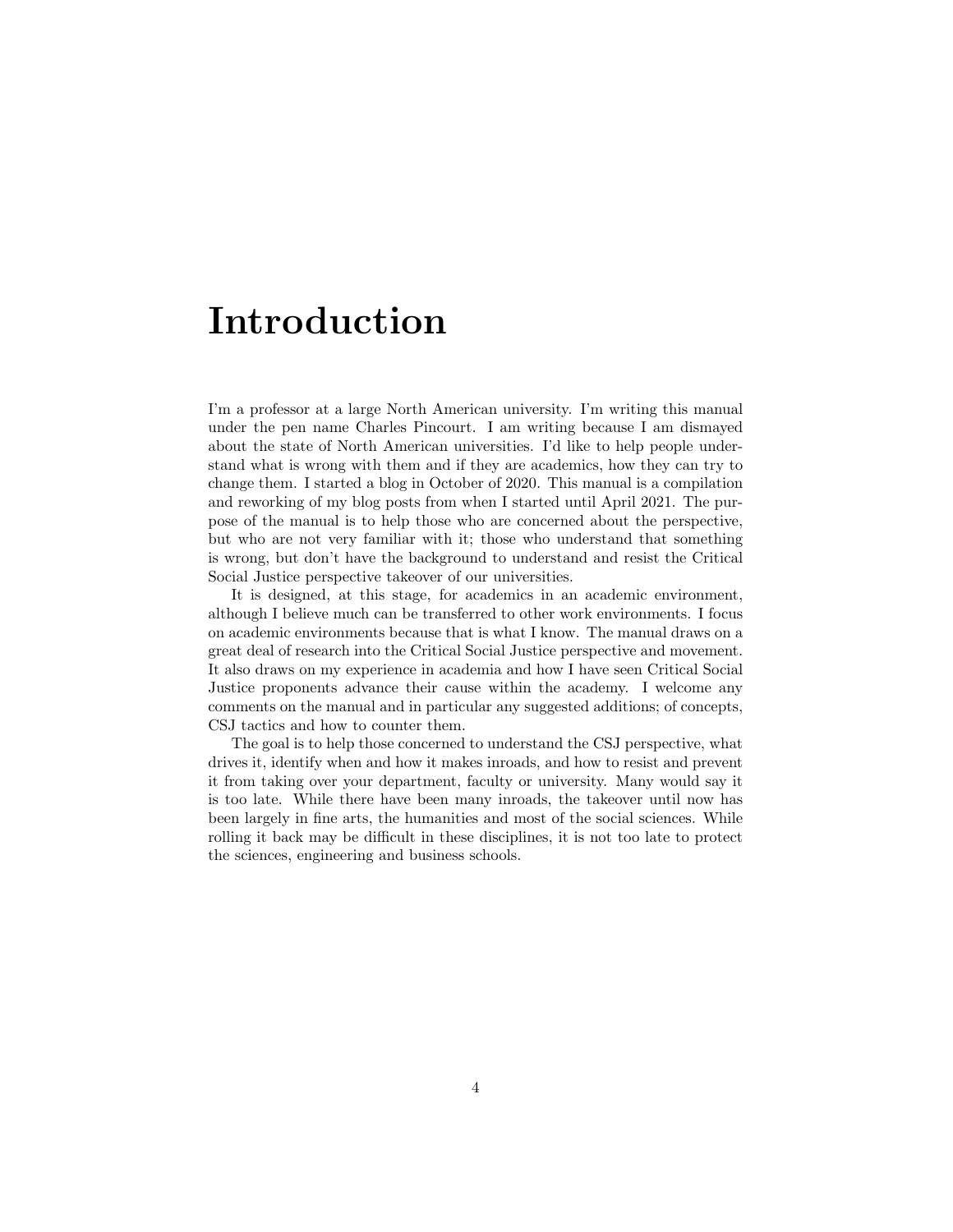# Introduction

I'm a professor at a large North American university. I'm writing this manual under the pen name Charles Pincourt. I am writing because I am dismayed about the state of North American universities. I'd like to help people understand what is wrong with them and if they are academics, how they can try to change them. I started a blog in October of 2020. This manual is a compilation and reworking of my blog posts from when I started until April 2021. The purpose of the manual is to help those who are concerned about the perspective, but who are not very familiar with it; those who understand that something is wrong, but don't have the background to understand and resist the Critical Social Justice perspective takeover of our universities.

It is designed, at this stage, for academics in an academic environment, although I believe much can be transferred to other work environments. I focus on academic environments because that is what I know. The manual draws on a great deal of research into the Critical Social Justice perspective and movement. It also draws on my experience in academia and how I have seen Critical Social Justice proponents advance their cause within the academy. I welcome any comments on the manual and in particular any suggested additions; of concepts, CSJ tactics and how to counter them.

The goal is to help those concerned to understand the CSJ perspective, what drives it, identify when and how it makes inroads, and how to resist and prevent it from taking over your department, faculty or university. Many would say it is too late. While there have been many inroads, the takeover until now has been largely in fine arts, the humanities and most of the social sciences. While rolling it back may be difficult in these disciplines, it is not too late to protect the sciences, engineering and business schools.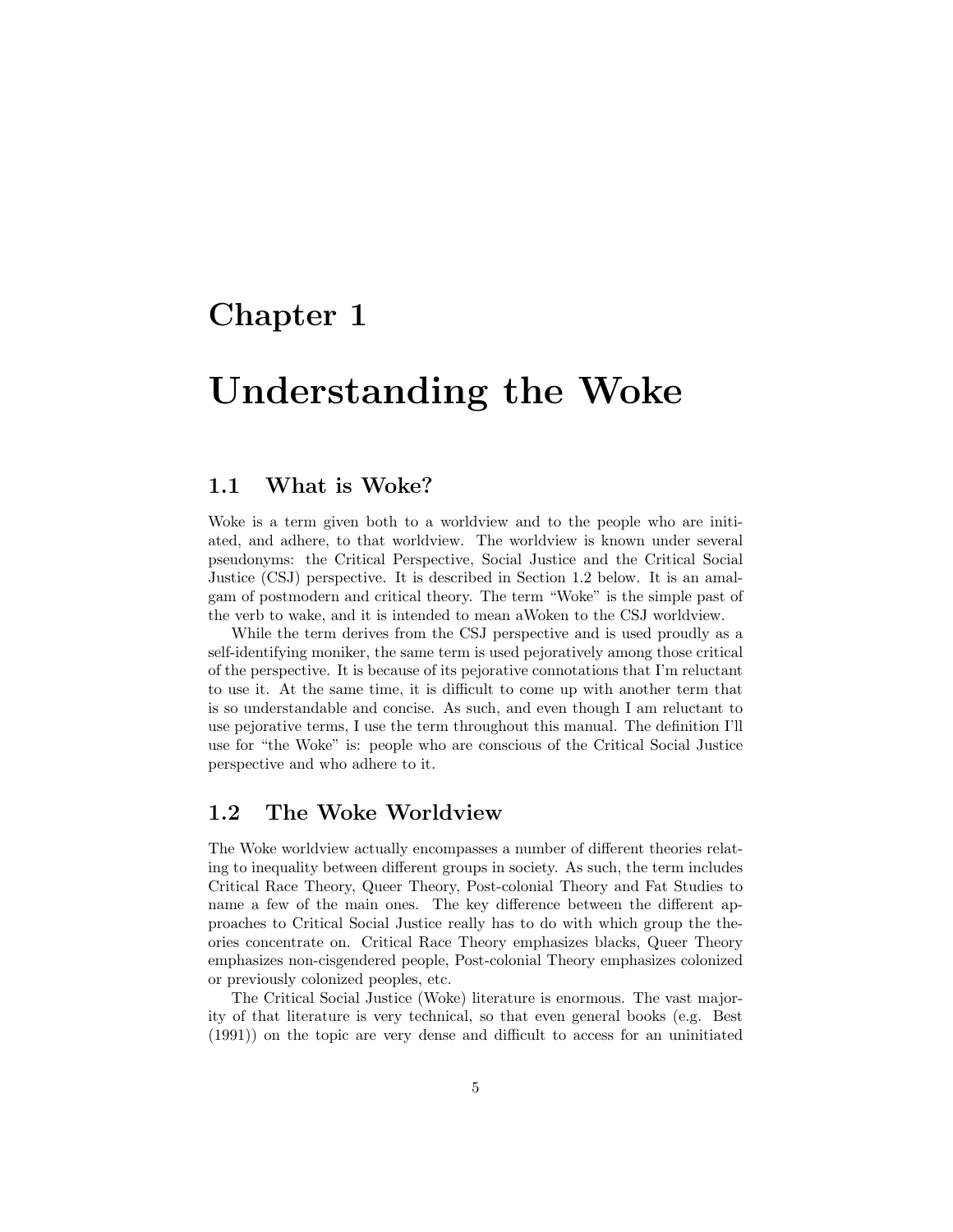# Chapter 1

# Understanding the Woke

## 1.1 What is Woke?

Woke is a term given both to a worldview and to the people who are initiated, and adhere, to that worldview. The worldview is known under several pseudonyms: the Critical Perspective, Social Justice and the Critical Social Justice (CSJ) perspective. It is described in Section 1.2 below. It is an amalgam of postmodern and critical theory. The term "Woke" is the simple past of the verb to wake, and it is intended to mean aWoken to the CSJ worldview.

While the term derives from the CSJ perspective and is used proudly as a self-identifying moniker, the same term is used pejoratively among those critical of the perspective. It is because of its pejorative connotations that I'm reluctant to use it. At the same time, it is difficult to come up with another term that is so understandable and concise. As such, and even though I am reluctant to use pejorative terms, I use the term throughout this manual. The definition I'll use for "the Woke" is: people who are conscious of the Critical Social Justice perspective and who adhere to it.

## 1.2 The Woke Worldview

The Woke worldview actually encompasses a number of different theories relating to inequality between different groups in society. As such, the term includes Critical Race Theory, Queer Theory, Post-colonial Theory and Fat Studies to name a few of the main ones. The key difference between the different approaches to Critical Social Justice really has to do with which group the theories concentrate on. Critical Race Theory emphasizes blacks, Queer Theory emphasizes non-cisgendered people, Post-colonial Theory emphasizes colonized or previously colonized peoples, etc.

The Critical Social Justice (Woke) literature is enormous. The vast majority of that literature is very technical, so that even general books (e.g. Best (1991)) on the topic are very dense and difficult to access for an uninitiated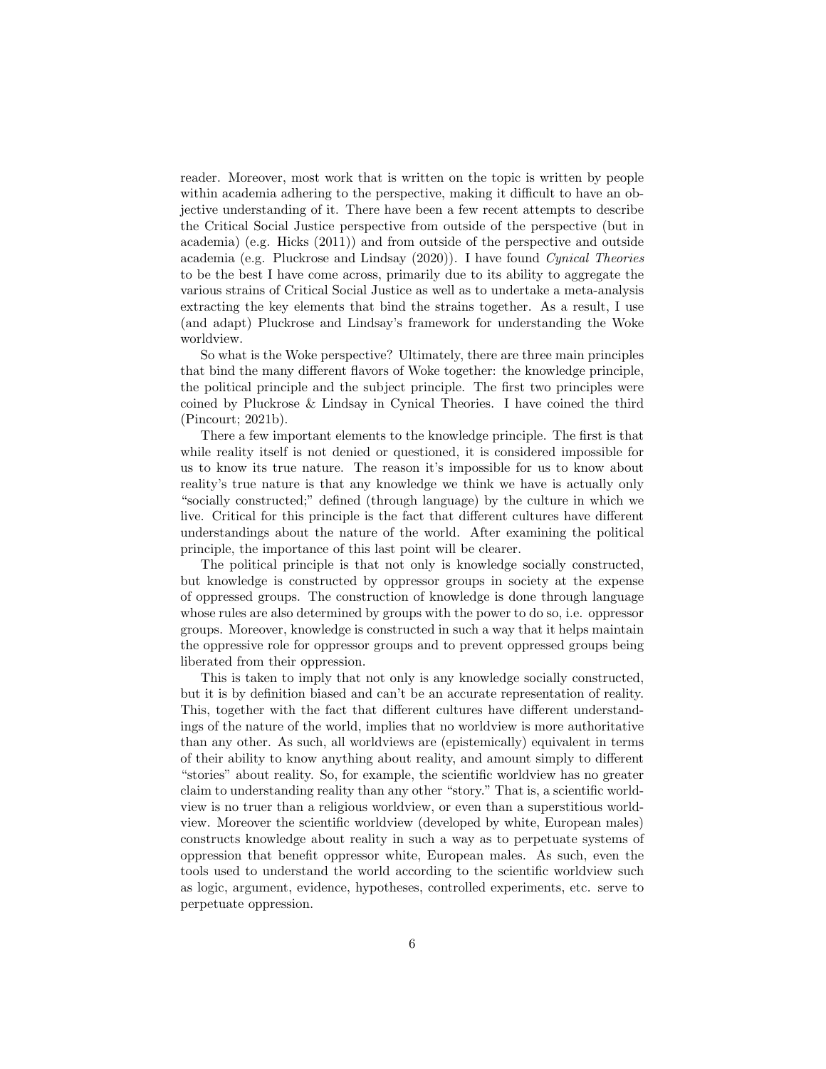reader. Moreover, most work that is written on the topic is written by people within academia adhering to the perspective, making it difficult to have an objective understanding of it. There have been a few recent attempts to describe the Critical Social Justice perspective from outside of the perspective (but in academia) (e.g. Hicks (2011)) and from outside of the perspective and outside academia (e.g. Pluckrose and Lindsay (2020)). I have found *Cynical Theories* to be the best I have come across, primarily due to its ability to aggregate the various strains of Critical Social Justice as well as to undertake a meta-analysis extracting the key elements that bind the strains together. As a result, I use (and adapt) Pluckrose and Lindsay's framework for understanding the Woke worldview.

So what is the Woke perspective? Ultimately, there are three main principles that bind the many different flavors of Woke together: the knowledge principle, the political principle and the subject principle. The first two principles were coined by Pluckrose & Lindsay in Cynical Theories. I have coined the third (Pincourt; 2021b).

There a few important elements to the knowledge principle. The first is that while reality itself is not denied or questioned, it is considered impossible for us to know its true nature. The reason it's impossible for us to know about reality's true nature is that any knowledge we think we have is actually only "socially constructed;" defined (through language) by the culture in which we live. Critical for this principle is the fact that different cultures have different understandings about the nature of the world. After examining the political principle, the importance of this last point will be clearer.

The political principle is that not only is knowledge socially constructed, but knowledge is constructed by oppressor groups in society at the expense of oppressed groups. The construction of knowledge is done through language whose rules are also determined by groups with the power to do so, i.e. oppressor groups. Moreover, knowledge is constructed in such a way that it helps maintain the oppressive role for oppressor groups and to prevent oppressed groups being liberated from their oppression.

This is taken to imply that not only is any knowledge socially constructed, but it is by definition biased and can't be an accurate representation of reality. This, together with the fact that different cultures have different understandings of the nature of the world, implies that no worldview is more authoritative than any other. As such, all worldviews are (epistemically) equivalent in terms of their ability to know anything about reality, and amount simply to different "stories" about reality. So, for example, the scientific worldview has no greater claim to understanding reality than any other "story." That is, a scientific worldview is no truer than a religious worldview, or even than a superstitious worldview. Moreover the scientific worldview (developed by white, European males) constructs knowledge about reality in such a way as to perpetuate systems of oppression that benefit oppressor white, European males. As such, even the tools used to understand the world according to the scientific worldview such as logic, argument, evidence, hypotheses, controlled experiments, etc. serve to perpetuate oppression.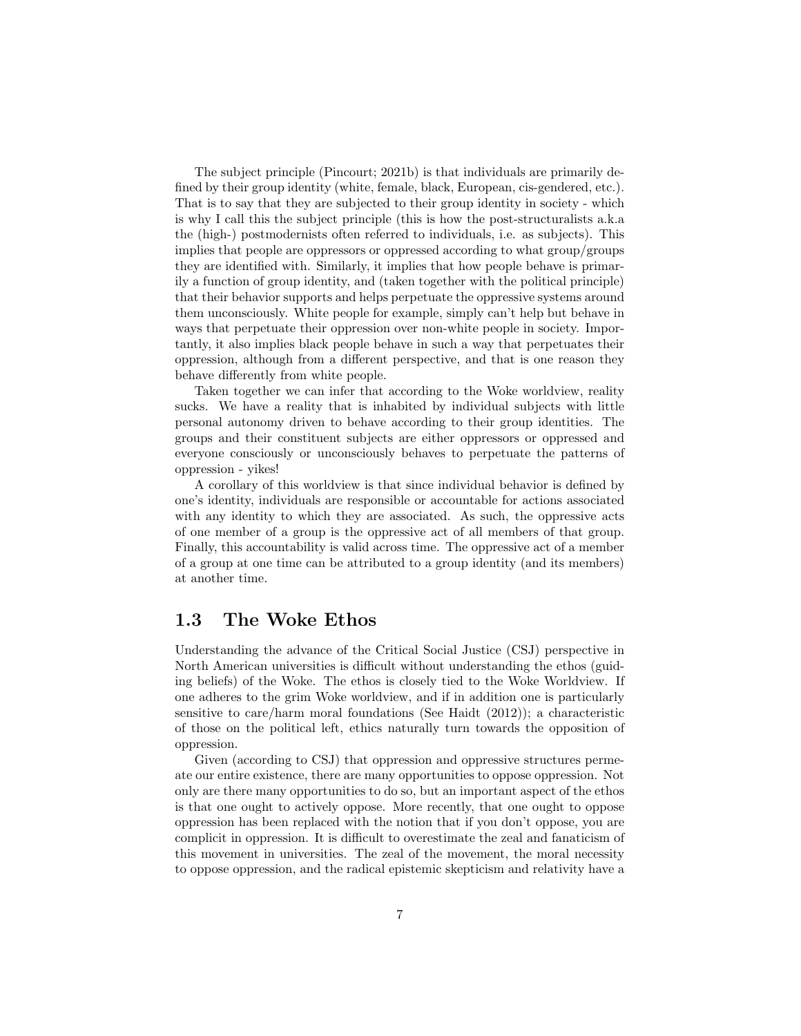The subject principle (Pincourt; 2021b) is that individuals are primarily defined by their group identity (white, female, black, European, cis-gendered, etc.). That is to say that they are subjected to their group identity in society - which is why I call this the subject principle (this is how the post-structuralists a.k.a the (high-) postmodernists often referred to individuals, i.e. as subjects). This implies that people are oppressors or oppressed according to what group/groups they are identified with. Similarly, it implies that how people behave is primarily a function of group identity, and (taken together with the political principle) that their behavior supports and helps perpetuate the oppressive systems around them unconsciously. White people for example, simply can't help but behave in ways that perpetuate their oppression over non-white people in society. Importantly, it also implies black people behave in such a way that perpetuates their oppression, although from a different perspective, and that is one reason they behave differently from white people.

Taken together we can infer that according to the Woke worldview, reality sucks. We have a reality that is inhabited by individual subjects with little personal autonomy driven to behave according to their group identities. The groups and their constituent subjects are either oppressors or oppressed and everyone consciously or unconsciously behaves to perpetuate the patterns of oppression - yikes!

A corollary of this worldview is that since individual behavior is defined by one's identity, individuals are responsible or accountable for actions associated with any identity to which they are associated. As such, the oppressive acts of one member of a group is the oppressive act of all members of that group. Finally, this accountability is valid across time. The oppressive act of a member of a group at one time can be attributed to a group identity (and its members) at another time.

## 1.3 The Woke Ethos

Understanding the advance of the Critical Social Justice (CSJ) perspective in North American universities is difficult without understanding the ethos (guiding beliefs) of the Woke. The ethos is closely tied to the Woke Worldview. If one adheres to the grim Woke worldview, and if in addition one is particularly sensitive to care/harm moral foundations (See Haidt (2012)); a characteristic of those on the political left, ethics naturally turn towards the opposition of oppression.

Given (according to CSJ) that oppression and oppressive structures permeate our entire existence, there are many opportunities to oppose oppression. Not only are there many opportunities to do so, but an important aspect of the ethos is that one ought to actively oppose. More recently, that one ought to oppose oppression has been replaced with the notion that if you don't oppose, you are complicit in oppression. It is difficult to overestimate the zeal and fanaticism of this movement in universities. The zeal of the movement, the moral necessity to oppose oppression, and the radical epistemic skepticism and relativity have a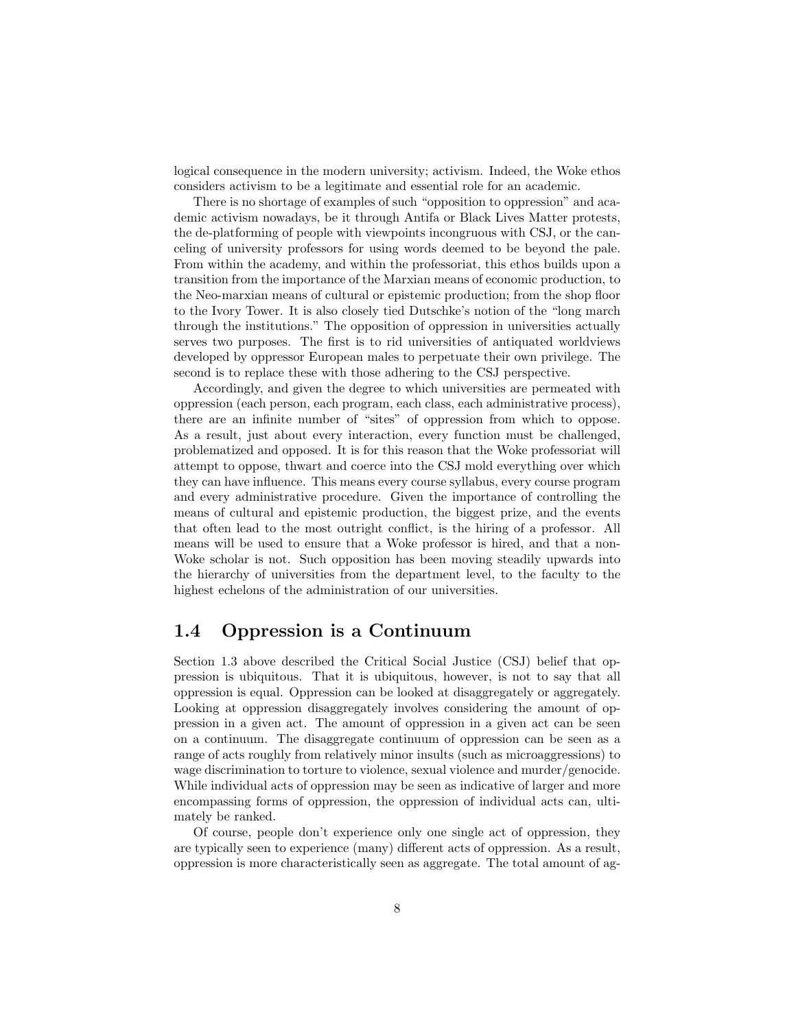logical consequence in the modern university; activism. Indeed, the Woke ethos considers activism to be a legitimate and essential role for an academic.

There is no shortage of examples of such "opposition to oppression" and academic activism nowadays, be it through Antifa or Black Lives Matter protests, the de-platforming of people with viewpoints incongruous with CSJ, or the canceling of university professors for using words deemed to be beyond the pale. From within the academy, and within the professoriat, this ethos builds upon a transition from the importance of the Marxian means of economic production, to the Neo-marxian means of cultural or epistemic production; from the shop floor to the Ivory Tower. It is also closely tied Dutschke's notion of the "long march through the institutions." The opposition of oppression in universities actually serves two purposes. The first is to rid universities of antiquated worldviews developed by oppressor European males to perpetuate their own privilege. The second is to replace these with those adhering to the CSJ perspective.

Accordingly, and given the degree to which universities are permeated with oppression (each person, each program, each class, each administrative process), there are an infinite number of "sites" of oppression from which to oppose. As a result, just about every interaction, every function must be challenged, problematized and opposed. It is for this reason that the Woke professoriat will attempt to oppose, thwart and coerce into the CSJ mold everything over which they can have influence. This means every course syllabus, every course program and every administrative procedure. Given the importance of controlling the means of cultural and epistemic production, the biggest prize, and the events that often lead to the most outright conflict, is the hiring of a professor. All means will be used to ensure that a Woke professor is hired, and that a non-Woke scholar is not. Such opposition has been moving steadily upwards into the hierarchy of universities from the department level, to the faculty to the highest echelons of the administration of our universities.

## 1.4 Oppression is a Continuum

Section 1.3 above described the Critical Social Justice (CSJ) belief that oppression is ubiquitous. That it is ubiquitous, however, is not to say that all oppression is equal. Oppression can be looked at disaggregately or aggregately. Looking at oppression disaggregately involves considering the amount of oppression in a given act. The amount of oppression in a given act can be seen on a continuum. The disaggregate continuum of oppression can be seen as a range of acts roughly from relatively minor insults (such as microaggressions) to wage discrimination to torture to violence, sexual violence and murder/genocide. While individual acts of oppression may be seen as indicative of larger and more encompassing forms of oppression, the oppression of individual acts can, ultimately be ranked.

Of course, people don't experience only one single act of oppression, they are typically seen to experience (many) different acts of oppression. As a result, oppression is more characteristically seen as aggregate. The total amount of ag-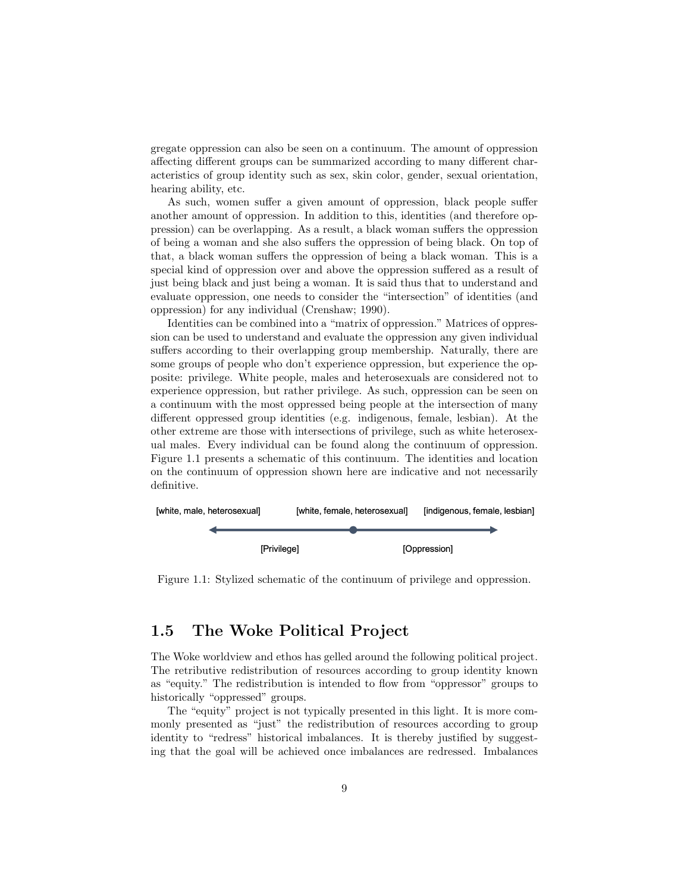gregate oppression can also be seen on a continuum. The amount of oppression affecting different groups can be summarized according to many different characteristics of group identity such as sex, skin color, gender, sexual orientation, hearing ability, etc.

As such, women suffer a given amount of oppression, black people suffer another amount of oppression. In addition to this, identities (and therefore oppression) can be overlapping. As a result, a black woman suffers the oppression of being a woman and she also suffers the oppression of being black. On top of that, a black woman suffers the oppression of being a black woman. This is a special kind of oppression over and above the oppression suffered as a result of just being black and just being a woman. It is said thus that to understand and evaluate oppression, one needs to consider the "intersection" of identities (and oppression) for any individual (Crenshaw; 1990).

Identities can be combined into a "matrix of oppression." Matrices of oppression can be used to understand and evaluate the oppression any given individual suffers according to their overlapping group membership. Naturally, there are some groups of people who don't experience oppression, but experience the opposite: privilege. White people, males and heterosexuals are considered not to experience oppression, but rather privilege. As such, oppression can be seen on a continuum with the most oppressed being people at the intersection of many different oppressed group identities (e.g. indigenous, female, lesbian). At the other extreme are those with intersections of privilege, such as white heterosexual males. Every individual can be found along the continuum of oppression. Figure 1.1 presents a schematic of this continuum. The identities and location on the continuum of oppression shown here are indicative and not necessarily definitive.

[white, male, heterosexual] [white, female, heterosexual] [indigenous, female, lesbian]

[Privilege] [Oppression]

Figure 1.1: Stylized schematic of the continuum of privilege and oppression.

## 1.5 The Woke Political Project

The Woke worldview and ethos has gelled around the following political project. The retributive redistribution of resources according to group identity known as "equity." The redistribution is intended to flow from "oppressor" groups to historically "oppressed" groups.

The "equity" project is not typically presented in this light. It is more commonly presented as "just" the redistribution of resources according to group identity to "redress" historical imbalances. It is thereby justified by suggesting that the goal will be achieved once imbalances are redressed. Imbalances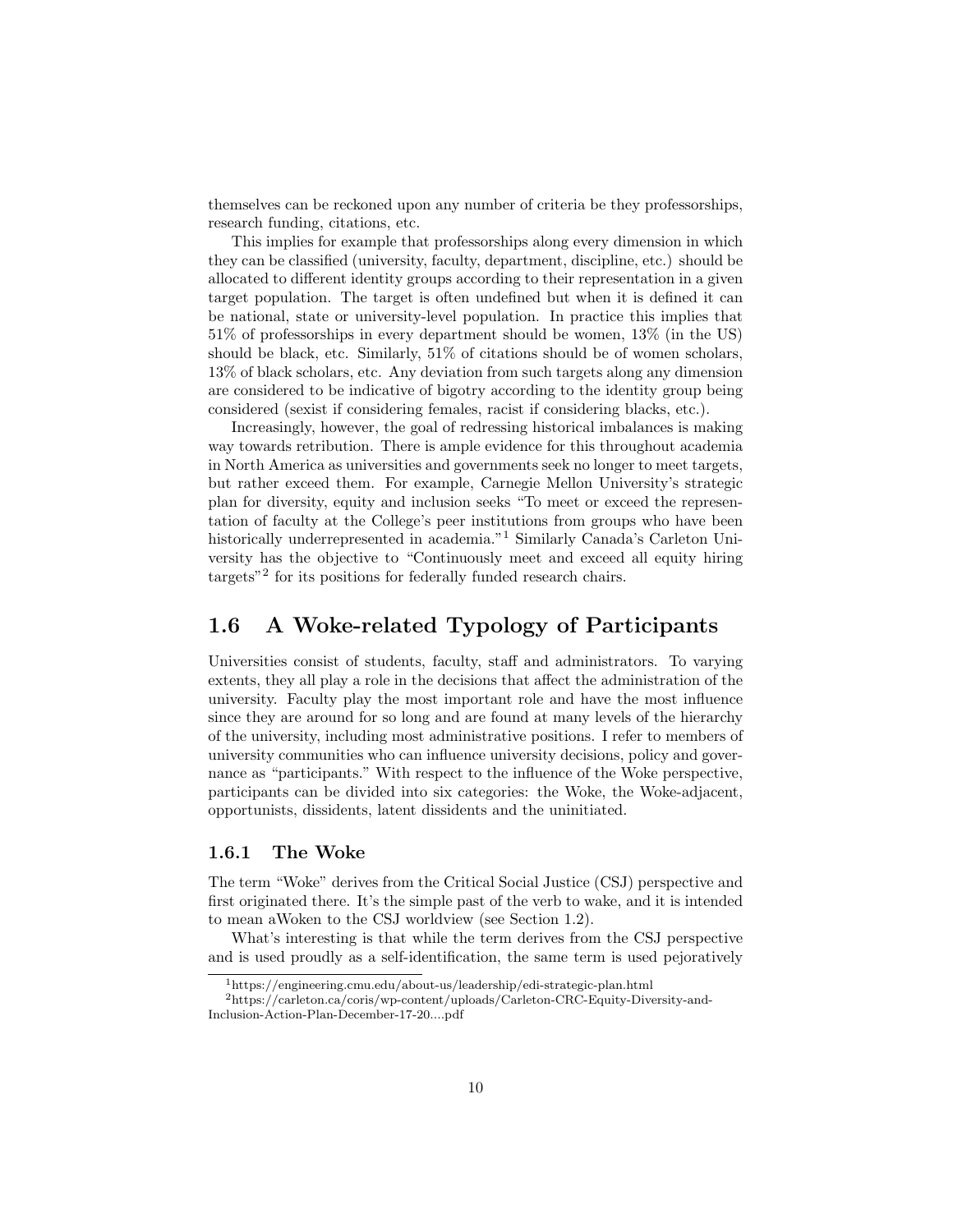themselves can be reckoned upon any number of criteria be they professorships, research funding, citations, etc.

This implies for example that professorships along every dimension in which they can be classified (university, faculty, department, discipline, etc.) should be allocated to different identity groups according to their representation in a given target population. The target is often undefined but when it is defined it can be national, state or university-level population. In practice this implies that 51% of professorships in every department should be women, 13% (in the US) should be black, etc. Similarly, 51% of citations should be of women scholars, 13% of black scholars, etc. Any deviation from such targets along any dimension are considered to be indicative of bigotry according to the identity group being considered (sexist if considering females, racist if considering blacks, etc.).

Increasingly, however, the goal of redressing historical imbalances is making way towards retribution. There is ample evidence for this throughout academia in North America as universities and governments seek no longer to meet targets, but rather exceed them. For example, Carnegie Mellon University's strategic plan for diversity, equity and inclusion seeks "To meet or exceed the representation of faculty at the College's peer institutions from groups who have been historically underrepresented in academia."[1] Similarly Canada's Carleton University has the objective to "Continuously meet and exceed all equity hiring targets"[2] for its positions for federally funded research chairs.

## 1.6 A Woke-related Typology of Participants

Universities consist of students, faculty, staff and administrators. To varying extents, they all play a role in the decisions that affect the administration of the university. Faculty play the most important role and have the most influence since they are around for so long and are found at many levels of the hierarchy of the university, including most administrative positions. I refer to members of university communities who can influence university decisions, policy and governance as "participants." With respect to the influence of the Woke perspective, participants can be divided into six categories: the Woke, the Woke-adjacent, opportunists, dissidents, latent dissidents and the uninitiated.

### 1.6.1 The Woke

The term "Woke" derives from the Critical Social Justice (CSJ) perspective and first originated there. It's the simple past of the verb to wake, and it is intended to mean aWoken to the CSJ worldview (see Section 1.2).

What's interesting is that while the term derives from the CSJ perspective and is used proudly as a self-identification, the same term is used pejoratively

[1] https://engineering.cmu.edu/about-us/leadership/edi-strategic-plan.html

[2] https://carleton.ca/coris/wp-content/uploads/Carleton-CRC-Equity-Diversity-and-Inclusion-Action-Plan-December-17-20....pdf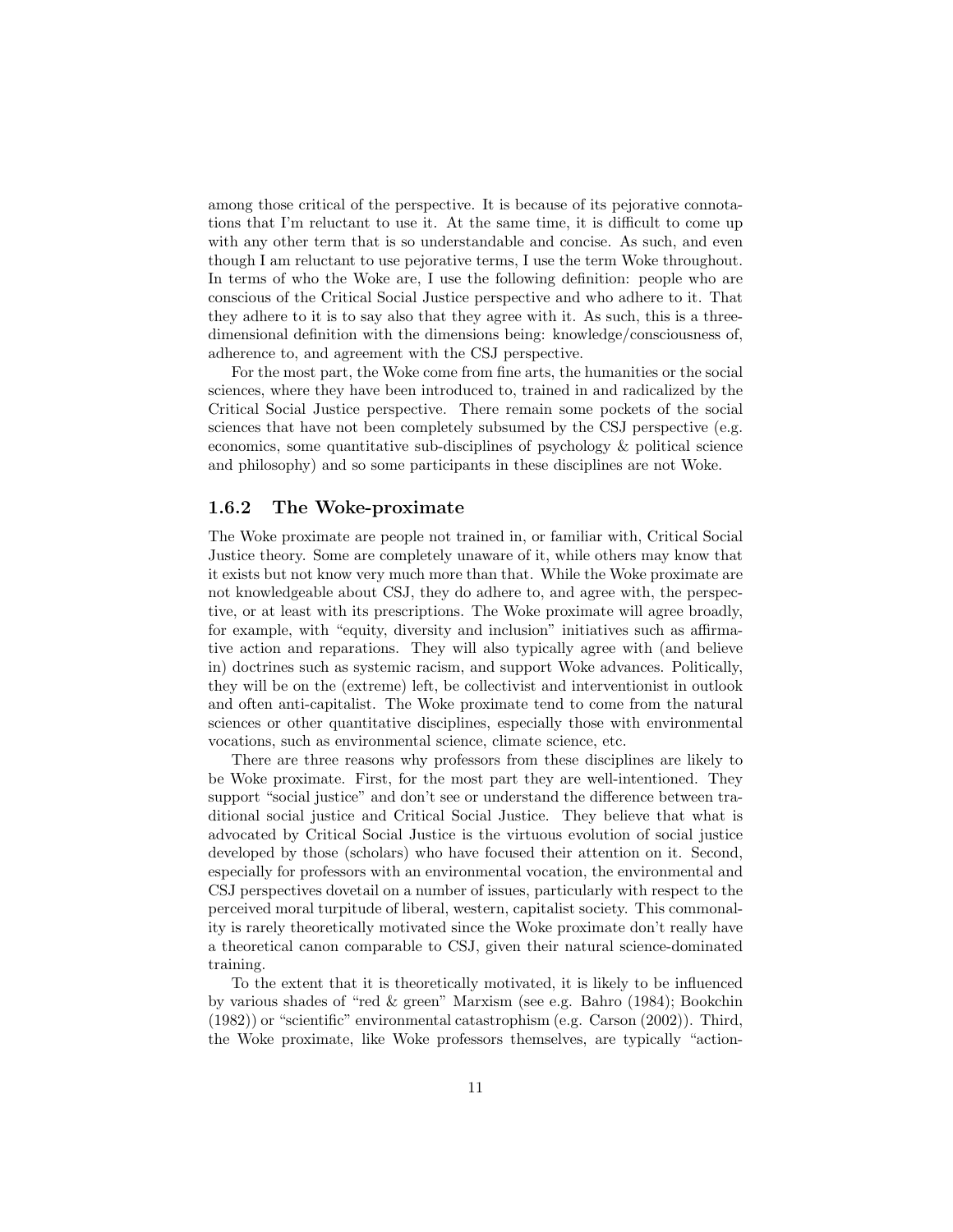among those critical of the perspective. It is because of its pejorative connotations that I'm reluctant to use it. At the same time, it is difficult to come up with any other term that is so understandable and concise. As such, and even though I am reluctant to use pejorative terms, I use the term Woke throughout. In terms of who the Woke are, I use the following definition: people who are conscious of the Critical Social Justice perspective and who adhere to it. That they adhere to it is to say also that they agree with it. As such, this is a three-dimensional definition with the dimensions being: knowledge/consciousness of, adherence to, and agreement with the CSJ perspective.

For the most part, the Woke come from fine arts, the humanities or the social sciences, where they have been introduced to, trained in and radicalized by the Critical Social Justice perspective. There remain some pockets of the social sciences that have not been completely subsumed by the CSJ perspective (e.g. economics, some quantitative sub-disciplines of psychology & political science and philosophy) and so some participants in these disciplines are not Woke.

### 1.6.2 The Woke-proximate

The Woke proximate are people not trained in, or familiar with, Critical Social Justice theory. Some are completely unaware of it, while others may know that it exists but not know very much more than that. While the Woke proximate are not knowledgeable about CSJ, they do adhere to, and agree with, the perspective, or at least with its prescriptions. The Woke proximate will agree broadly, for example, with "equity, diversity and inclusion" initiatives such as affirmative action and reparations. They will also typically agree with (and believe in) doctrines such as systemic racism, and support Woke advances. Politically, they will be on the (extreme) left, be collectivist and interventionist in outlook and often anti-capitalist. The Woke proximate tend to come from the natural sciences or other quantitative disciplines, especially those with environmental vocations, such as environmental science, climate science, etc.

There are three reasons why professors from these disciplines are likely to be Woke proximate. First, for the most part they are well-intentioned. They support "social justice" and don't see or understand the difference between traditional social justice and Critical Social Justice. They believe that what is advocated by Critical Social Justice is the virtuous evolution of social justice developed by those (scholars) who have focused their attention on it. Second, especially for professors with an environmental vocation, the environmental and CSJ perspectives dovetail on a number of issues, particularly with respect to the perceived moral turpitude of liberal, western, capitalist society. This commonality is rarely theoretically motivated since the Woke proximate don't really have a theoretical canon comparable to CSJ, given their natural science-dominated training.

To the extent that it is theoretically motivated, it is likely to be influenced by various shades of "red & green" Marxism (see e.g. Bahro (1984); Bookchin (1982)) or "scientific" environmental catastrophism (e.g. Carson (2002)). Third, the Woke proximate, like Woke professors themselves, are typically "action-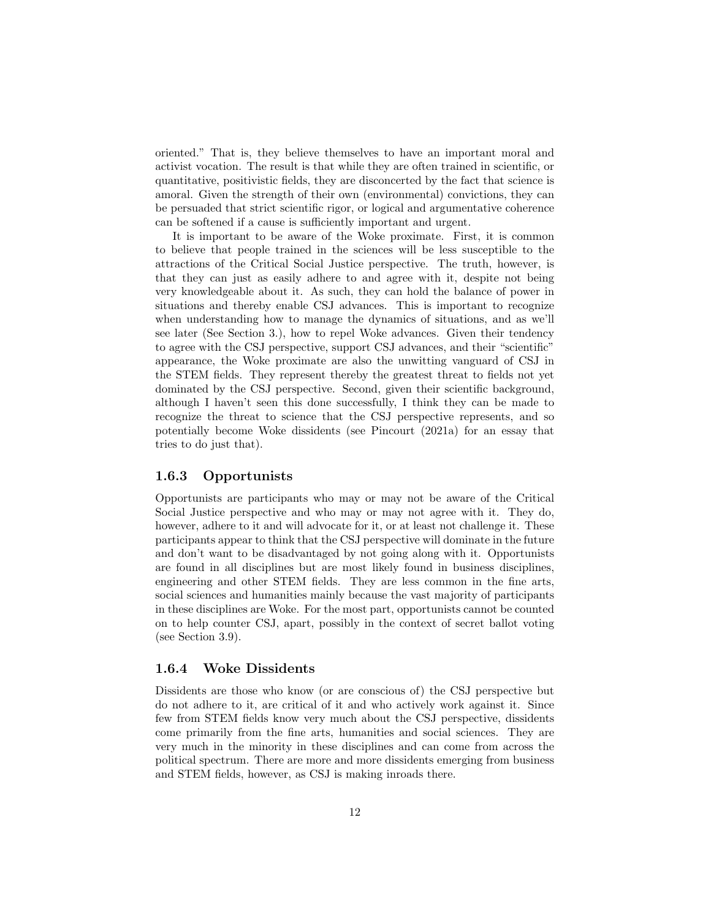oriented." That is, they believe themselves to have an important moral and activist vocation. The result is that while they are often trained in scientific, or quantitative, positivistic fields, they are disconcerted by the fact that science is amoral. Given the strength of their own (environmental) convictions, they can be persuaded that strict scientific rigor, or logical and argumentative coherence can be softened if a cause is sufficiently important and urgent.

It is important to be aware of the Woke proximate. First, it is common to believe that people trained in the sciences will be less susceptible to the attractions of the Critical Social Justice perspective. The truth, however, is that they can just as easily adhere to and agree with it, despite not being very knowledgeable about it. As such, they can hold the balance of power in situations and thereby enable CSJ advances. This is important to recognize when understanding how to manage the dynamics of situations, and as we'll see later (See Section 3.), how to repel Woke advances. Given their tendency to agree with the CSJ perspective, support CSJ advances, and their "scientific" appearance, the Woke proximate are also the unwitting vanguard of CSJ in the STEM fields. They represent thereby the greatest threat to fields not yet dominated by the CSJ perspective. Second, given their scientific background, although I haven't seen this done successfully, I think they can be made to recognize the threat to science that the CSJ perspective represents, and so potentially become Woke dissidents (see Pincourt (2021a) for an essay that tries to do just that).

### 1.6.3 Opportunists

Opportunists are participants who may or may not be aware of the Critical Social Justice perspective and who may or may not agree with it. They do, however, adhere to it and will advocate for it, or at least not challenge it. These participants appear to think that the CSJ perspective will dominate in the future and don't want to be disadvantaged by not going along with it. Opportunists are found in all disciplines but are most likely found in business disciplines, engineering and other STEM fields. They are less common in the fine arts, social sciences and humanities mainly because the vast majority of participants in these disciplines are Woke. For the most part, opportunists cannot be counted on to help counter CSJ, apart, possibly in the context of secret ballot voting (see Section 3.9).

### 1.6.4 Woke Dissidents

Dissidents are those who know (or are conscious of) the CSJ perspective but do not adhere to it, are critical of it and who actively work against it. Since few from STEM fields know very much about the CSJ perspective, dissidents come primarily from the fine arts, humanities and social sciences. They are very much in the minority in these disciplines and can come from across the political spectrum. There are more and more dissidents emerging from business and STEM fields, however, as CSJ is making inroads there.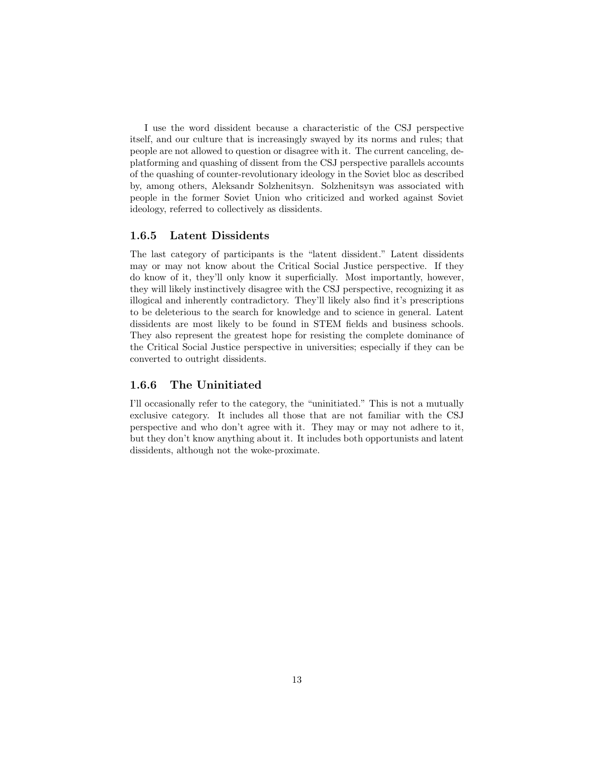I use the word dissident because a characteristic of the CSJ perspective itself, and our culture that is increasingly swayed by its norms and rules; that people are not allowed to question or disagree with it. The current canceling, deplatforming and quashing of dissent from the CSJ perspective parallels accounts of the quashing of counter-revolutionary ideology in the Soviet bloc as described by, among others, Aleksandr Solzhenitsyn. Solzhenitsyn was associated with people in the former Soviet Union who criticized and worked against Soviet ideology, referred to collectively as dissidents.

### 1.6.5 Latent Dissidents

The last category of participants is the "latent dissident." Latent dissidents may or may not know about the Critical Social Justice perspective. If they do know of it, they'll only know it superficially. Most importantly, however, they will likely instinctively disagree with the CSJ perspective, recognizing it as illogical and inherently contradictory. They'll likely also find it's prescriptions to be deleterious to the search for knowledge and to science in general. Latent dissidents are most likely to be found in STEM fields and business schools. They also represent the greatest hope for resisting the complete dominance of the Critical Social Justice perspective in universities; especially if they can be converted to outright dissidents.

### 1.6.6 The Uninitiated

I'll occasionally refer to the category, the "uninitiated." This is not a mutually exclusive category. It includes all those that are not familiar with the CSJ perspective and who don't agree with it. They may or may not adhere to it, but they don't know anything about it. It includes both opportunists and latent dissidents, although not the woke-proximate.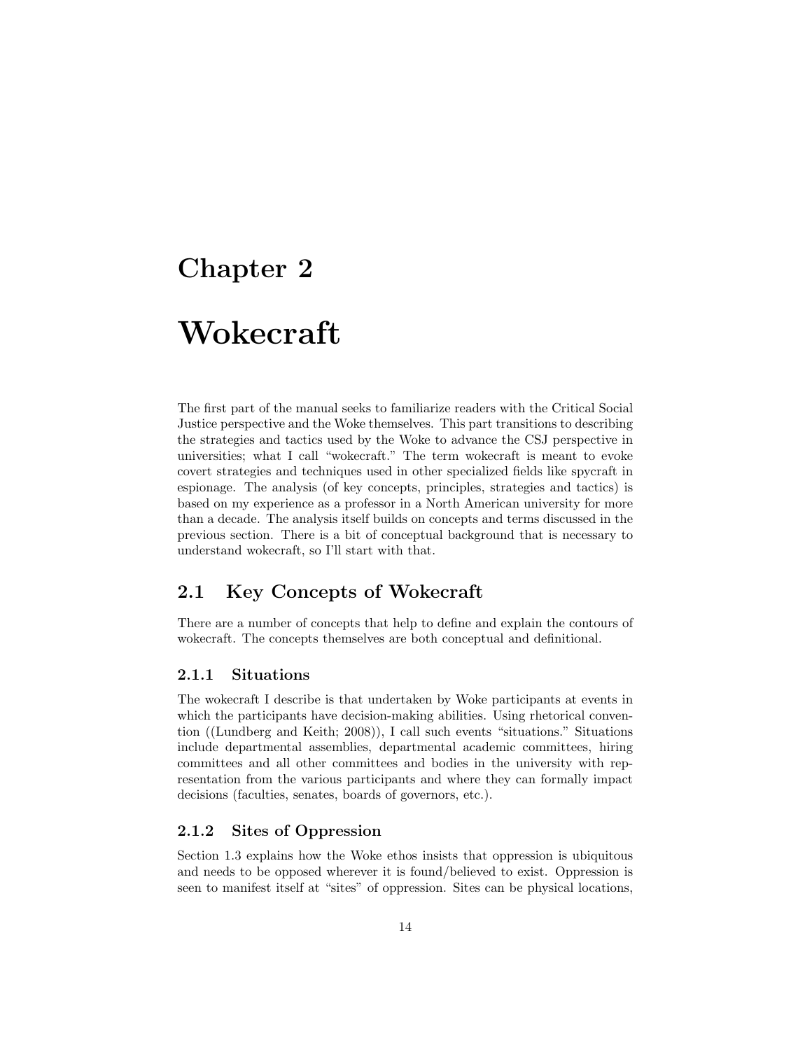# Chapter 2

# Wokecraft

The first part of the manual seeks to familiarize readers with the Critical Social Justice perspective and the Woke themselves. This part transitions to describing the strategies and tactics used by the Woke to advance the CSJ perspective in universities; what I call "wokecraft." The term wokecraft is meant to evoke covert strategies and techniques used in other specialized fields like spycraft in espionage. The analysis (of key concepts, principles, strategies and tactics) is based on my experience as a professor in a North American university for more than a decade. The analysis itself builds on concepts and terms discussed in the previous section. There is a bit of conceptual background that is necessary to understand wokecraft, so I'll start with that.

## 2.1 Key Concepts of Wokecraft

There are a number of concepts that help to define and explain the contours of wokecraft. The concepts themselves are both conceptual and definitional.

### 2.1.1 Situations

The wokecraft I describe is that undertaken by Woke participants at events in which the participants have decision-making abilities. Using rhetorical convention ((Lundberg and Keith; 2008)), I call such events "situations." Situations include departmental assemblies, departmental academic committees, hiring committees and all other committees and bodies in the university with representation from the various participants and where they can formally impact decisions (faculties, senates, boards of governors, etc.).

### 2.1.2 Sites of Oppression

Section 1.3 explains how the Woke ethos insists that oppression is ubiquitous and needs to be opposed wherever it is found/believed to exist. Oppression is seen to manifest itself at "sites" of oppression. Sites can be physical locations,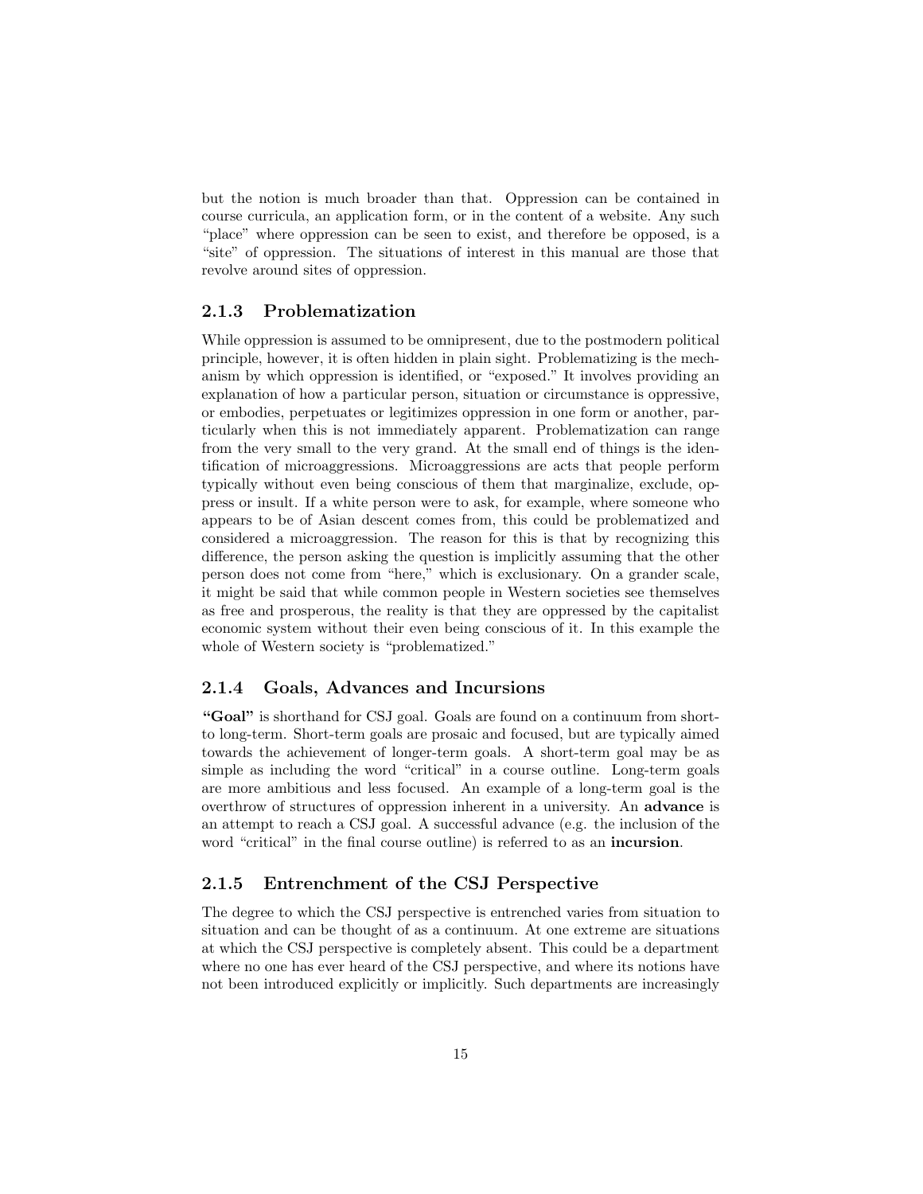but the notion is much broader than that. Oppression can be contained in course curricula, an application form, or in the content of a website. Any such "place" where oppression can be seen to exist, and therefore be opposed, is a "site" of oppression. The situations of interest in this manual are those that revolve around sites of oppression.

### 2.1.3 Problematization

While oppression is assumed to be omnipresent, due to the postmodern political principle, however, it is often hidden in plain sight. Problematizing is the mechanism by which oppression is identified, or "exposed." It involves providing an explanation of how a particular person, situation or circumstance is oppressive, or embodies, perpetuates or legitimizes oppression in one form or another, particularly when this is not immediately apparent. Problematization can range from the very small to the very grand. At the small end of things is the identification of microaggressions. Microaggressions are acts that people perform typically without even being conscious of them that marginalize, exclude, oppress or insult. If a white person were to ask, for example, where someone who appears to be of Asian descent comes from, this could be problematized and considered a microaggression. The reason for this is that by recognizing this difference, the person asking the question is implicitly assuming that the other person does not come from "here," which is exclusionary. On a grander scale, it might be said that while common people in Western societies see themselves as free and prosperous, the reality is that they are oppressed by the capitalist economic system without their even being conscious of it. In this example the whole of Western society is "problematized."

### 2.1.4 Goals, Advances and Incursions

**"Goal"** is shorthand for CSJ goal. Goals are found on a continuum from short- to long-term. Short-term goals are prosaic and focused, but are typically aimed towards the achievement of longer-term goals. A short-term goal may be as simple as including the word "critical" in a course outline. Long-term goals are more ambitious and less focused. An example of a long-term goal is the overthrow of structures of oppression inherent in a university. An **advance** is an attempt to reach a CSJ goal. A successful advance (e.g. the inclusion of the word "critical" in the final course outline) is referred to as an **incursion**.

### 2.1.5 Entrenchment of the CSJ Perspective

The degree to which the CSJ perspective is entrenched varies from situation to situation and can be thought of as a continuum. At one extreme are situations at which the CSJ perspective is completely absent. This could be a department where no one has ever heard of the CSJ perspective, and where its notions have not been introduced explicitly or implicitly. Such departments are increasingly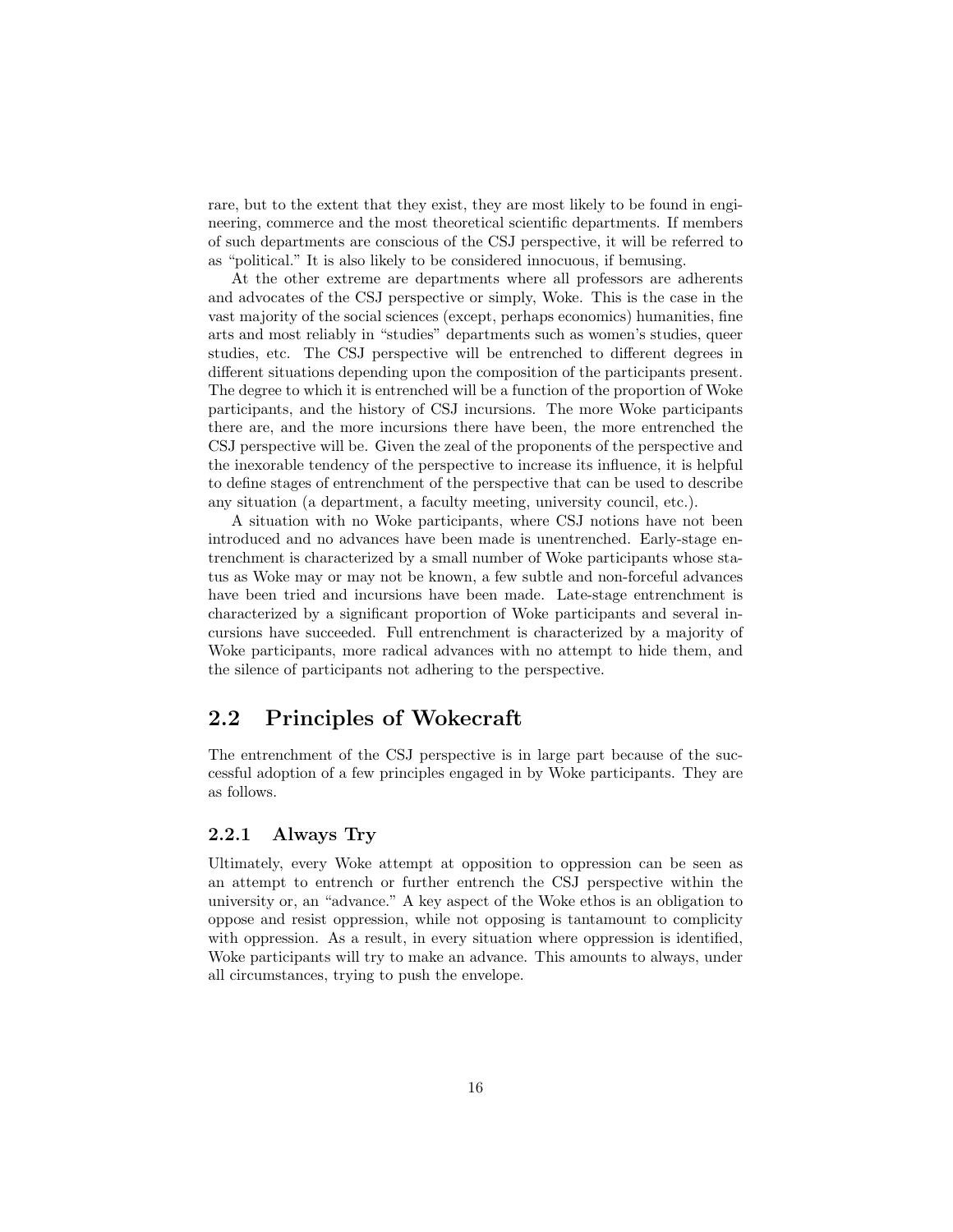rare, but to the extent that they exist, they are most likely to be found in engineering, commerce and the most theoretical scientific departments. If members of such departments are conscious of the CSJ perspective, it will be referred to as "political." It is also likely to be considered innocuous, if bemusing.

At the other extreme are departments where all professors are adherents and advocates of the CSJ perspective or simply, Woke. This is the case in the vast majority of the social sciences (except, perhaps economics) humanities, fine arts and most reliably in "studies" departments such as women's studies, queer studies, etc. The CSJ perspective will be entrenched to different degrees in different situations depending upon the composition of the participants present. The degree to which it is entrenched will be a function of the proportion of Woke participants, and the history of CSJ incursions. The more Woke participants there are, and the more incursions there have been, the more entrenched the CSJ perspective will be. Given the zeal of the proponents of the perspective and the inexorable tendency of the perspective to increase its influence, it is helpful to define stages of entrenchment of the perspective that can be used to describe any situation (a department, a faculty meeting, university council, etc.).

A situation with no Woke participants, where CSJ notions have not been introduced and no advances have been made is unentrenched. Early-stage entrenchment is characterized by a small number of Woke participants whose status as Woke may or may not be known, a few subtle and non-forceful advances have been tried and incursions have been made. Late-stage entrenchment is characterized by a significant proportion of Woke participants and several incursions have succeeded. Full entrenchment is characterized by a majority of Woke participants, more radical advances with no attempt to hide them, and the silence of participants not adhering to the perspective.

## 2.2 Principles of Wokecraft

The entrenchment of the CSJ perspective is in large part because of the successful adoption of a few principles engaged in by Woke participants. They are as follows.

### 2.2.1 Always Try

Ultimately, every Woke attempt at opposition to oppression can be seen as an attempt to entrench or further entrench the CSJ perspective within the university or, an "advance." A key aspect of the Woke ethos is an obligation to oppose and resist oppression, while not opposing is tantamount to complicity with oppression. As a result, in every situation where oppression is identified, Woke participants will try to make an advance. This amounts to always, under all circumstances, trying to push the envelope.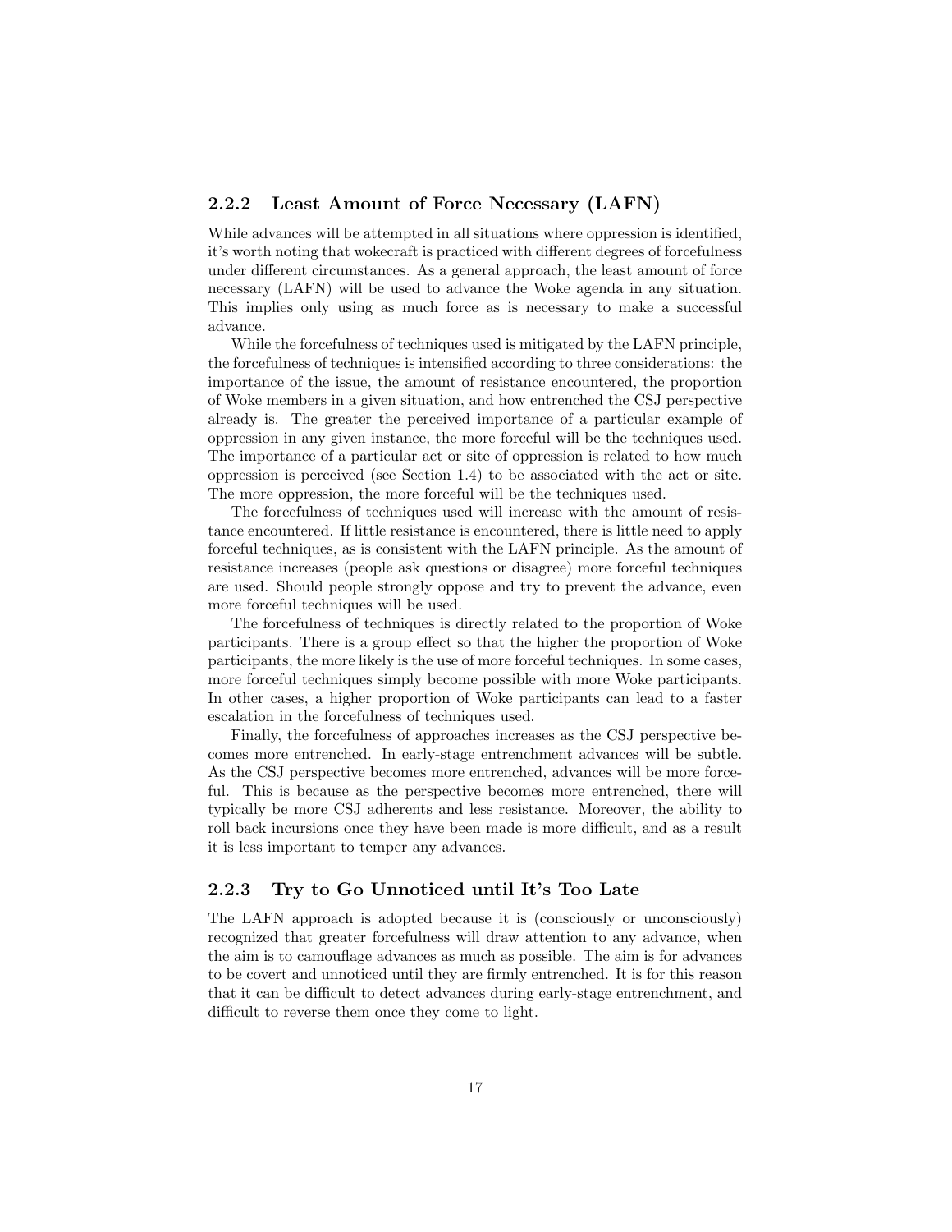### 2.2.2 Least Amount of Force Necessary (LAFN)

While advances will be attempted in all situations where oppression is identified, it's worth noting that wokecraft is practiced with different degrees of forcefulness under different circumstances. As a general approach, the least amount of force necessary (LAFN) will be used to advance the Woke agenda in any situation. This implies only using as much force as is necessary to make a successful advance.

While the forcefulness of techniques used is mitigated by the LAFN principle, the forcefulness of techniques is intensified according to three considerations: the importance of the issue, the amount of resistance encountered, the proportion of Woke members in a given situation, and how entrenched the CSJ perspective already is. The greater the perceived importance of a particular example of oppression in any given instance, the more forceful will be the techniques used. The importance of a particular act or site of oppression is related to how much oppression is perceived (see Section 1.4) to be associated with the act or site. The more oppression, the more forceful will be the techniques used.

The forcefulness of techniques used will increase with the amount of resistance encountered. If little resistance is encountered, there is little need to apply forceful techniques, as is consistent with the LAFN principle. As the amount of resistance increases (people ask questions or disagree) more forceful techniques are used. Should people strongly oppose and try to prevent the advance, even more forceful techniques will be used.

The forcefulness of techniques is directly related to the proportion of Woke participants. There is a group effect so that the higher the proportion of Woke participants, the more likely is the use of more forceful techniques. In some cases, more forceful techniques simply become possible with more Woke participants. In other cases, a higher proportion of Woke participants can lead to a faster escalation in the forcefulness of techniques used.

Finally, the forcefulness of approaches increases as the CSJ perspective becomes more entrenched. In early-stage entrenchment advances will be subtle. As the CSJ perspective becomes more entrenched, advances will be more forceful. This is because as the perspective becomes more entrenched, there will typically be more CSJ adherents and less resistance. Moreover, the ability to roll back incursions once they have been made is more difficult, and as a result it is less important to temper any advances.

### 2.2.3 Try to Go Unnoticed until It's Too Late

The LAFN approach is adopted because it is (consciously or unconsciously) recognized that greater forcefulness will draw attention to any advance, when the aim is to camouflage advances as much as possible. The aim is for advances to be covert and unnoticed until they are firmly entrenched. It is for this reason that it can be difficult to detect advances during early-stage entrenchment, and difficult to reverse them once they come to light.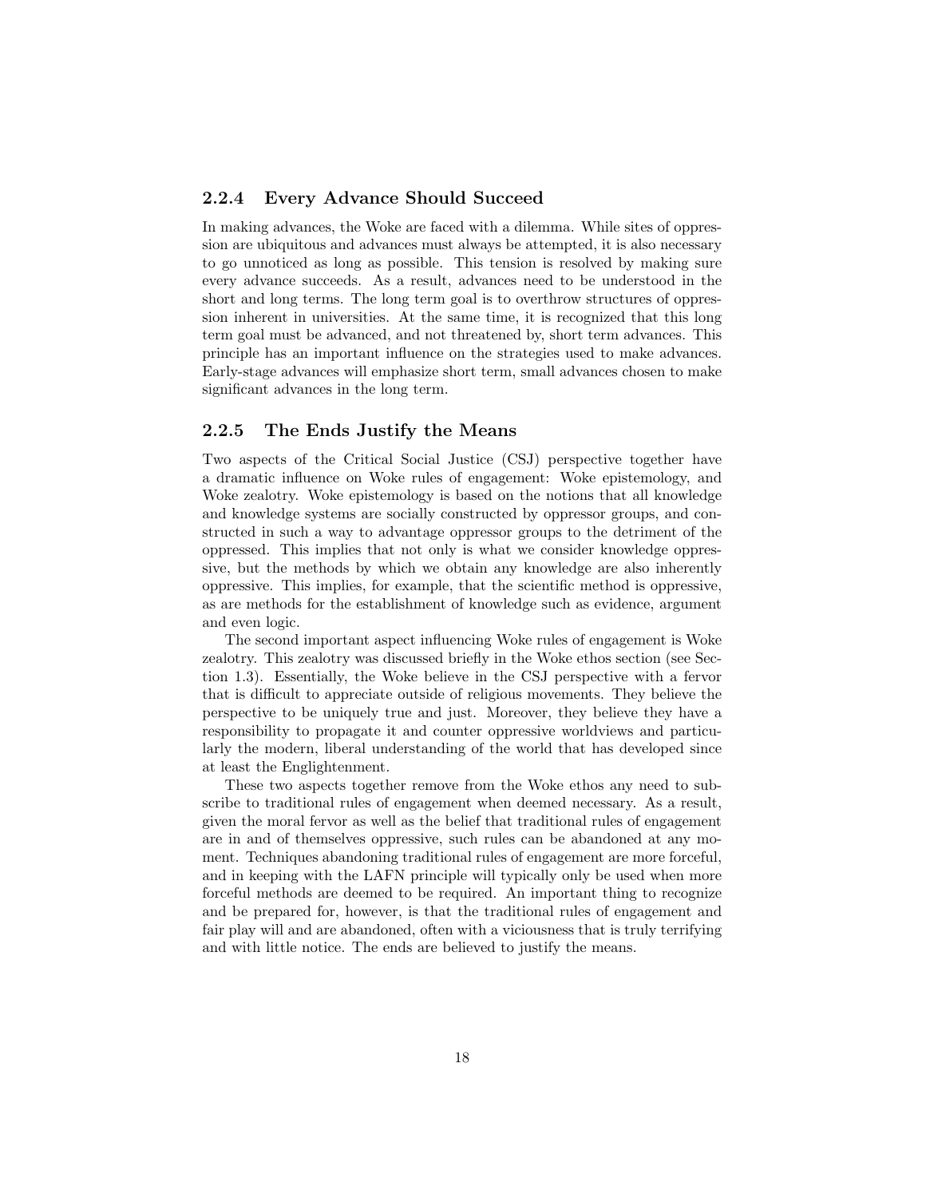### 2.2.4 Every Advance Should Succeed

In making advances, the Woke are faced with a dilemma. While sites of oppression are ubiquitous and advances must always be attempted, it is also necessary to go unnoticed as long as possible. This tension is resolved by making sure every advance succeeds. As a result, advances need to be understood in the short and long terms. The long term goal is to overthrow structures of oppression inherent in universities. At the same time, it is recognized that this long term goal must be advanced, and not threatened by, short term advances. This principle has an important influence on the strategies used to make advances. Early-stage advances will emphasize short term, small advances chosen to make significant advances in the long term.

### 2.2.5 The Ends Justify the Means

Two aspects of the Critical Social Justice (CSJ) perspective together have a dramatic influence on Woke rules of engagement: Woke epistemology, and Woke zealotry. Woke epistemology is based on the notions that all knowledge and knowledge systems are socially constructed by oppressor groups, and constructed in such a way to advantage oppressor groups to the detriment of the oppressed. This implies that not only is what we consider knowledge oppressive, but the methods by which we obtain any knowledge are also inherently oppressive. This implies, for example, that the scientific method is oppressive, as are methods for the establishment of knowledge such as evidence, argument and even logic.

The second important aspect influencing Woke rules of engagement is Woke zealotry. This zealotry was discussed briefly in the Woke ethos section (see Section 1.3). Essentially, the Woke believe in the CSJ perspective with a fervor that is difficult to appreciate outside of religious movements. They believe the perspective to be uniquely true and just. Moreover, they believe they have a responsibility to propagate it and counter oppressive worldviews and particularly the modern, liberal understanding of the world that has developed since at least the Englightenment.

These two aspects together remove from the Woke ethos any need to subscribe to traditional rules of engagement when deemed necessary. As a result, given the moral fervor as well as the belief that traditional rules of engagement are in and of themselves oppressive, such rules can be abandoned at any moment. Techniques abandoning traditional rules of engagement are more forceful, and in keeping with the LAFN principle will typically only be used when more forceful methods are deemed to be required. An important thing to recognize and be prepared for, however, is that the traditional rules of engagement and fair play will and are abandoned, often with a viciousness that is truly terrifying and with little notice. The ends are believed to justify the means.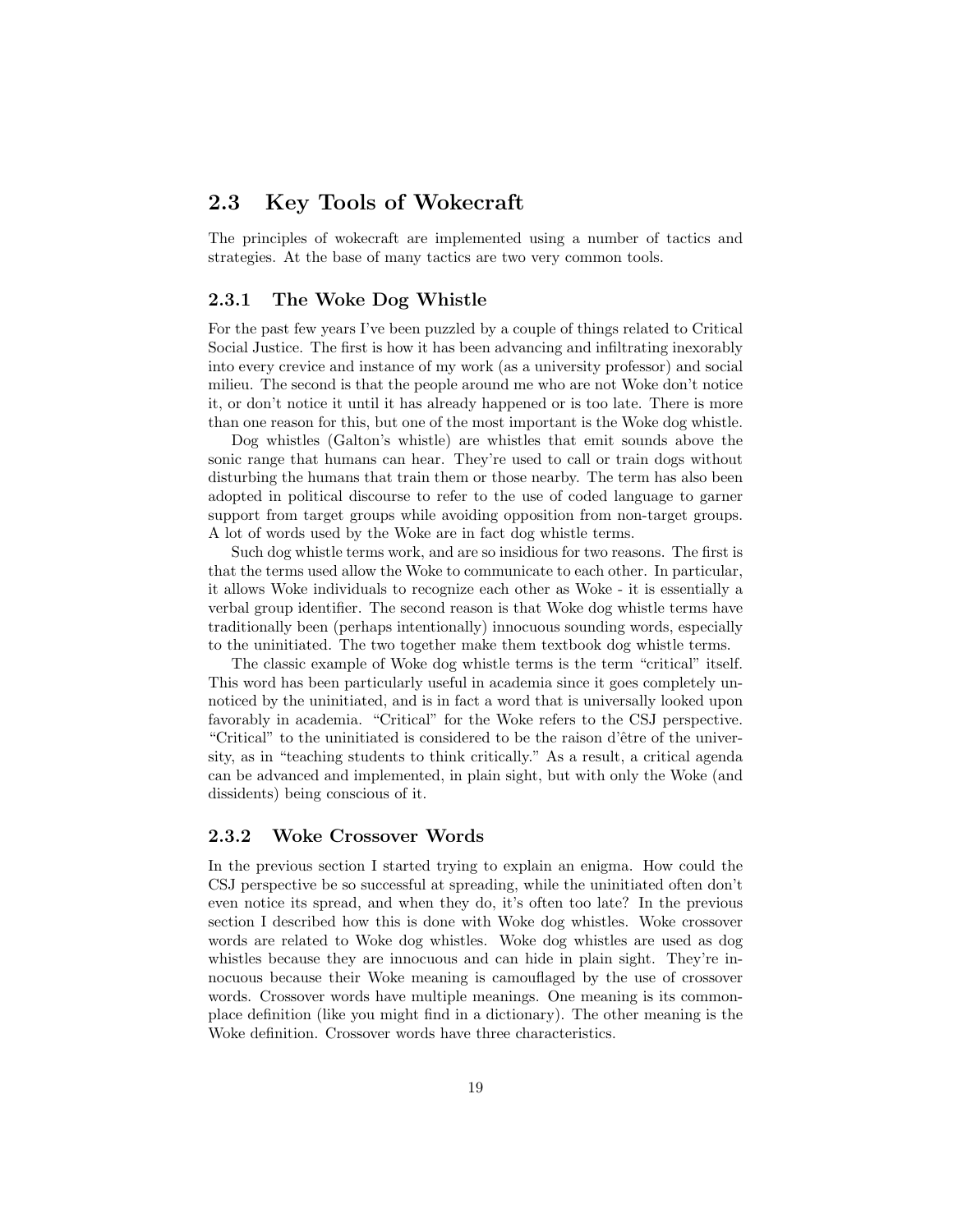## 2.3 Key Tools of Wokecraft

The principles of wokecraft are implemented using a number of tactics and strategies. At the base of many tactics are two very common tools.

### 2.3.1 The Woke Dog Whistle

For the past few years I've been puzzled by a couple of things related to Critical Social Justice. The first is how it has been advancing and infiltrating inexorably into every crevice and instance of my work (as a university professor) and social milieu. The second is that the people around me who are not Woke don't notice it, or don't notice it until it has already happened or is too late. There is more than one reason for this, but one of the most important is the Woke dog whistle.

Dog whistles (Galton's whistle) are whistles that emit sounds above the sonic range that humans can hear. They're used to call or train dogs without disturbing the humans that train them or those nearby. The term has also been adopted in political discourse to refer to the use of coded language to garner support from target groups while avoiding opposition from non-target groups. A lot of words used by the Woke are in fact dog whistle terms.

Such dog whistle terms work, and are so insidious for two reasons. The first is that the terms used allow the Woke to communicate to each other. In particular, it allows Woke individuals to recognize each other as Woke - it is essentially a verbal group identifier. The second reason is that Woke dog whistle terms have traditionally been (perhaps intentionally) innocuous sounding words, especially to the uninitiated. The two together make them textbook dog whistle terms.

The classic example of Woke dog whistle terms is the term "critical" itself. This word has been particularly useful in academia since it goes completely unnoticed by the uninitiated, and is in fact a word that is universally looked upon favorably in academia. "Critical" for the Woke refers to the CSJ perspective. "Critical" to the uninitiated is considered to be the raison d'être of the university, as in "teaching students to think critically." As a result, a critical agenda can be advanced and implemented, in plain sight, but with only the Woke (and dissidents) being conscious of it.

### 2.3.2 Woke Crossover Words

In the previous section I started trying to explain an enigma. How could the CSJ perspective be so successful at spreading, while the uninitiated often don't even notice its spread, and when they do, it's often too late? In the previous section I described how this is done with Woke dog whistles. Woke crossover words are related to Woke dog whistles. Woke dog whistles are used as dog whistles because they are innocuous and can hide in plain sight. They're innocuous because their Woke meaning is camouflaged by the use of crossover words. Crossover words have multiple meanings. One meaning is its commonplace definition (like you might find in a dictionary). The other meaning is the Woke definition. Crossover words have three characteristics.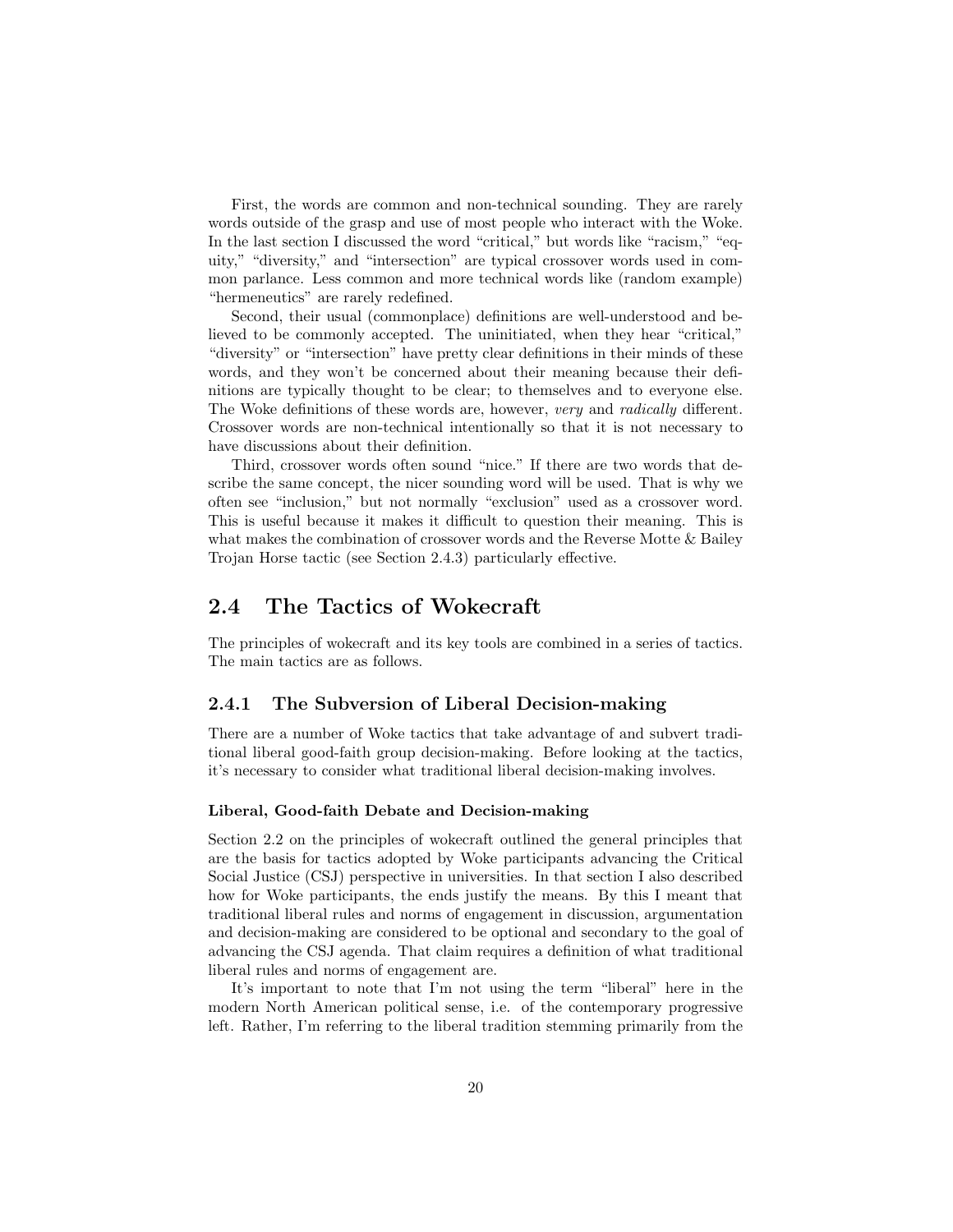First, the words are common and non-technical sounding. They are rarely words outside of the grasp and use of most people who interact with the Woke. In the last section I discussed the word "critical," but words like "racism," "equity," "diversity," and "intersection" are typical crossover words used in common parlance. Less common and more technical words like (random example) "hermeneutics" are rarely redefined.

Second, their usual (commonplace) definitions are well-understood and believed to be commonly accepted. The uninitiated, when they hear "critical," "diversity" or "intersection" have pretty clear definitions in their minds of these words, and they won't be concerned about their meaning because their definitions are typically thought to be clear; to themselves and to everyone else. The Woke definitions of these words are, however, *very* and *radically* different. Crossover words are non-technical intentionally so that it is not necessary to have discussions about their definition.

Third, crossover words often sound "nice." If there are two words that describe the same concept, the nicer sounding word will be used. That is why we often see "inclusion," but not normally "exclusion" used as a crossover word. This is useful because it makes it difficult to question their meaning. This is what makes the combination of crossover words and the Reverse Motte & Bailey Trojan Horse tactic (see Section 2.4.3) particularly effective.

## 2.4 The Tactics of Wokecraft

The principles of wokecraft and its key tools are combined in a series of tactics. The main tactics are as follows.

### 2.4.1 The Subversion of Liberal Decision-making

There are a number of Woke tactics that take advantage of and subvert traditional liberal good-faith group decision-making. Before looking at the tactics, it's necessary to consider what traditional liberal decision-making involves.

#### Liberal, Good-faith Debate and Decision-making

Section 2.2 on the principles of wokecraft outlined the general principles that are the basis for tactics adopted by Woke participants advancing the Critical Social Justice (CSJ) perspective in universities. In that section I also described how for Woke participants, the ends justify the means. By this I meant that traditional liberal rules and norms of engagement in discussion, argumentation and decision-making are considered to be optional and secondary to the goal of advancing the CSJ agenda. That claim requires a definition of what traditional liberal rules and norms of engagement are.

It's important to note that I'm not using the term "liberal" here in the modern North American political sense, i.e. of the contemporary progressive left. Rather, I'm referring to the liberal tradition stemming primarily from the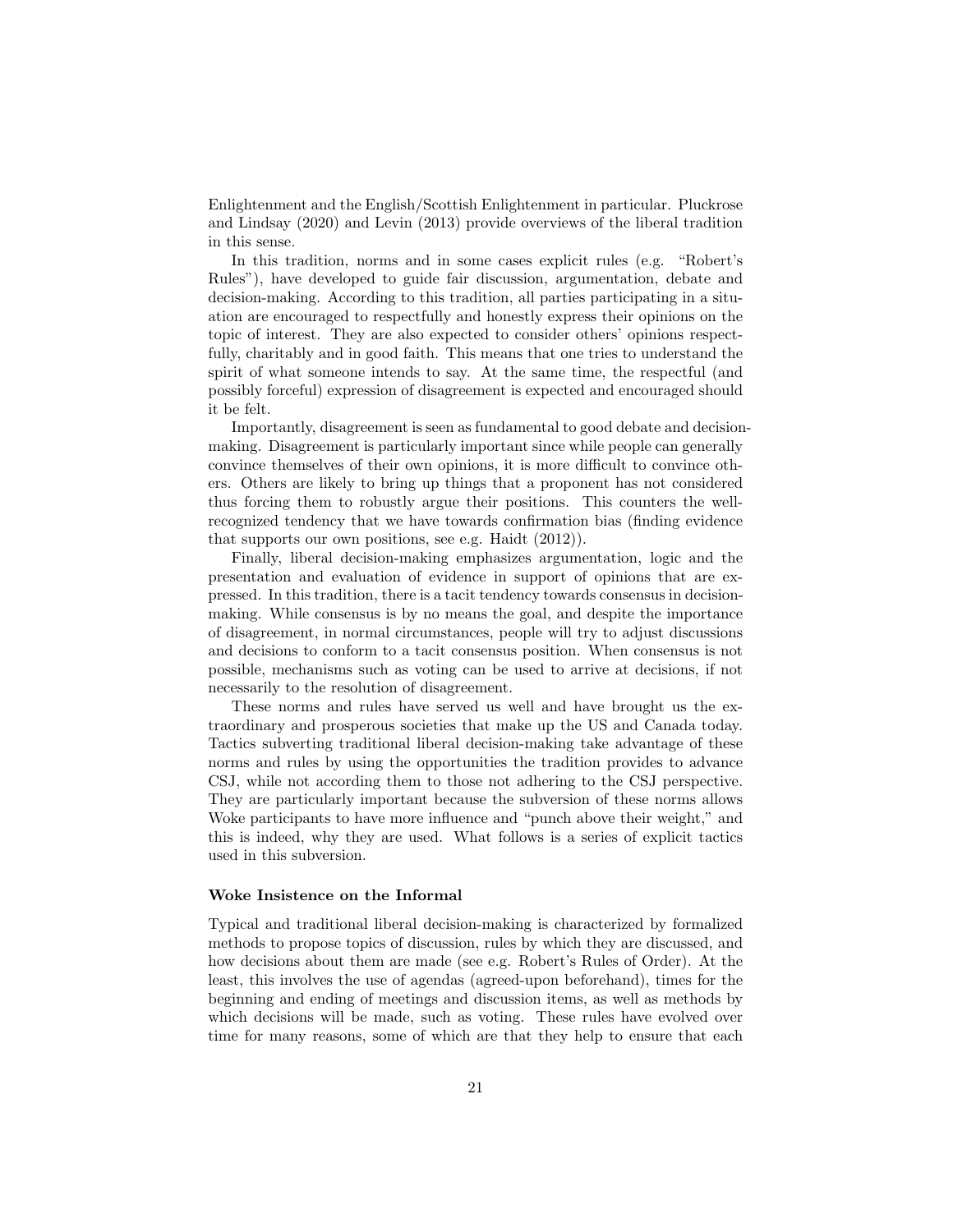Enlightenment and the English/Scottish Enlightenment in particular. Pluckrose and Lindsay (2020) and Levin (2013) provide overviews of the liberal tradition in this sense.

In this tradition, norms and in some cases explicit rules (e.g. "Robert's Rules"), have developed to guide fair discussion, argumentation, debate and decision-making. According to this tradition, all parties participating in a situation are encouraged to respectfully and honestly express their opinions on the topic of interest. They are also expected to consider others' opinions respectfully, charitably and in good faith. This means that one tries to understand the spirit of what someone intends to say. At the same time, the respectful (and possibly forceful) expression of disagreement is expected and encouraged should it be felt.

Importantly, disagreement is seen as fundamental to good debate and decision-making. Disagreement is particularly important since while people can generally convince themselves of their own opinions, it is more difficult to convince others. Others are likely to bring up things that a proponent has not considered thus forcing them to robustly argue their positions. This counters the well-recognized tendency that we have towards confirmation bias (finding evidence that supports our own positions, see e.g. Haidt (2012)).

Finally, liberal decision-making emphasizes argumentation, logic and the presentation and evaluation of evidence in support of opinions that are expressed. In this tradition, there is a tacit tendency towards consensus in decision-making. While consensus is by no means the goal, and despite the importance of disagreement, in normal circumstances, people will try to adjust discussions and decisions to conform to a tacit consensus position. When consensus is not possible, mechanisms such as voting can be used to arrive at decisions, if not necessarily to the resolution of disagreement.

These norms and rules have served us well and have brought us the extraordinary and prosperous societies that make up the US and Canada today. Tactics subverting traditional liberal decision-making take advantage of these norms and rules by using the opportunities the tradition provides to advance CSJ, while not according them to those not adhering to the CSJ perspective. They are particularly important because the subversion of these norms allows Woke participants to have more influence and "punch above their weight," and this is indeed, why they are used. What follows is a series of explicit tactics used in this subversion.

#### Woke Insistence on the Informal

Typical and traditional liberal decision-making is characterized by formalized methods to propose topics of discussion, rules by which they are discussed, and how decisions about them are made (see e.g. Robert's Rules of Order). At the least, this involves the use of agendas (agreed-upon beforehand), times for the beginning and ending of meetings and discussion items, as well as methods by which decisions will be made, such as voting. These rules have evolved over time for many reasons, some of which are that they help to ensure that each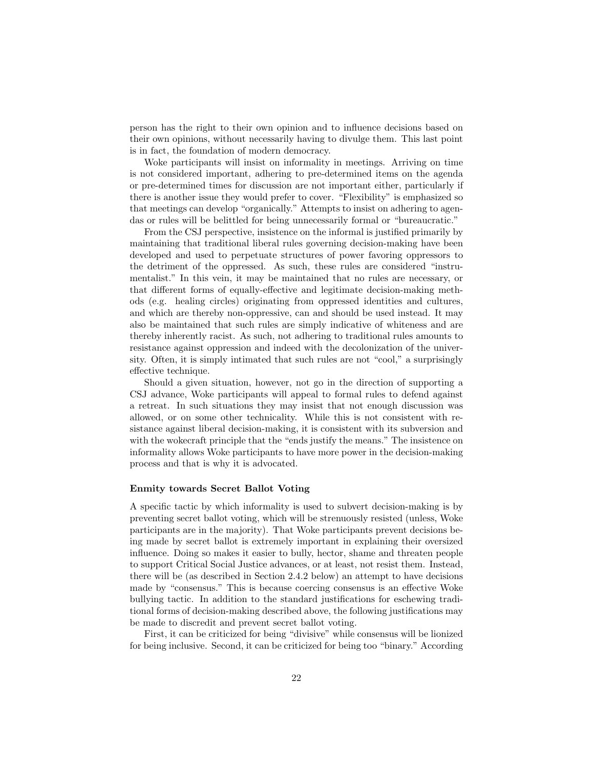person has the right to their own opinion and to influence decisions based on their own opinions, without necessarily having to divulge them. This last point is in fact, the foundation of modern democracy.

Woke participants will insist on informality in meetings. Arriving on time is not considered important, adhering to pre-determined items on the agenda or pre-determined times for discussion are not important either, particularly if there is another issue they would prefer to cover. "Flexibility" is emphasized so that meetings can develop "organically." Attempts to insist on adhering to agendas or rules will be belittled for being unnecessarily formal or "bureaucratic."

From the CSJ perspective, insistence on the informal is justified primarily by maintaining that traditional liberal rules governing decision-making have been developed and used to perpetuate structures of power favoring oppressors to the detriment of the oppressed. As such, these rules are considered "instrumentalist." In this vein, it may be maintained that no rules are necessary, or that different forms of equally-effective and legitimate decision-making methods (e.g. healing circles) originating from oppressed identities and cultures, and which are thereby non-oppressive, can and should be used instead. It may also be maintained that such rules are simply indicative of whiteness and are thereby inherently racist. As such, not adhering to traditional rules amounts to resistance against oppression and indeed with the decolonization of the university. Often, it is simply intimated that such rules are not "cool," a surprisingly effective technique.

Should a given situation, however, not go in the direction of supporting a CSJ advance, Woke participants will appeal to formal rules to defend against a retreat. In such situations they may insist that not enough discussion was allowed, or on some other technicality. While this is not consistent with resistance against liberal decision-making, it is consistent with its subversion and with the wokecraft principle that the "ends justify the means." The insistence on informality allows Woke participants to have more power in the decision-making process and that is why it is advocated.

#### Enmity towards Secret Ballot Voting

A specific tactic by which informality is used to subvert decision-making is by preventing secret ballot voting, which will be strenuously resisted (unless, Woke participants are in the majority). That Woke participants prevent decisions being made by secret ballot is extremely important in explaining their oversized influence. Doing so makes it easier to bully, hector, shame and threaten people to support Critical Social Justice advances, or at least, not resist them. Instead, there will be (as described in Section 2.4.2 below) an attempt to have decisions made by "consensus." This is because coercing consensus is an effective Woke bullying tactic. In addition to the standard justifications for eschewing traditional forms of decision-making described above, the following justifications may be made to discredit and prevent secret ballot voting.

First, it can be criticized for being "divisive" while consensus will be lionized for being inclusive. Second, it can be criticized for being too "binary." According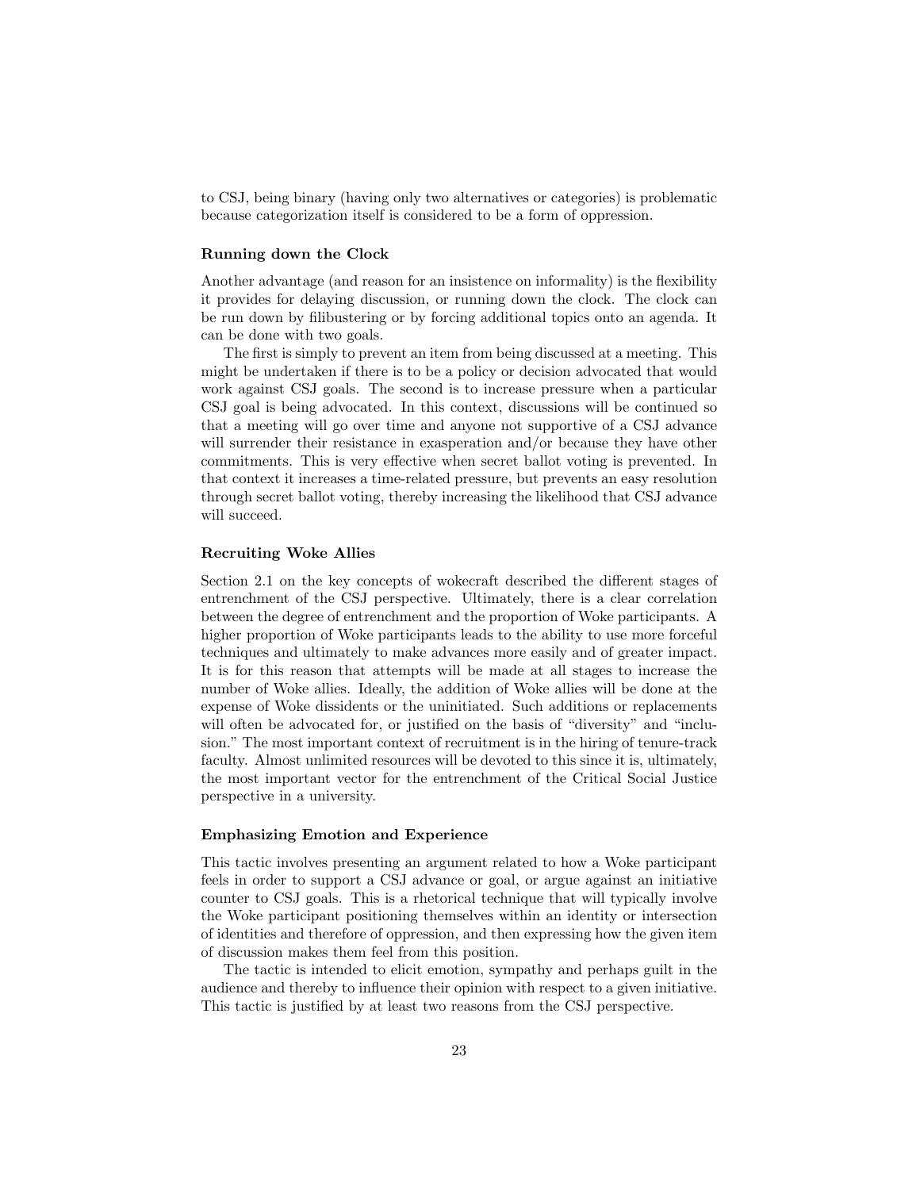to CSJ, being binary (having only two alternatives or categories) is problematic because categorization itself is considered to be a form of oppression.

### Running down the Clock

Another advantage (and reason for an insistence on informality) is the flexibility it provides for delaying discussion, or running down the clock. The clock can be run down by filibustering or by forcing additional topics onto an agenda. It can be done with two goals.

The first is simply to prevent an item from being discussed at a meeting. This might be undertaken if there is to be a policy or decision advocated that would work against CSJ goals. The second is to increase pressure when a particular CSJ goal is being advocated. In this context, discussions will be continued so that a meeting will go over time and anyone not supportive of a CSJ advance will surrender their resistance in exasperation and/or because they have other commitments. This is very effective when secret ballot voting is prevented. In that context it increases a time-related pressure, but prevents an easy resolution through secret ballot voting, thereby increasing the likelihood that CSJ advance will succeed.

### Recruiting Woke Allies

Section 2.1 on the key concepts of wokecraft described the different stages of entrenchment of the CSJ perspective. Ultimately, there is a clear correlation between the degree of entrenchment and the proportion of Woke participants. A higher proportion of Woke participants leads to the ability to use more forceful techniques and ultimately to make advances more easily and of greater impact. It is for this reason that attempts will be made at all stages to increase the number of Woke allies. Ideally, the addition of Woke allies will be done at the expense of Woke dissidents or the uninitiated. Such additions or replacements will often be advocated for, or justified on the basis of "diversity" and "inclusion." The most important context of recruitment is in the hiring of tenure-track faculty. Almost unlimited resources will be devoted to this since it is, ultimately, the most important vector for the entrenchment of the Critical Social Justice perspective in a university.

### Emphasizing Emotion and Experience

This tactic involves presenting an argument related to how a Woke participant feels in order to support a CSJ advance or goal, or argue against an initiative counter to CSJ goals. This is a rhetorical technique that will typically involve the Woke participant positioning themselves within an identity or intersection of identities and therefore of oppression, and then expressing how the given item of discussion makes them feel from this position.

The tactic is intended to elicit emotion, sympathy and perhaps guilt in the audience and thereby to influence their opinion with respect to a given initiative. This tactic is justified by at least two reasons from the CSJ perspective.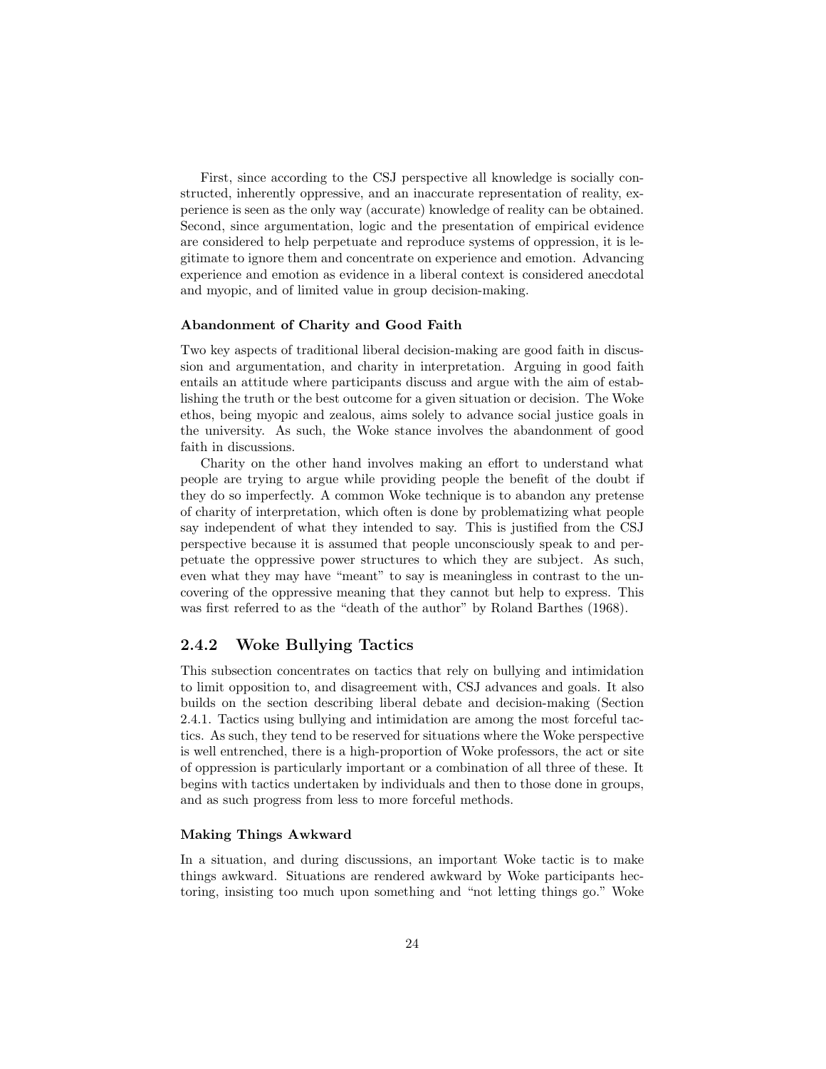First, since according to the CSJ perspective all knowledge is socially constructed, inherently oppressive, and an inaccurate representation of reality, experience is seen as the only way (accurate) knowledge of reality can be obtained. Second, since argumentation, logic and the presentation of empirical evidence are considered to help perpetuate and reproduce systems of oppression, it is legitimate to ignore them and concentrate on experience and emotion. Advancing experience and emotion as evidence in a liberal context is considered anecdotal and myopic, and of limited value in group decision-making.

#### Abandonment of Charity and Good Faith

Two key aspects of traditional liberal decision-making are good faith in discussion and argumentation, and charity in interpretation. Arguing in good faith entails an attitude where participants discuss and argue with the aim of establishing the truth or the best outcome for a given situation or decision. The Woke ethos, being myopic and zealous, aims solely to advance social justice goals in the university. As such, the Woke stance involves the abandonment of good faith in discussions.

Charity on the other hand involves making an effort to understand what people are trying to argue while providing people the benefit of the doubt if they do so imperfectly. A common Woke technique is to abandon any pretense of charity of interpretation, which often is done by problematizing what people say independent of what they intended to say. This is justified from the CSJ perspective because it is assumed that people unconsciously speak to and perpetuate the oppressive power structures to which they are subject. As such, even what they may have "meant" to say is meaningless in contrast to the uncovering of the oppressive meaning that they cannot but help to express. This was first referred to as the "death of the author" by Roland Barthes (1968).

### 2.4.2 Woke Bullying Tactics

This subsection concentrates on tactics that rely on bullying and intimidation to limit opposition to, and disagreement with, CSJ advances and goals. It also builds on the section describing liberal debate and decision-making (Section 2.4.1. Tactics using bullying and intimidation are among the most forceful tactics. As such, they tend to be reserved for situations where the Woke perspective is well entrenched, there is a high-proportion of Woke professors, the act or site of oppression is particularly important or a combination of all three of these. It begins with tactics undertaken by individuals and then to those done in groups, and as such progress from less to more forceful methods.

#### Making Things Awkward

In a situation, and during discussions, an important Woke tactic is to make things awkward. Situations are rendered awkward by Woke participants hectoring, insisting too much upon something and "not letting things go." Woke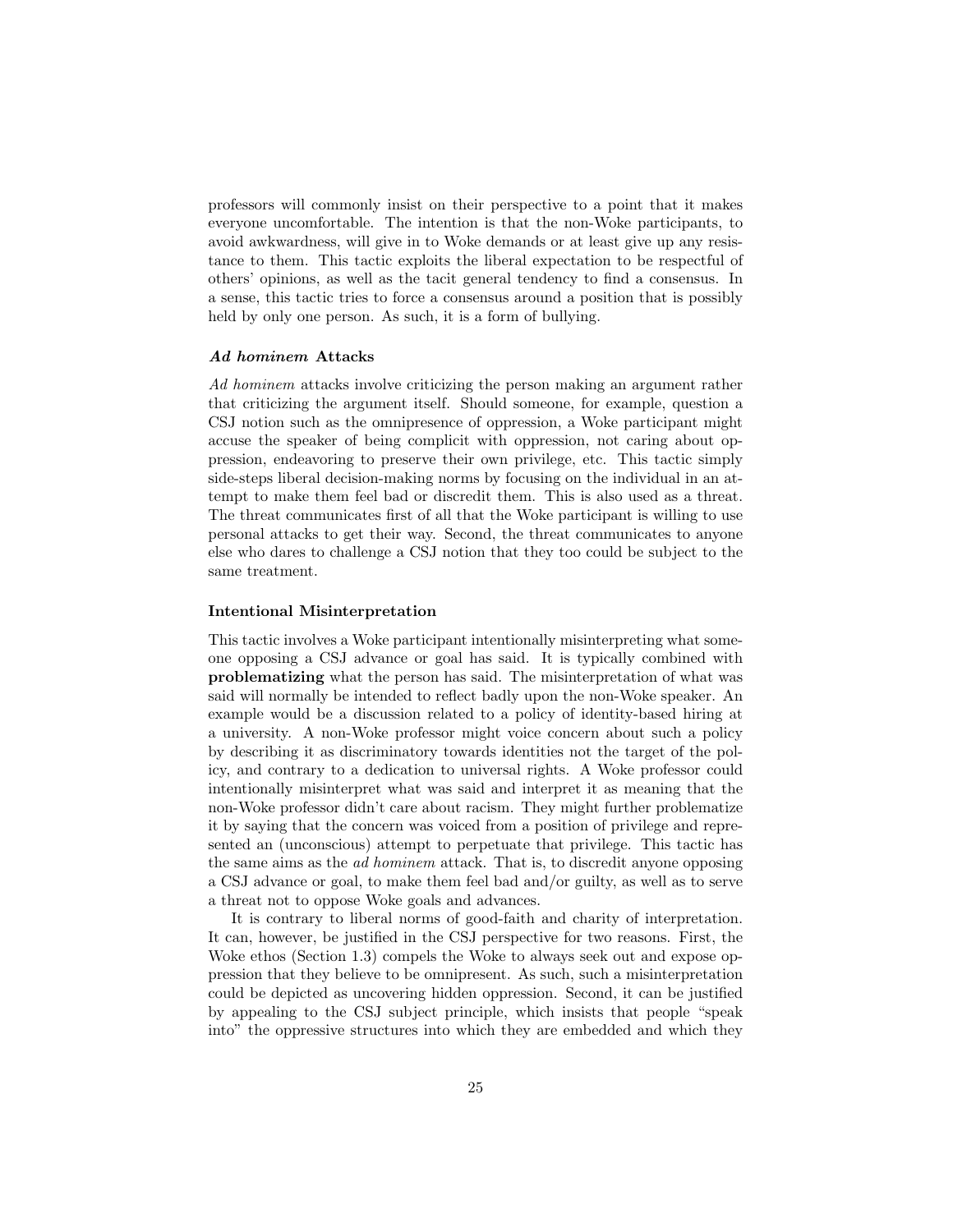professors will commonly insist on their perspective to a point that it makes everyone uncomfortable. The intention is that the non-Woke participants, to avoid awkwardness, will give in to Woke demands or at least give up any resistance to them. This tactic exploits the liberal expectation to be respectful of others' opinions, as well as the tacit general tendency to find a consensus. In a sense, this tactic tries to force a consensus around a position that is possibly held by only one person. As such, it is a form of bullying.

#### *Ad hominem* Attacks

*Ad hominem* attacks involve criticizing the person making an argument rather that criticizing the argument itself. Should someone, for example, question a CSJ notion such as the omnipresence of oppression, a Woke participant might accuse the speaker of being complicit with oppression, not caring about oppression, endeavoring to preserve their own privilege, etc. This tactic simply side-steps liberal decision-making norms by focusing on the individual in an attempt to make them feel bad or discredit them. This is also used as a threat. The threat communicates first of all that the Woke participant is willing to use personal attacks to get their way. Second, the threat communicates to anyone else who dares to challenge a CSJ notion that they too could be subject to the same treatment.

#### Intentional Misinterpretation

This tactic involves a Woke participant intentionally misinterpreting what someone opposing a CSJ advance or goal has said. It is typically combined with **problematizing** what the person has said. The misinterpretation of what was said will normally be intended to reflect badly upon the non-Woke speaker. An example would be a discussion related to a policy of identity-based hiring at a university. A non-Woke professor might voice concern about such a policy by describing it as discriminatory towards identities not the target of the policy, and contrary to a dedication to universal rights. A Woke professor could intentionally misinterpret what was said and interpret it as meaning that the non-Woke professor didn't care about racism. They might further problematize it by saying that the concern was voiced from a position of privilege and represented an (unconscious) attempt to perpetuate that privilege. This tactic has the same aims as the *ad hominem* attack. That is, to discredit anyone opposing a CSJ advance or goal, to make them feel bad and/or guilty, as well as to serve a threat not to oppose Woke goals and advances.

It is contrary to liberal norms of good-faith and charity of interpretation. It can, however, be justified in the CSJ perspective for two reasons. First, the Woke ethos (Section 1.3) compels the Woke to always seek out and expose oppression that they believe to be omnipresent. As such, such a misinterpretation could be depicted as uncovering hidden oppression. Second, it can be justified by appealing to the CSJ subject principle, which insists that people "speak into" the oppressive structures into which they are embedded and which they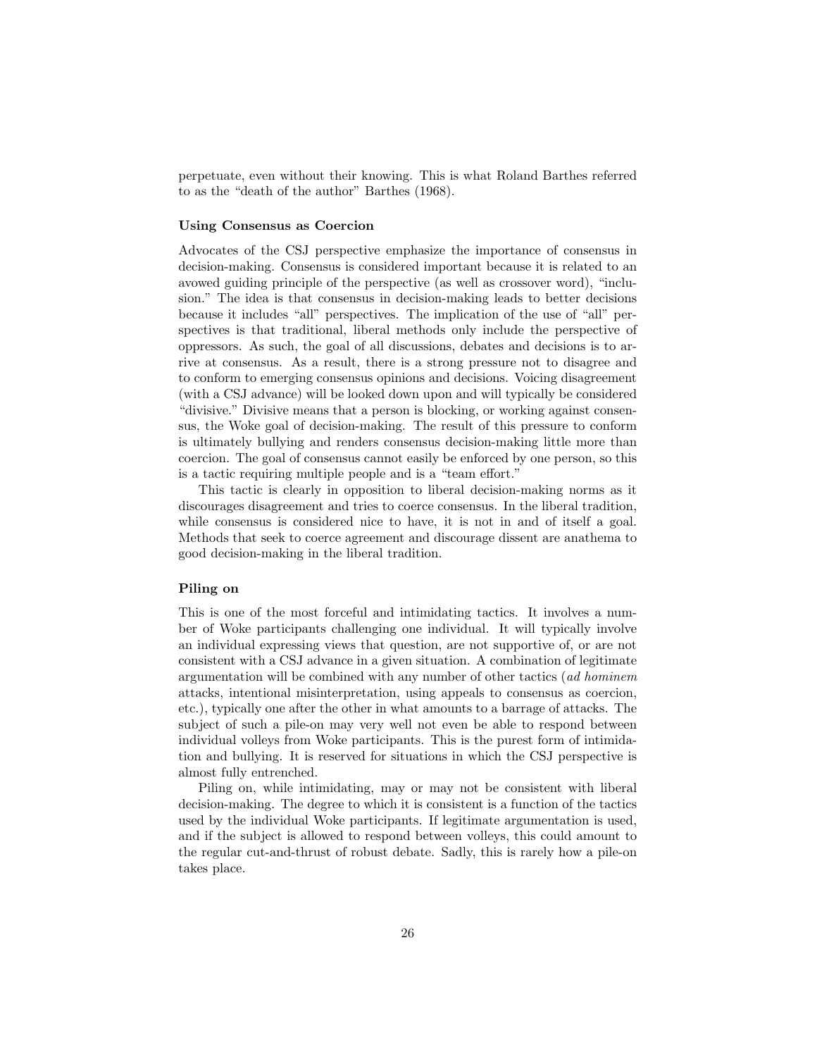perpetuate, even without their knowing. This is what Roland Barthes referred to as the "death of the author" Barthes (1968).

### Using Consensus as Coercion

Advocates of the CSJ perspective emphasize the importance of consensus in decision-making. Consensus is considered important because it is related to an avowed guiding principle of the perspective (as well as crossover word), "inclusion." The idea is that consensus in decision-making leads to better decisions because it includes "all" perspectives. The implication of the use of "all" perspectives is that traditional, liberal methods only include the perspective of oppressors. As such, the goal of all discussions, debates and decisions is to arrive at consensus. As a result, there is a strong pressure not to disagree and to conform to emerging consensus opinions and decisions. Voicing disagreement (with a CSJ advance) will be looked down upon and will typically be considered "divisive." Divisive means that a person is blocking, or working against consensus, the Woke goal of decision-making. The result of this pressure to conform is ultimately bullying and renders consensus decision-making little more than coercion. The goal of consensus cannot easily be enforced by one person, so this is a tactic requiring multiple people and is a "team effort."

This tactic is clearly in opposition to liberal decision-making norms as it discourages disagreement and tries to coerce consensus. In the liberal tradition, while consensus is considered nice to have, it is not in and of itself a goal. Methods that seek to coerce agreement and discourage dissent are anathema to good decision-making in the liberal tradition.

### Piling on

This is one of the most forceful and intimidating tactics. It involves a number of Woke participants challenging one individual. It will typically involve an individual expressing views that question, are not supportive of, or are not consistent with a CSJ advance in a given situation. A combination of legitimate argumentation will be combined with any number of other tactics (*ad hominem* attacks, intentional misinterpretation, using appeals to consensus as coercion, etc.), typically one after the other in what amounts to a barrage of attacks. The subject of such a pile-on may very well not even be able to respond between individual volleys from Woke participants. This is the purest form of intimidation and bullying. It is reserved for situations in which the CSJ perspective is almost fully entrenched.

Piling on, while intimidating, may or may not be consistent with liberal decision-making. The degree to which it is consistent is a function of the tactics used by the individual Woke participants. If legitimate argumentation is used, and if the subject is allowed to respond between volleys, this could amount to the regular cut-and-thrust of robust debate. Sadly, this is rarely how a pile-on takes place.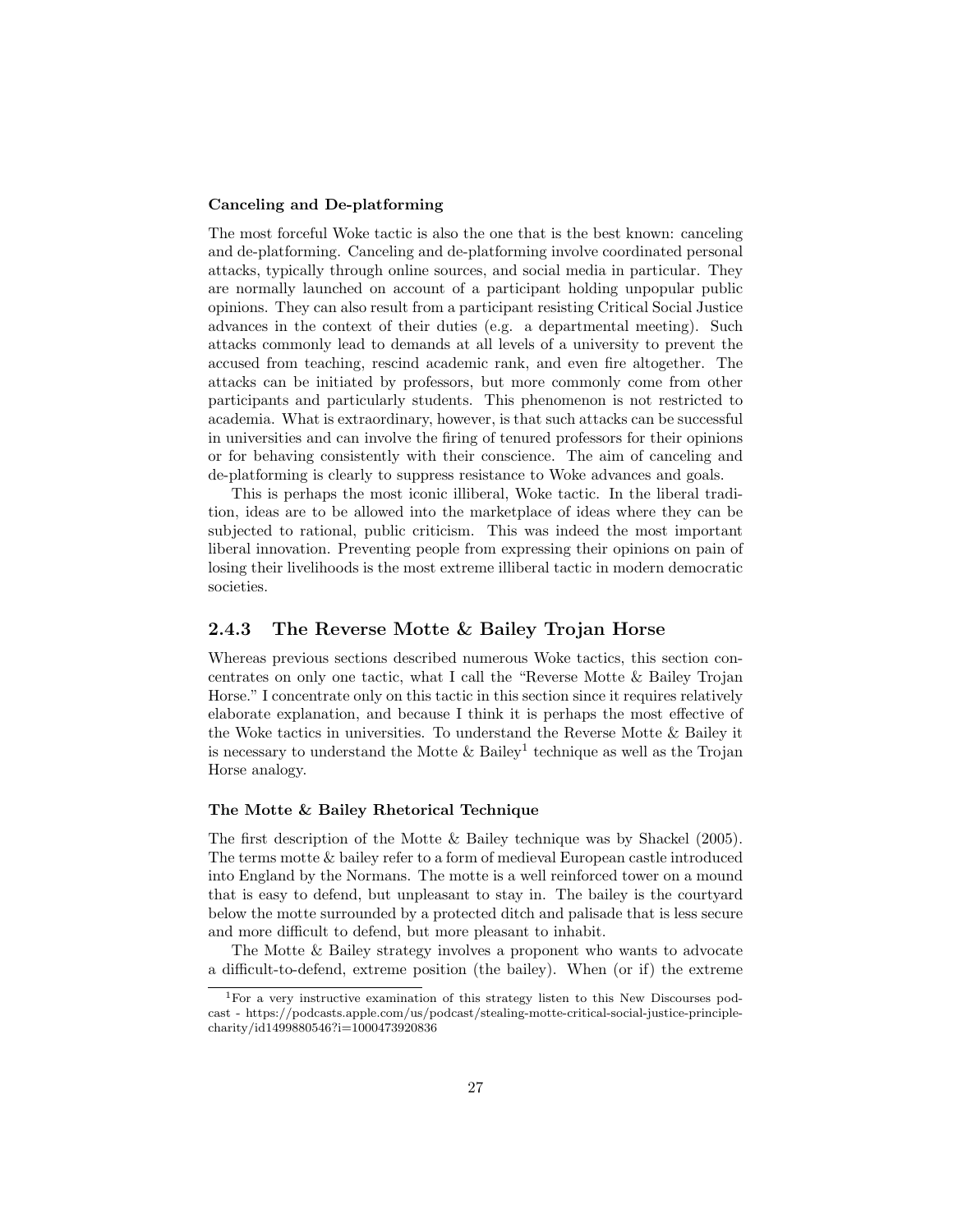#### Canceling and De-platforming

The most forceful Woke tactic is also the one that is the best known: canceling and de-platforming. Canceling and de-platforming involve coordinated personal attacks, typically through online sources, and social media in particular. They are normally launched on account of a participant holding unpopular public opinions. They can also result from a participant resisting Critical Social Justice advances in the context of their duties (e.g. a departmental meeting). Such attacks commonly lead to demands at all levels of a university to prevent the accused from teaching, rescind academic rank, and even fire altogether. The attacks can be initiated by professors, but more commonly come from other participants and particularly students. This phenomenon is not restricted to academia. What is extraordinary, however, is that such attacks can be successful in universities and can involve the firing of tenured professors for their opinions or for behaving consistently with their conscience. The aim of canceling and de-platforming is clearly to suppress resistance to Woke advances and goals.

This is perhaps the most iconic illiberal, Woke tactic. In the liberal tradition, ideas are to be allowed into the marketplace of ideas where they can be subjected to rational, public criticism. This was indeed the most important liberal innovation. Preventing people from expressing their opinions on pain of losing their livelihoods is the most extreme illiberal tactic in modern democratic societies.

### 2.4.3 The Reverse Motte & Bailey Trojan Horse

Whereas previous sections described numerous Woke tactics, this section concentrates on only one tactic, what I call the "Reverse Motte & Bailey Trojan Horse." I concentrate only on this tactic in this section since it requires relatively elaborate explanation, and because I think it is perhaps the most effective of the Woke tactics in universities. To understand the Reverse Motte & Bailey it is necessary to understand the Motte & Bailey[1] technique as well as the Trojan Horse analogy.

#### The Motte & Bailey Rhetorical Technique

The first description of the Motte & Bailey technique was by Shackel (2005). The terms motte & bailey refer to a form of medieval European castle introduced into England by the Normans. The motte is a well reinforced tower on a mound that is easy to defend, but unpleasant to stay in. The bailey is the courtyard below the motte surrounded by a protected ditch and palisade that is less secure and more difficult to defend, but more pleasant to inhabit.

The Motte & Bailey strategy involves a proponent who wants to advocate a difficult-to-defend, extreme position (the bailey). When (or if) the extreme

[1]For a very instructive examination of this strategy listen to this New Discourses podcast - https://podcasts.apple.com/us/podcast/stealing-motte-critical-social-justice-principle-charity/id1499880546?i=1000473920836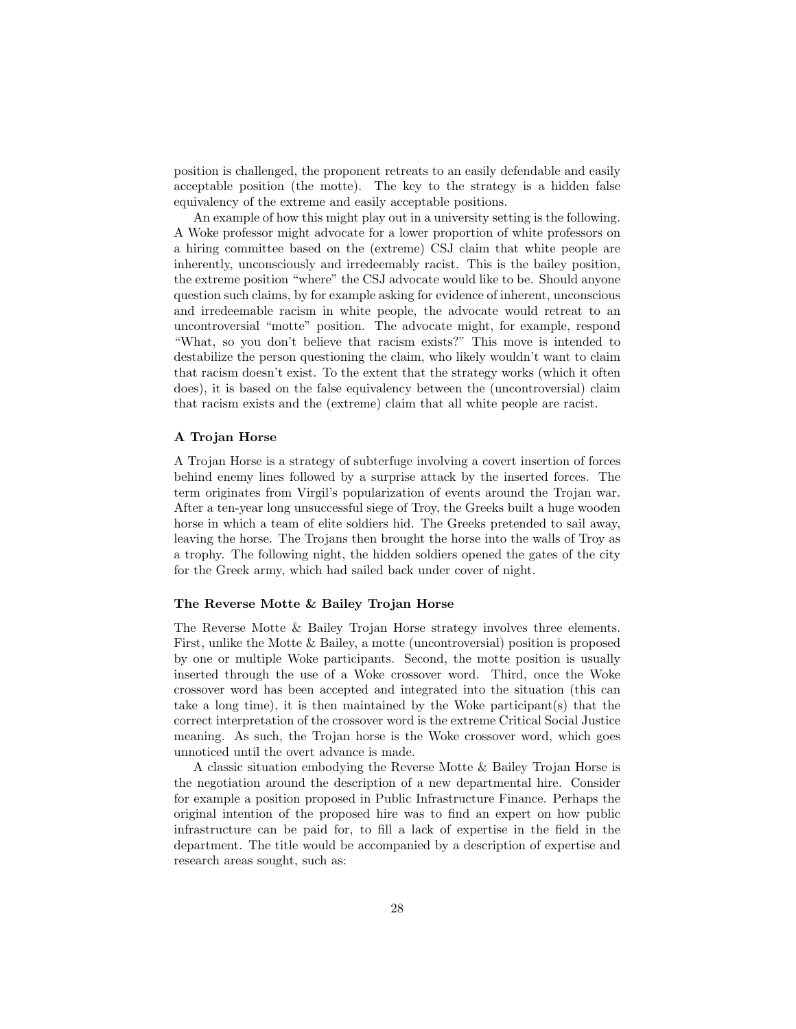position is challenged, the proponent retreats to an easily defendable and easily acceptable position (the motte). The key to the strategy is a hidden false equivalency of the extreme and easily acceptable positions.

An example of how this might play out in a university setting is the following. A Woke professor might advocate for a lower proportion of white professors on a hiring committee based on the (extreme) CSJ claim that white people are inherently, unconsciously and irredeemably racist. This is the bailey position, the extreme position "where" the CSJ advocate would like to be. Should anyone question such claims, by for example asking for evidence of inherent, unconscious and irredeemable racism in white people, the advocate would retreat to an uncontroversial "motte" position. The advocate might, for example, respond "What, so you don't believe that racism exists?" This move is intended to destabilize the person questioning the claim, who likely wouldn't want to claim that racism doesn't exist. To the extent that the strategy works (which it often does), it is based on the false equivalency between the (uncontroversial) claim that racism exists and the (extreme) claim that all white people are racist.

### A Trojan Horse

A Trojan Horse is a strategy of subterfuge involving a covert insertion of forces behind enemy lines followed by a surprise attack by the inserted forces. The term originates from Virgil's popularization of events around the Trojan war. After a ten-year long unsuccessful siege of Troy, the Greeks built a huge wooden horse in which a team of elite soldiers hid. The Greeks pretended to sail away, leaving the horse. The Trojans then brought the horse into the walls of Troy as a trophy. The following night, the hidden soldiers opened the gates of the city for the Greek army, which had sailed back under cover of night.

### The Reverse Motte & Bailey Trojan Horse

The Reverse Motte & Bailey Trojan Horse strategy involves three elements. First, unlike the Motte & Bailey, a motte (uncontroversial) position is proposed by one or multiple Woke participants. Second, the motte position is usually inserted through the use of a Woke crossover word. Third, once the Woke crossover word has been accepted and integrated into the situation (this can take a long time), it is then maintained by the Woke participant(s) that the correct interpretation of the crossover word is the extreme Critical Social Justice meaning. As such, the Trojan horse is the Woke crossover word, which goes unnoticed until the overt advance is made.

A classic situation embodying the Reverse Motte & Bailey Trojan Horse is the negotiation around the description of a new departmental hire. Consider for example a position proposed in Public Infrastructure Finance. Perhaps the original intention of the proposed hire was to find an expert on how public infrastructure can be paid for, to fill a lack of expertise in the field in the department. The title would be accompanied by a description of expertise and research areas sought, such as: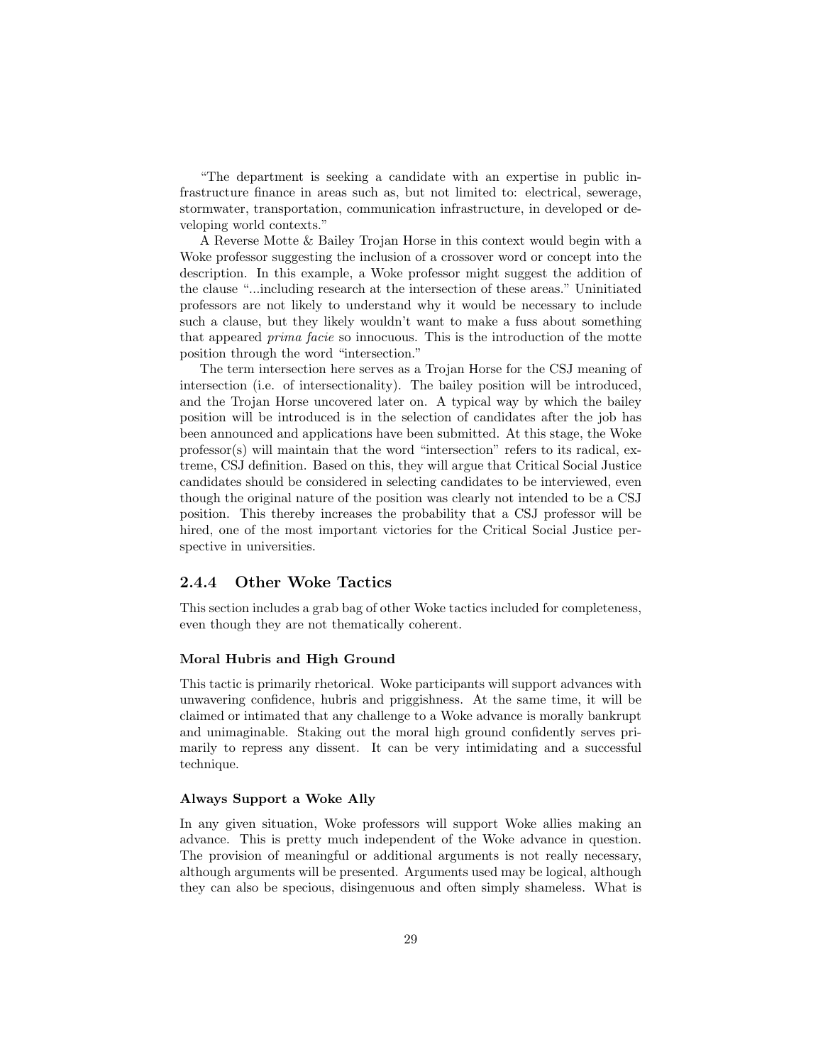"The department is seeking a candidate with an expertise in public infrastructure finance in areas such as, but not limited to: electrical, sewerage, stormwater, transportation, communication infrastructure, in developed or developing world contexts."

A Reverse Motte & Bailey Trojan Horse in this context would begin with a Woke professor suggesting the inclusion of a crossover word or concept into the description. In this example, a Woke professor might suggest the addition of the clause "...including research at the intersection of these areas." Uninitiated professors are not likely to understand why it would be necessary to include such a clause, but they likely wouldn't want to make a fuss about something that appeared *prima facie* so innocuous. This is the introduction of the motte position through the word "intersection."

The term intersection here serves as a Trojan Horse for the CSJ meaning of intersection (i.e. of intersectionality). The bailey position will be introduced, and the Trojan Horse uncovered later on. A typical way by which the bailey position will be introduced is in the selection of candidates after the job has been announced and applications have been submitted. At this stage, the Woke professor(s) will maintain that the word "intersection" refers to its radical, extreme, CSJ definition. Based on this, they will argue that Critical Social Justice candidates should be considered in selecting candidates to be interviewed, even though the original nature of the position was clearly not intended to be a CSJ position. This thereby increases the probability that a CSJ professor will be hired, one of the most important victories for the Critical Social Justice perspective in universities.

### 2.4.4 Other Woke Tactics

This section includes a grab bag of other Woke tactics included for completeness, even though they are not thematically coherent.

#### Moral Hubris and High Ground

This tactic is primarily rhetorical. Woke participants will support advances with unwavering confidence, hubris and priggishness. At the same time, it will be claimed or intimated that any challenge to a Woke advance is morally bankrupt and unimaginable. Staking out the moral high ground confidently serves primarily to repress any dissent. It can be very intimidating and a successful technique.

#### Always Support a Woke Ally

In any given situation, Woke professors will support Woke allies making an advance. This is pretty much independent of the Woke advance in question. The provision of meaningful or additional arguments is not really necessary, although arguments will be presented. Arguments used may be logical, although they can also be specious, disingenuous and often simply shameless. What is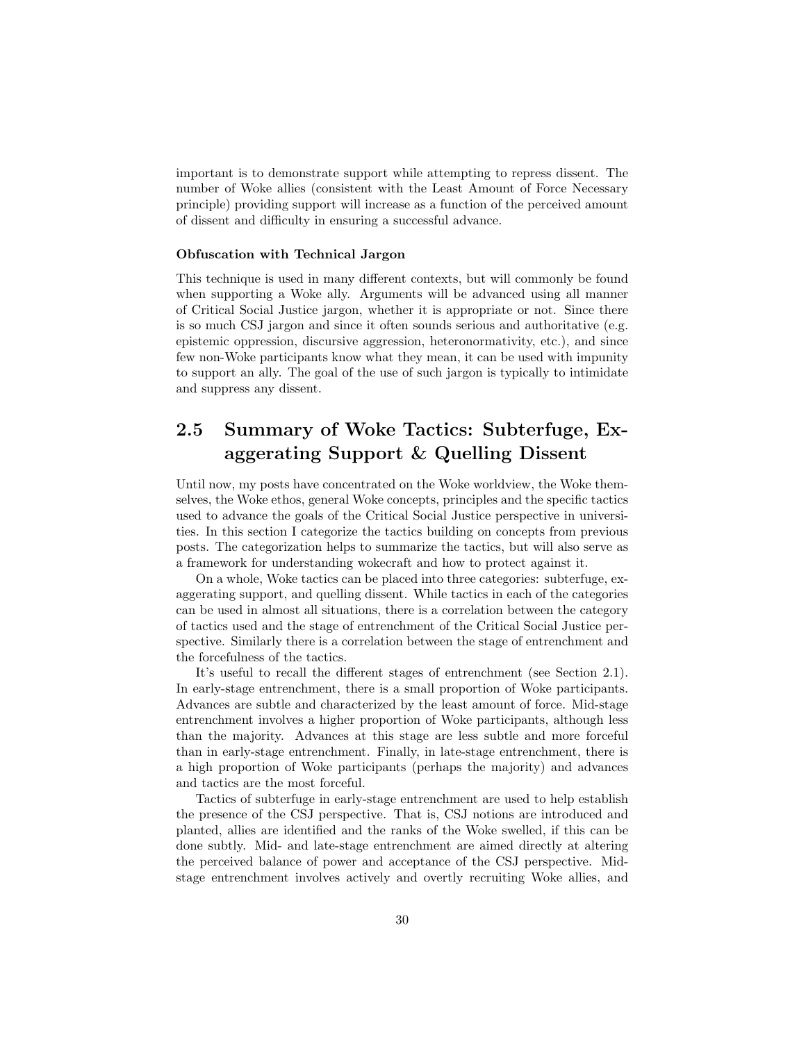important is to demonstrate support while attempting to repress dissent. The number of Woke allies (consistent with the Least Amount of Force Necessary principle) providing support will increase as a function of the perceived amount of dissent and difficulty in ensuring a successful advance.

#### Obfuscation with Technical Jargon

This technique is used in many different contexts, but will commonly be found when supporting a Woke ally. Arguments will be advanced using all manner of Critical Social Justice jargon, whether it is appropriate or not. Since there is so much CSJ jargon and since it often sounds serious and authoritative (e.g. epistemic oppression, discursive aggression, heteronormativity, etc.), and since few non-Woke participants know what they mean, it can be used with impunity to support an ally. The goal of the use of such jargon is typically to intimidate and suppress any dissent.

## 2.5 Summary of Woke Tactics: Subterfuge, Exaggerating Support & Quelling Dissent

Until now, my posts have concentrated on the Woke worldview, the Woke themselves, the Woke ethos, general Woke concepts, principles and the specific tactics used to advance the goals of the Critical Social Justice perspective in universities. In this section I categorize the tactics building on concepts from previous posts. The categorization helps to summarize the tactics, but will also serve as a framework for understanding wokecraft and how to protect against it.

On a whole, Woke tactics can be placed into three categories: subterfuge, exaggerating support, and quelling dissent. While tactics in each of the categories can be used in almost all situations, there is a correlation between the category of tactics used and the stage of entrenchment of the Critical Social Justice perspective. Similarly there is a correlation between the stage of entrenchment and the forcefulness of the tactics.

It's useful to recall the different stages of entrenchment (see Section 2.1). In early-stage entrenchment, there is a small proportion of Woke participants. Advances are subtle and characterized by the least amount of force. Mid-stage entrenchment involves a higher proportion of Woke participants, although less than the majority. Advances at this stage are less subtle and more forceful than in early-stage entrenchment. Finally, in late-stage entrenchment, there is a high proportion of Woke participants (perhaps the majority) and advances and tactics are the most forceful.

Tactics of subterfuge in early-stage entrenchment are used to help establish the presence of the CSJ perspective. That is, CSJ notions are introduced and planted, allies are identified and the ranks of the Woke swelled, if this can be done subtly. Mid- and late-stage entrenchment are aimed directly at altering the perceived balance of power and acceptance of the CSJ perspective. Mid-stage entrenchment involves actively and overtly recruiting Woke allies, and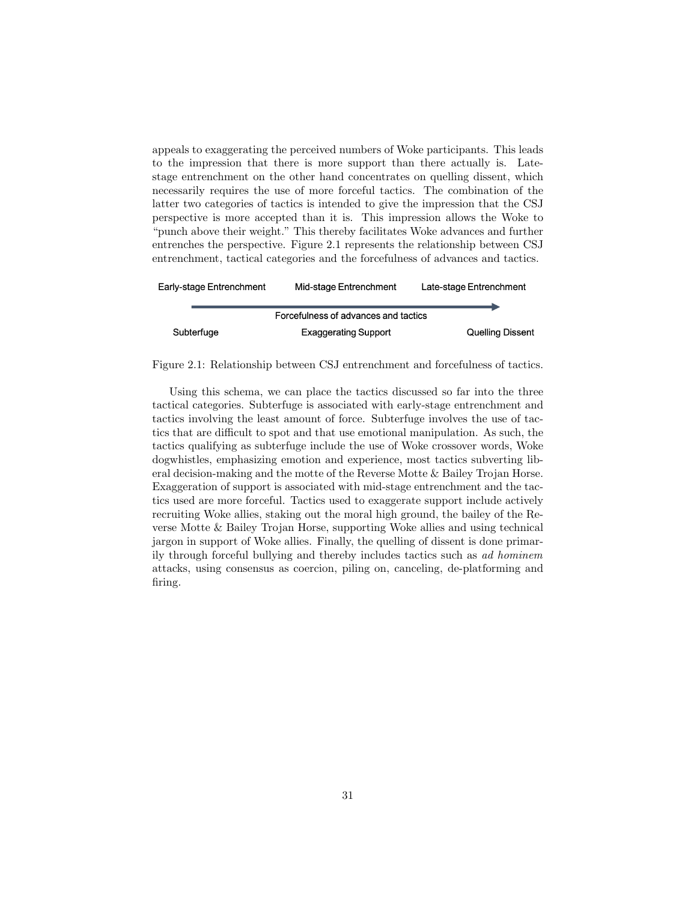appeals to exaggerating the perceived numbers of Woke participants. This leads to the impression that there is more support than there actually is. Late-stage entrenchment on the other hand concentrates on quelling dissent, which necessarily requires the use of more forceful tactics. The combination of the latter two categories of tactics is intended to give the impression that the CSJ perspective is more accepted than it is. This impression allows the Woke to "punch above their weight." This thereby facilitates Woke advances and further entrenches the perspective. Figure 2.1 represents the relationship between CSJ entrenchment, tactical categories and the forcefulness of advances and tactics.

| Early-stage Entrenchment | Mid-stage Entrenchment | Late-stage Entrenchment |
|---|---|---|
| | Forcefulness of advances and tactics → | |
| Subterfuge | Exaggerating Support | Quelling Dissent |

Figure 2.1: Relationship between CSJ entrenchment and forcefulness of tactics.

Using this schema, we can place the tactics discussed so far into the three tactical categories. Subterfuge is associated with early-stage entrenchment and tactics involving the least amount of force. Subterfuge involves the use of tactics that are difficult to spot and that use emotional manipulation. As such, the tactics qualifying as subterfuge include the use of Woke crossover words, Woke dogwhistles, emphasizing emotion and experience, most tactics subverting liberal decision-making and the motte of the Reverse Motte & Bailey Trojan Horse. Exaggeration of support is associated with mid-stage entrenchment and the tactics used are more forceful. Tactics used to exaggerate support include actively recruiting Woke allies, staking out the moral high ground, the bailey of the Reverse Motte & Bailey Trojan Horse, supporting Woke allies and using technical jargon in support of Woke allies. Finally, the quelling of dissent is done primarily through forceful bullying and thereby includes tactics such as *ad hominem* attacks, using consensus as coercion, piling on, canceling, de-platforming and firing.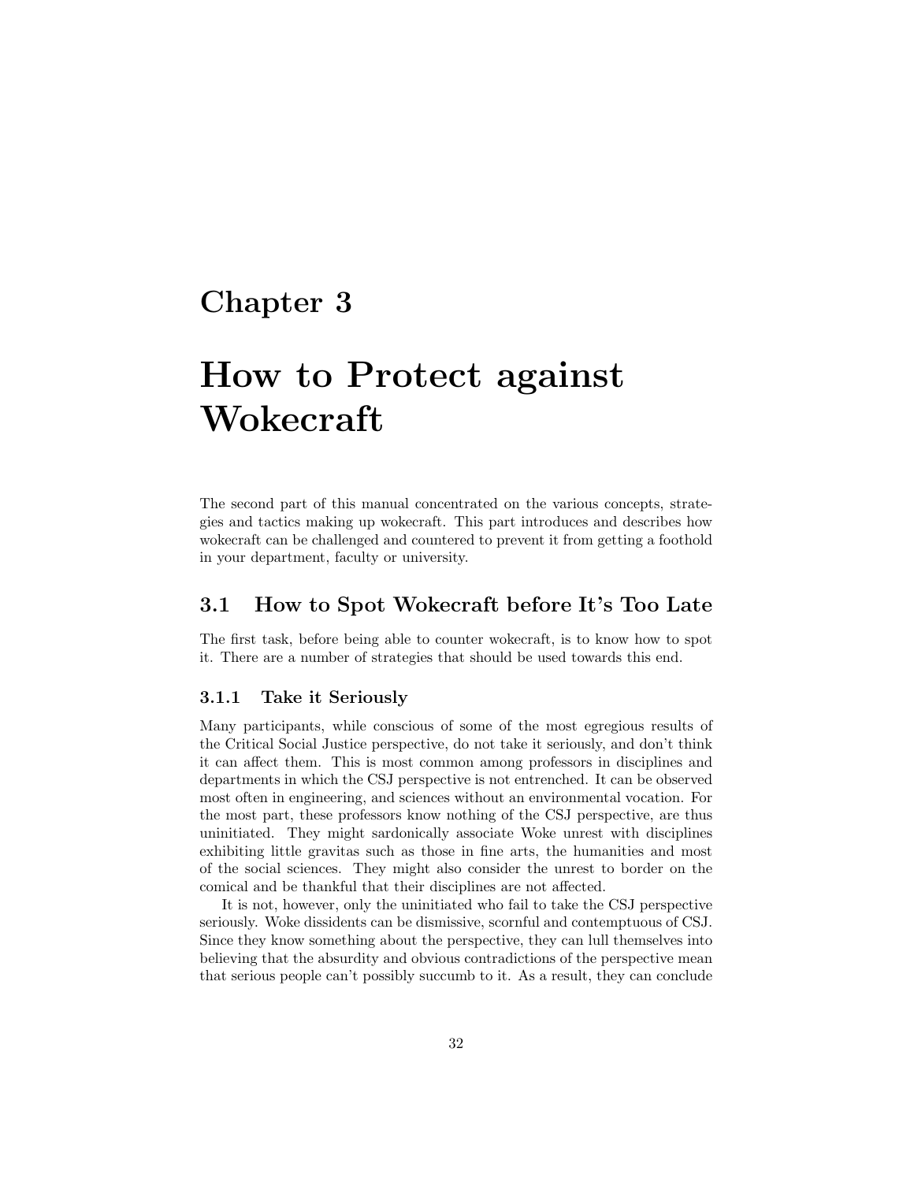# Chapter 3

# How to Protect against Wokecraft

The second part of this manual concentrated on the various concepts, strategies and tactics making up wokecraft. This part introduces and describes how wokecraft can be challenged and countered to prevent it from getting a foothold in your department, faculty or university.

## 3.1 How to Spot Wokecraft before It's Too Late

The first task, before being able to counter wokecraft, is to know how to spot it. There are a number of strategies that should be used towards this end.

### 3.1.1 Take it Seriously

Many participants, while conscious of some of the most egregious results of the Critical Social Justice perspective, do not take it seriously, and don't think it can affect them. This is most common among professors in disciplines and departments in which the CSJ perspective is not entrenched. It can be observed most often in engineering, and sciences without an environmental vocation. For the most part, these professors know nothing of the CSJ perspective, are thus uninitiated. They might sardonically associate Woke unrest with disciplines exhibiting little gravitas such as those in fine arts, the humanities and most of the social sciences. They might also consider the unrest to border on the comical and be thankful that their disciplines are not affected.

It is not, however, only the uninitiated who fail to take the CSJ perspective seriously. Woke dissidents can be dismissive, scornful and contemptuous of CSJ. Since they know something about the perspective, they can lull themselves into believing that the absurdity and obvious contradictions of the perspective mean that serious people can't possibly succumb to it. As a result, they can conclude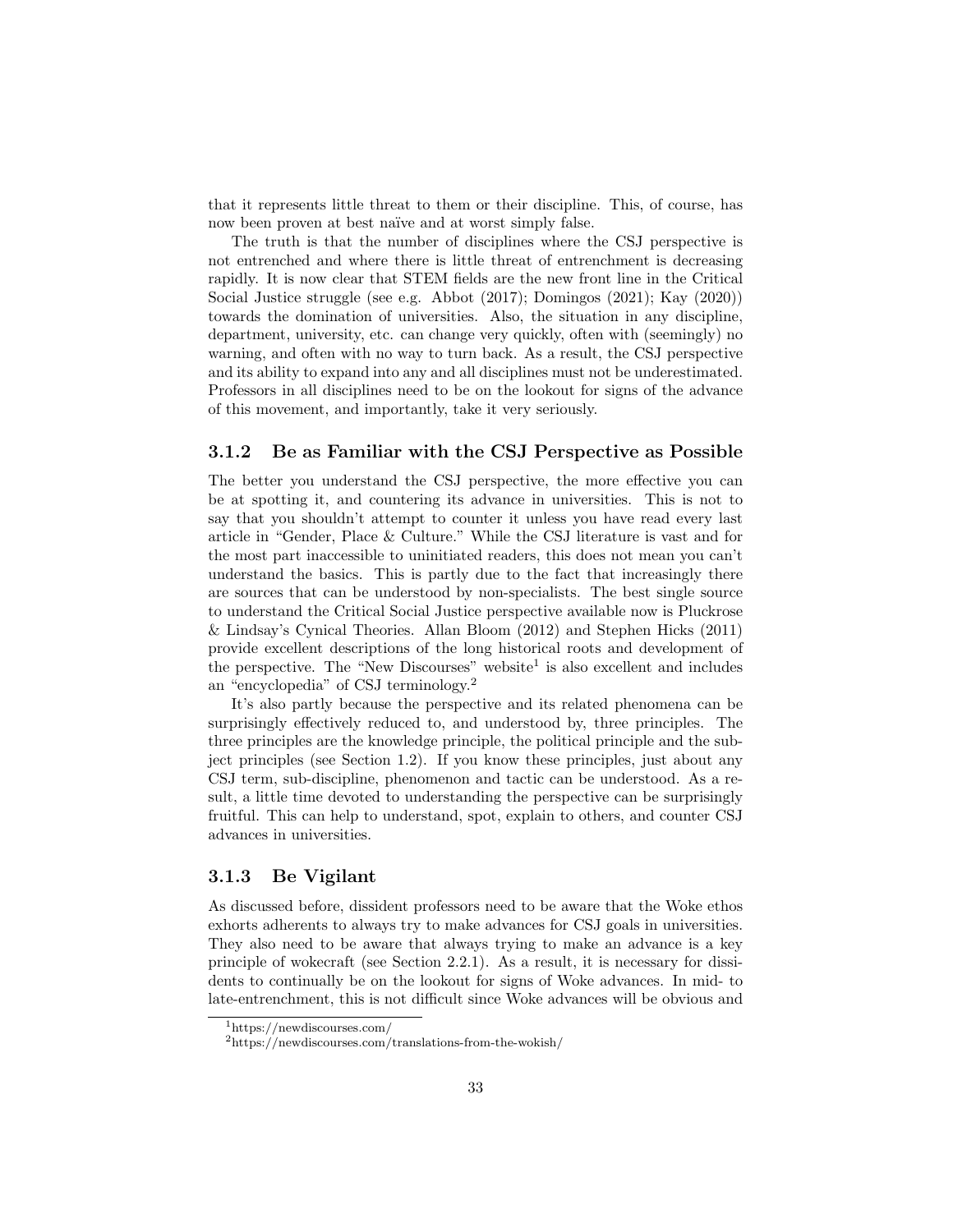that it represents little threat to them or their discipline. This, of course, has now been proven at best naïve and at worst simply false.

The truth is that the number of disciplines where the CSJ perspective is not entrenched and where there is little threat of entrenchment is decreasing rapidly. It is now clear that STEM fields are the new front line in the Critical Social Justice struggle (see e.g. Abbot (2017); Domingos (2021); Kay (2020)) towards the domination of universities. Also, the situation in any discipline, department, university, etc. can change very quickly, often with (seemingly) no warning, and often with no way to turn back. As a result, the CSJ perspective and its ability to expand into any and all disciplines must not be underestimated. Professors in all disciplines need to be on the lookout for signs of the advance of this movement, and importantly, take it very seriously.

### 3.1.2 Be as Familiar with the CSJ Perspective as Possible

The better you understand the CSJ perspective, the more effective you can be at spotting it, and countering its advance in universities. This is not to say that you shouldn't attempt to counter it unless you have read every last article in "Gender, Place & Culture." While the CSJ literature is vast and for the most part inaccessible to uninitiated readers, this does not mean you can't understand the basics. This is partly due to the fact that increasingly there are sources that can be understood by non-specialists. The best single source to understand the Critical Social Justice perspective available now is Pluckrose & Lindsay's Cynical Theories. Allan Bloom (2012) and Stephen Hicks (2011) provide excellent descriptions of the long historical roots and development of the perspective. The "New Discourses" website[1] is also excellent and includes an "encyclopedia" of CSJ terminology.[2]

It's also partly because the perspective and its related phenomena can be surprisingly effectively reduced to, and understood by, three principles. The three principles are the knowledge principle, the political principle and the subject principles (see Section 1.2). If you know these principles, just about any CSJ term, sub-discipline, phenomenon and tactic can be understood. As a result, a little time devoted to understanding the perspective can be surprisingly fruitful. This can help to understand, spot, explain to others, and counter CSJ advances in universities.

### 3.1.3 Be Vigilant

As discussed before, dissident professors need to be aware that the Woke ethos exhorts adherents to always try to make advances for CSJ goals in universities. They also need to be aware that always trying to make an advance is a key principle of wokecraft (see Section 2.2.1). As a result, it is necessary for dissidents to continually be on the lookout for signs of Woke advances. In mid- to late-entrenchment, this is not difficult since Woke advances will be obvious and

[1] https://newdiscourses.com/

[2] https://newdiscourses.com/translations-from-the-wokish/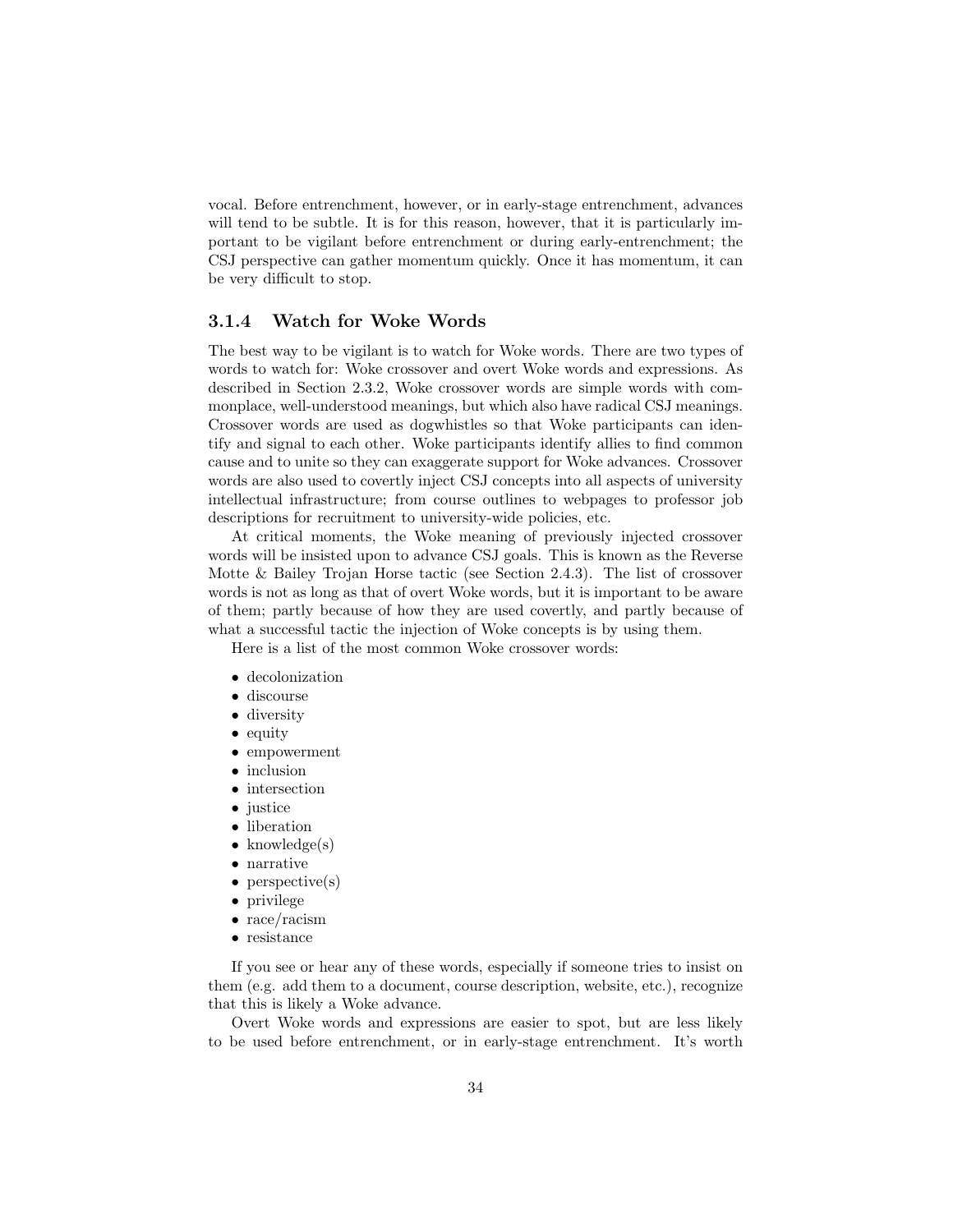vocal. Before entrenchment, however, or in early-stage entrenchment, advances will tend to be subtle. It is for this reason, however, that it is particularly important to be vigilant before entrenchment or during early-entrenchment; the CSJ perspective can gather momentum quickly. Once it has momentum, it can be very difficult to stop.

### 3.1.4 Watch for Woke Words

The best way to be vigilant is to watch for Woke words. There are two types of words to watch for: Woke crossover and overt Woke words and expressions. As described in Section 2.3.2, Woke crossover words are simple words with commonplace, well-understood meanings, but which also have radical CSJ meanings. Crossover words are used as dogwhistles so that Woke participants can identify and signal to each other. Woke participants identify allies to find common cause and to unite so they can exaggerate support for Woke advances. Crossover words are also used to covertly inject CSJ concepts into all aspects of university intellectual infrastructure; from course outlines to webpages to professor job descriptions for recruitment to university-wide policies, etc.

At critical moments, the Woke meaning of previously injected crossover words will be insisted upon to advance CSJ goals. This is known as the Reverse Motte & Bailey Trojan Horse tactic (see Section 2.4.3). The list of crossover words is not as long as that of overt Woke words, but it is important to be aware of them; partly because of how they are used covertly, and partly because of what a successful tactic the injection of Woke concepts is by using them.

Here is a list of the most common Woke crossover words:

- decolonization
- discourse
- diversity
- equity
- empowerment
- inclusion
- intersection
- justice
- liberation
- knowledge(s)
- narrative
- perspective(s)
- privilege
- race/racism
- resistance

If you see or hear any of these words, especially if someone tries to insist on them (e.g. add them to a document, course description, website, etc.), recognize that this is likely a Woke advance.

Overt Woke words and expressions are easier to spot, but are less likely to be used before entrenchment, or in early-stage entrenchment. It's worth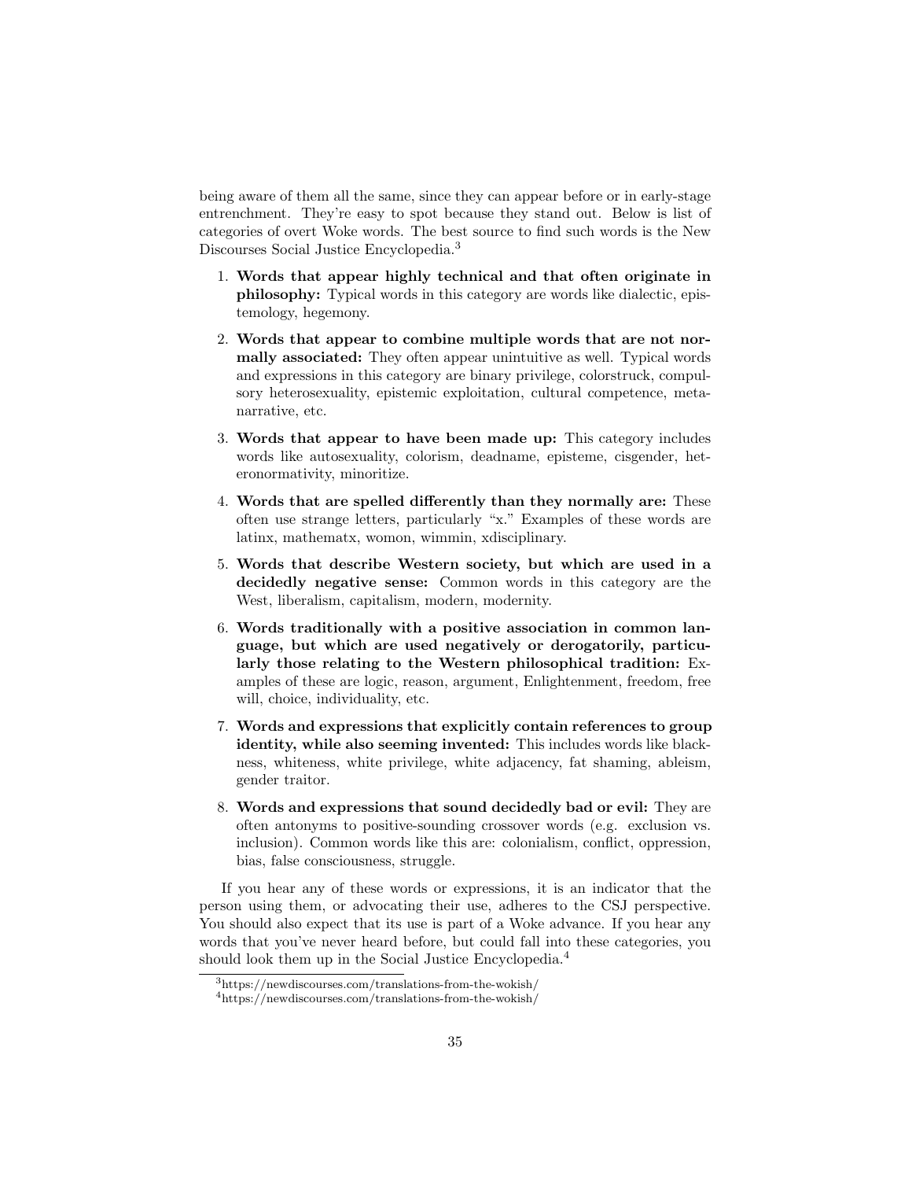being aware of them all the same, since they can appear before or in early-stage entrenchment. They're easy to spot because they stand out. Below is list of categories of overt Woke words. The best source to find such words is the New Discourses Social Justice Encyclopedia.[3]

1. **Words that appear highly technical and that often originate in philosophy:** Typical words in this category are words like dialectic, epistemology, hegemony.
2. **Words that appear to combine multiple words that are not normally associated:** They often appear unintuitive as well. Typical words and expressions in this category are binary privilege, colorstruck, compulsory heterosexuality, epistemic exploitation, cultural competence, metanarrative, etc.
3. **Words that appear to have been made up:** This category includes words like autosexuality, colorism, deadname, episteme, cisgender, heteronormativity, minoritize.
4. **Words that are spelled differently than they normally are:** These often use strange letters, particularly "x." Examples of these words are latinx, mathematx, womon, wimmin, xdisciplinary.
5. **Words that describe Western society, but which are used in a decidedly negative sense:** Common words in this category are the West, liberalism, capitalism, modern, modernity.
6. **Words traditionally with a positive association in common language, but which are used negatively or derogatorily, particularly those relating to the Western philosophical tradition:** Examples of these are logic, reason, argument, Enlightenment, freedom, free will, choice, individuality, etc.
7. **Words and expressions that explicitly contain references to group identity, while also seeming invented:** This includes words like blackness, whiteness, white privilege, white adjacency, fat shaming, ableism, gender traitor.
8. **Words and expressions that sound decidedly bad or evil:** They are often antonyms to positive-sounding crossover words (e.g. exclusion vs. inclusion). Common words like this are: colonialism, conflict, oppression, bias, false consciousness, struggle.

If you hear any of these words or expressions, it is an indicator that the person using them, or advocating their use, adheres to the CSJ perspective. You should also expect that its use is part of a Woke advance. If you hear any words that you've never heard before, but could fall into these categories, you should look them up in the Social Justice Encyclopedia.[4]

[3] https://newdiscourses.com/translations-from-the-wokish/

[4] https://newdiscourses.com/translations-from-the-wokish/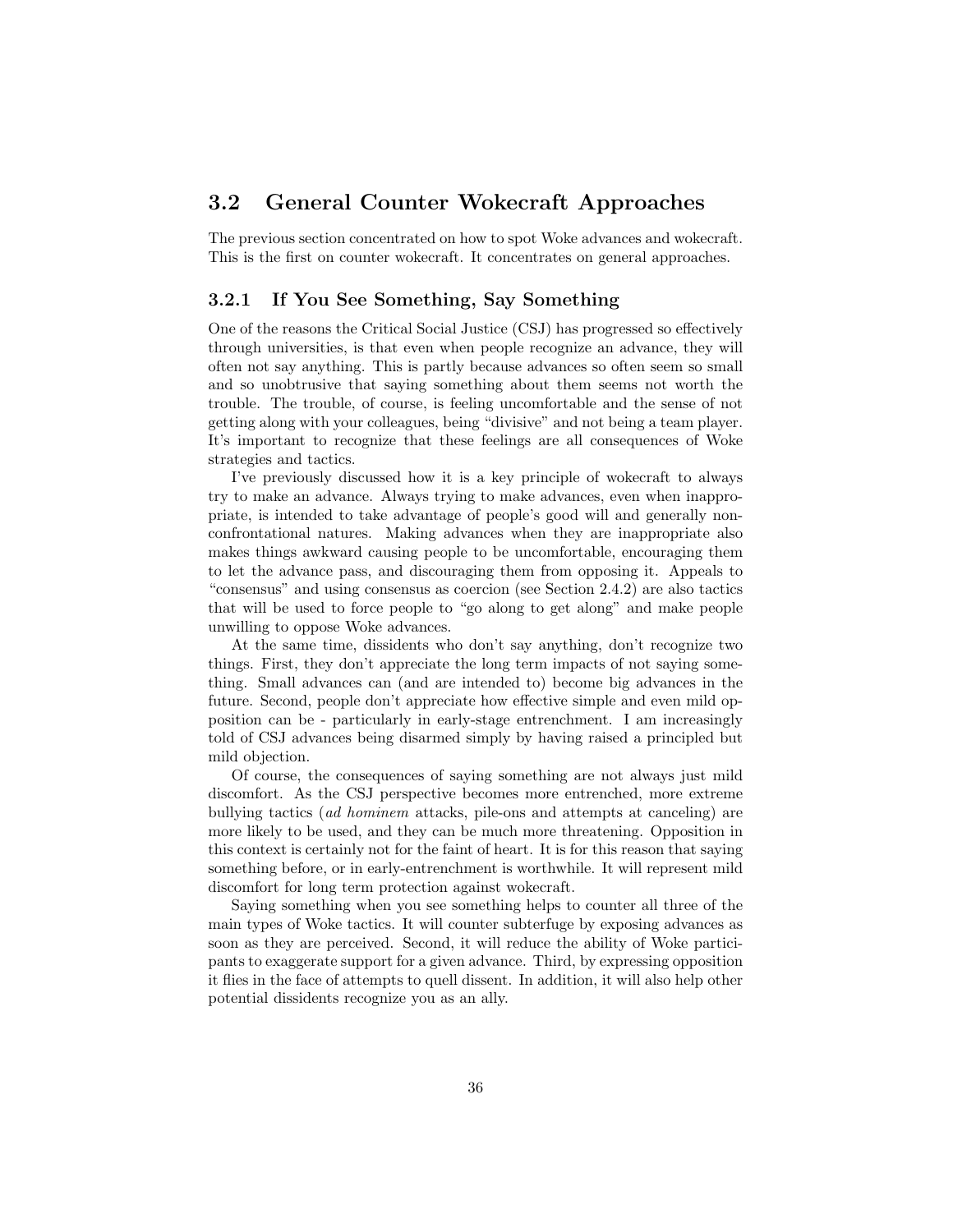## 3.2 General Counter Wokecraft Approaches

The previous section concentrated on how to spot Woke advances and wokecraft. This is the first on counter wokecraft. It concentrates on general approaches.

### 3.2.1 If You See Something, Say Something

One of the reasons the Critical Social Justice (CSJ) has progressed so effectively through universities, is that even when people recognize an advance, they will often not say anything. This is partly because advances so often seem so small and so unobtrusive that saying something about them seems not worth the trouble. The trouble, of course, is feeling uncomfortable and the sense of not getting along with your colleagues, being "divisive" and not being a team player. It's important to recognize that these feelings are all consequences of Woke strategies and tactics.

I've previously discussed how it is a key principle of wokecraft to always try to make an advance. Always trying to make advances, even when inappropriate, is intended to take advantage of people's good will and generally non-confrontational natures. Making advances when they are inappropriate also makes things awkward causing people to be uncomfortable, encouraging them to let the advance pass, and discouraging them from opposing it. Appeals to "consensus" and using consensus as coercion (see Section 2.4.2) are also tactics that will be used to force people to "go along to get along" and make people unwilling to oppose Woke advances.

At the same time, dissidents who don't say anything, don't recognize two things. First, they don't appreciate the long term impacts of not saying something. Small advances can (and are intended to) become big advances in the future. Second, people don't appreciate how effective simple and even mild opposition can be - particularly in early-stage entrenchment. I am increasingly told of CSJ advances being disarmed simply by having raised a principled but mild objection.

Of course, the consequences of saying something are not always just mild discomfort. As the CSJ perspective becomes more entrenched, more extreme bullying tactics (*ad hominem* attacks, pile-ons and attempts at canceling) are more likely to be used, and they can be much more threatening. Opposition in this context is certainly not for the faint of heart. It is for this reason that saying something before, or in early-entrenchment is worthwhile. It will represent mild discomfort for long term protection against wokecraft.

Saying something when you see something helps to counter all three of the main types of Woke tactics. It will counter subterfuge by exposing advances as soon as they are perceived. Second, it will reduce the ability of Woke participants to exaggerate support for a given advance. Third, by expressing opposition it flies in the face of attempts to quell dissent. In addition, it will also help other potential dissidents recognize you as an ally.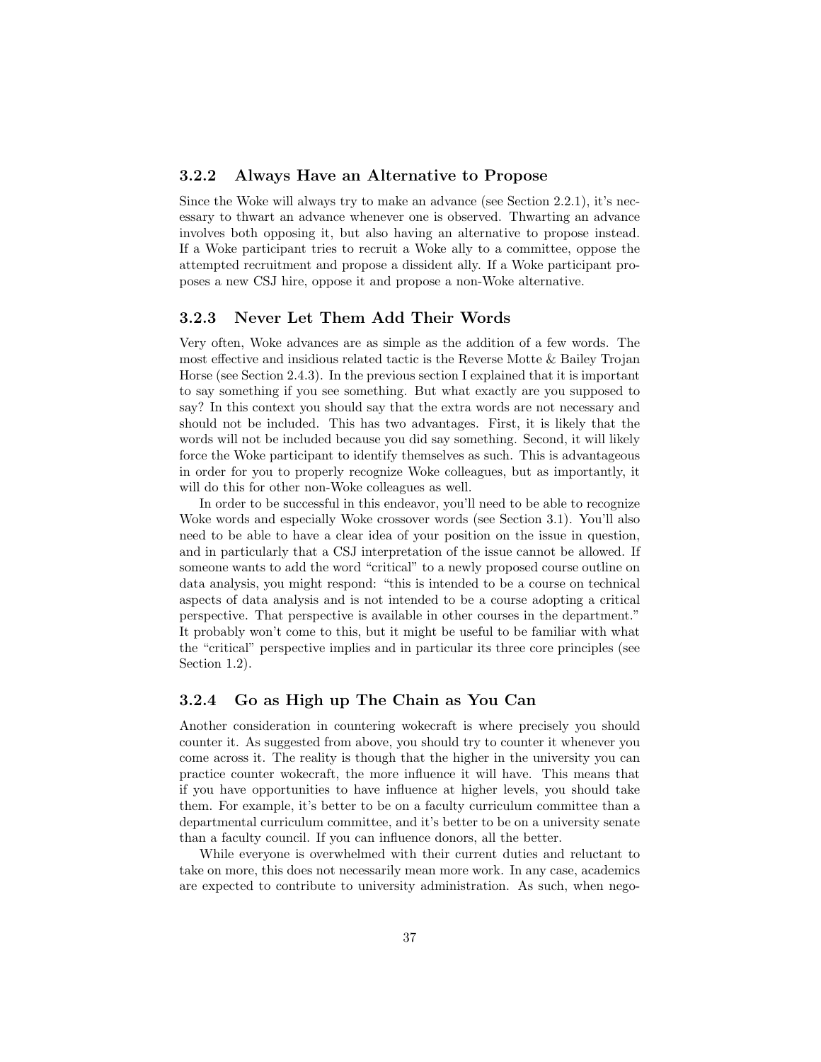### 3.2.2 Always Have an Alternative to Propose

Since the Woke will always try to make an advance (see Section 2.2.1), it's necessary to thwart an advance whenever one is observed. Thwarting an advance involves both opposing it, but also having an alternative to propose instead. If a Woke participant tries to recruit a Woke ally to a committee, oppose the attempted recruitment and propose a dissident ally. If a Woke participant proposes a new CSJ hire, oppose it and propose a non-Woke alternative.

### 3.2.3 Never Let Them Add Their Words

Very often, Woke advances are as simple as the addition of a few words. The most effective and insidious related tactic is the Reverse Motte & Bailey Trojan Horse (see Section 2.4.3). In the previous section I explained that it is important to say something if you see something. But what exactly are you supposed to say? In this context you should say that the extra words are not necessary and should not be included. This has two advantages. First, it is likely that the words will not be included because you did say something. Second, it will likely force the Woke participant to identify themselves as such. This is advantageous in order for you to properly recognize Woke colleagues, but as importantly, it will do this for other non-Woke colleagues as well.

In order to be successful in this endeavor, you'll need to be able to recognize Woke words and especially Woke crossover words (see Section 3.1). You'll also need to be able to have a clear idea of your position on the issue in question, and in particularly that a CSJ interpretation of the issue cannot be allowed. If someone wants to add the word "critical" to a newly proposed course outline on data analysis, you might respond: "this is intended to be a course on technical aspects of data analysis and is not intended to be a course adopting a critical perspective. That perspective is available in other courses in the department." It probably won't come to this, but it might be useful to be familiar with what the "critical" perspective implies and in particular its three core principles (see Section 1.2).

### 3.2.4 Go as High up The Chain as You Can

Another consideration in countering wokecraft is where precisely you should counter it. As suggested from above, you should try to counter it whenever you come across it. The reality is though that the higher in the university you can practice counter wokecraft, the more influence it will have. This means that if you have opportunities to have influence at higher levels, you should take them. For example, it's better to be on a faculty curriculum committee than a departmental curriculum committee, and it's better to be on a university senate than a faculty council. If you can influence donors, all the better.

While everyone is overwhelmed with their current duties and reluctant to take on more, this does not necessarily mean more work. In any case, academics are expected to contribute to university administration. As such, when nego-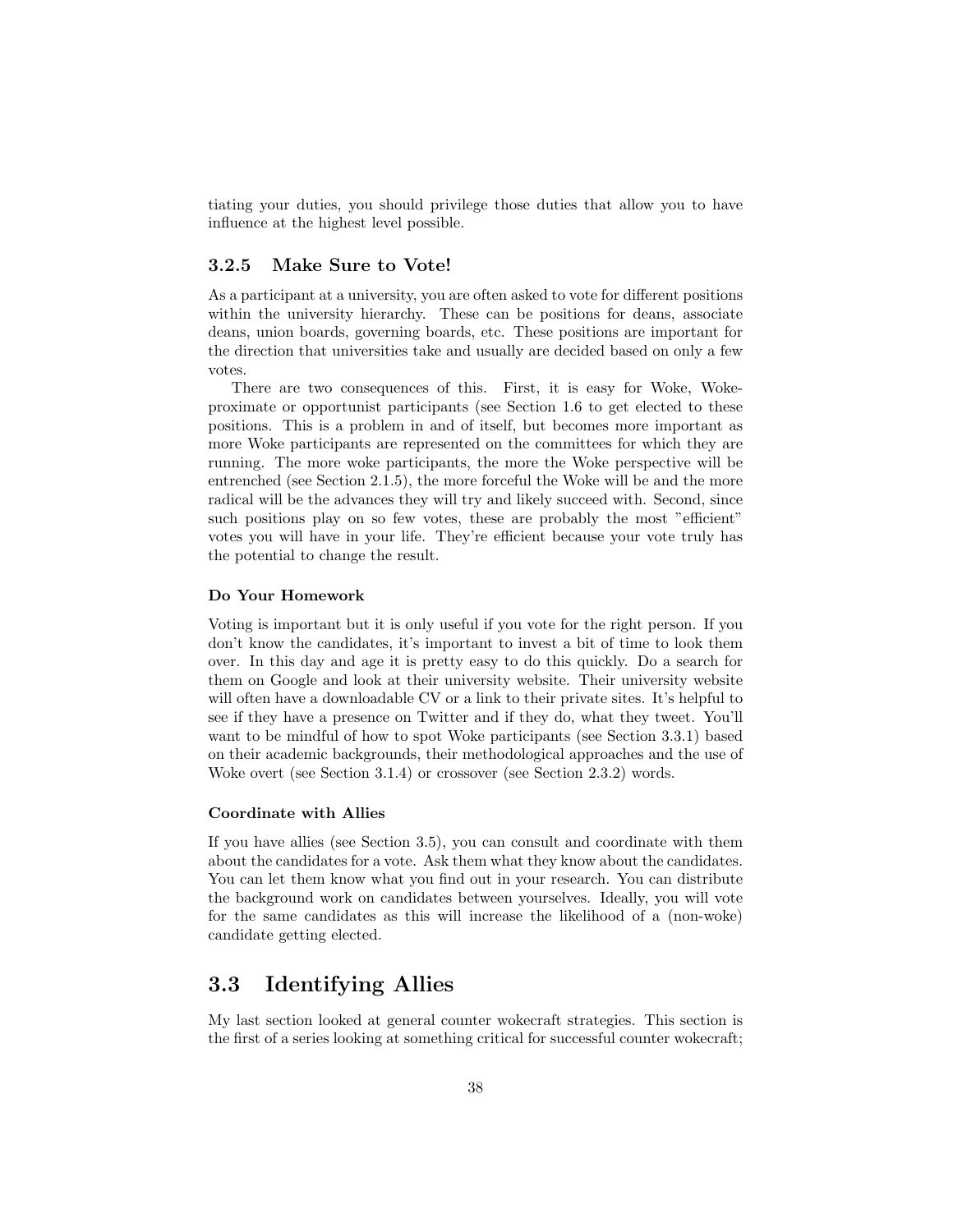tiating your duties, you should privilege those duties that allow you to have influence at the highest level possible.

### 3.2.5 Make Sure to Vote!

As a participant at a university, you are often asked to vote for different positions within the university hierarchy. These can be positions for deans, associate deans, union boards, governing boards, etc. These positions are important for the direction that universities take and usually are decided based on only a few votes.

There are two consequences of this. First, it is easy for Woke, Woke-proximate or opportunist participants (see Section 1.6 to get elected to these positions. This is a problem in and of itself, but becomes more important as more Woke participants are represented on the committees for which they are running. The more woke participants, the more the Woke perspective will be entrenched (see Section 2.1.5), the more forceful the Woke will be and the more radical will be the advances they will try and likely succeed with. Second, since such positions play on so few votes, these are probably the most "efficient" votes you will have in your life. They're efficient because your vote truly has the potential to change the result.

#### Do Your Homework

Voting is important but it is only useful if you vote for the right person. If you don't know the candidates, it's important to invest a bit of time to look them over. In this day and age it is pretty easy to do this quickly. Do a search for them on Google and look at their university website. Their university website will often have a downloadable CV or a link to their private sites. It's helpful to see if they have a presence on Twitter and if they do, what they tweet. You'll want to be mindful of how to spot Woke participants (see Section 3.3.1) based on their academic backgrounds, their methodological approaches and the use of Woke overt (see Section 3.1.4) or crossover (see Section 2.3.2) words.

#### Coordinate with Allies

If you have allies (see Section 3.5), you can consult and coordinate with them about the candidates for a vote. Ask them what they know about the candidates. You can let them know what you find out in your research. You can distribute the background work on candidates between yourselves. Ideally, you will vote for the same candidates as this will increase the likelihood of a (non-woke) candidate getting elected.

## 3.3 Identifying Allies

My last section looked at general counter wokecraft strategies. This section is the first of a series looking at something critical for successful counter wokecraft;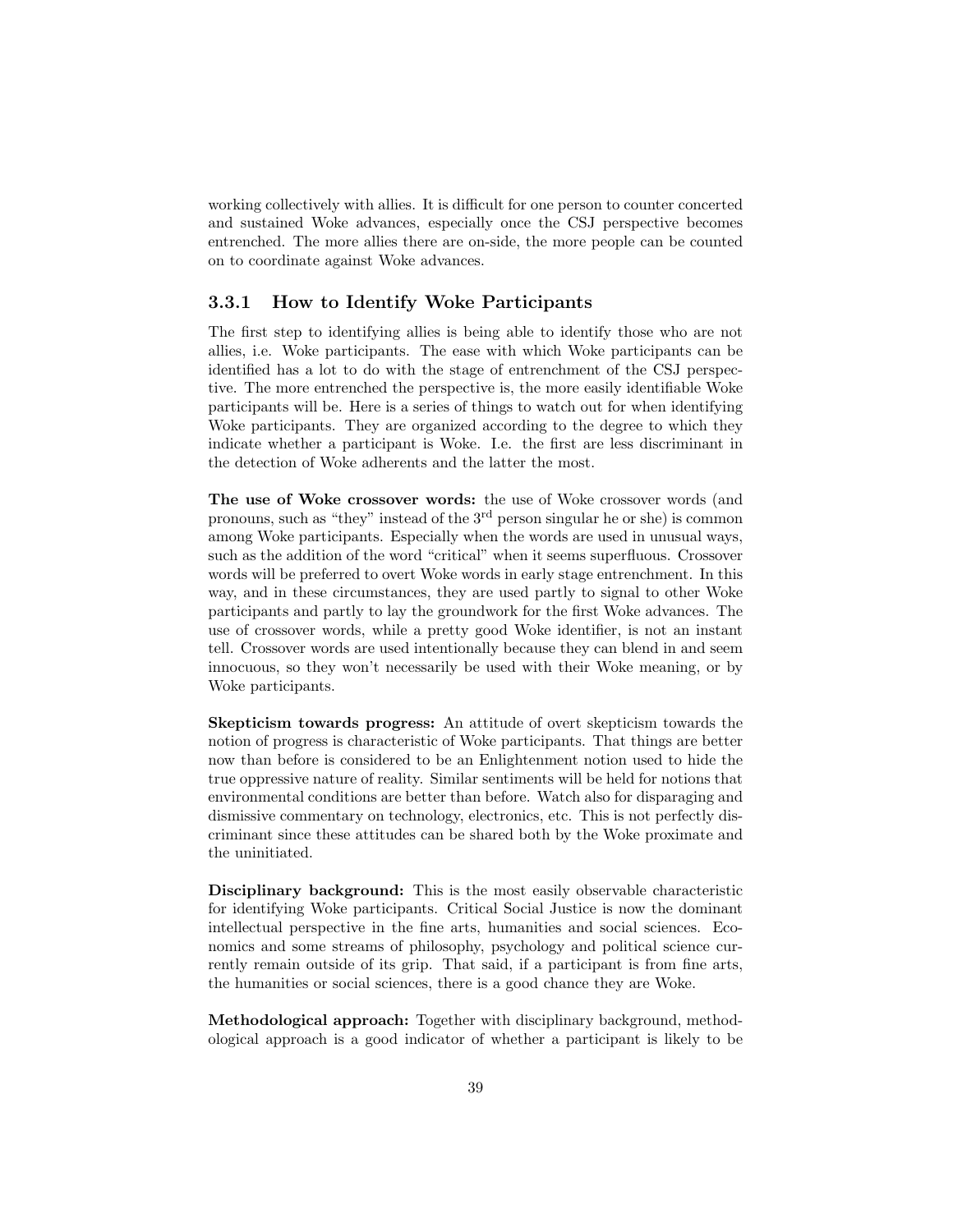working collectively with allies. It is difficult for one person to counter concerted and sustained Woke advances, especially once the CSJ perspective becomes entrenched. The more allies there are on-side, the more people can be counted on to coordinate against Woke advances.

### 3.3.1 How to Identify Woke Participants

The first step to identifying allies is being able to identify those who are not allies, i.e. Woke participants. The ease with which Woke participants can be identified has a lot to do with the stage of entrenchment of the CSJ perspective. The more entrenched the perspective is, the more easily identifiable Woke participants will be. Here is a series of things to watch out for when identifying Woke participants. They are organized according to the degree to which they indicate whether a participant is Woke. I.e. the first are less discriminant in the detection of Woke adherents and the latter the most.

**The use of Woke crossover words:** the use of Woke crossover words (and pronouns, such as "they" instead of the 3rd person singular he or she) is common among Woke participants. Especially when the words are used in unusual ways, such as the addition of the word "critical" when it seems superfluous. Crossover words will be preferred to overt Woke words in early stage entrenchment. In this way, and in these circumstances, they are used partly to signal to other Woke participants and partly to lay the groundwork for the first Woke advances. The use of crossover words, while a pretty good Woke identifier, is not an instant tell. Crossover words are used intentionally because they can blend in and seem innocuous, so they won't necessarily be used with their Woke meaning, or by Woke participants.

**Skepticism towards progress:** An attitude of overt skepticism towards the notion of progress is characteristic of Woke participants. That things are better now than before is considered to be an Enlightenment notion used to hide the true oppressive nature of reality. Similar sentiments will be held for notions that environmental conditions are better than before. Watch also for disparaging and dismissive commentary on technology, electronics, etc. This is not perfectly discriminant since these attitudes can be shared both by the Woke proximate and the uninitiated.

**Disciplinary background:** This is the most easily observable characteristic for identifying Woke participants. Critical Social Justice is now the dominant intellectual perspective in the fine arts, humanities and social sciences. Economics and some streams of philosophy, psychology and political science currently remain outside of its grip. That said, if a participant is from fine arts, the humanities or social sciences, there is a good chance they are Woke.

**Methodological approach:** Together with disciplinary background, methodological approach is a good indicator of whether a participant is likely to be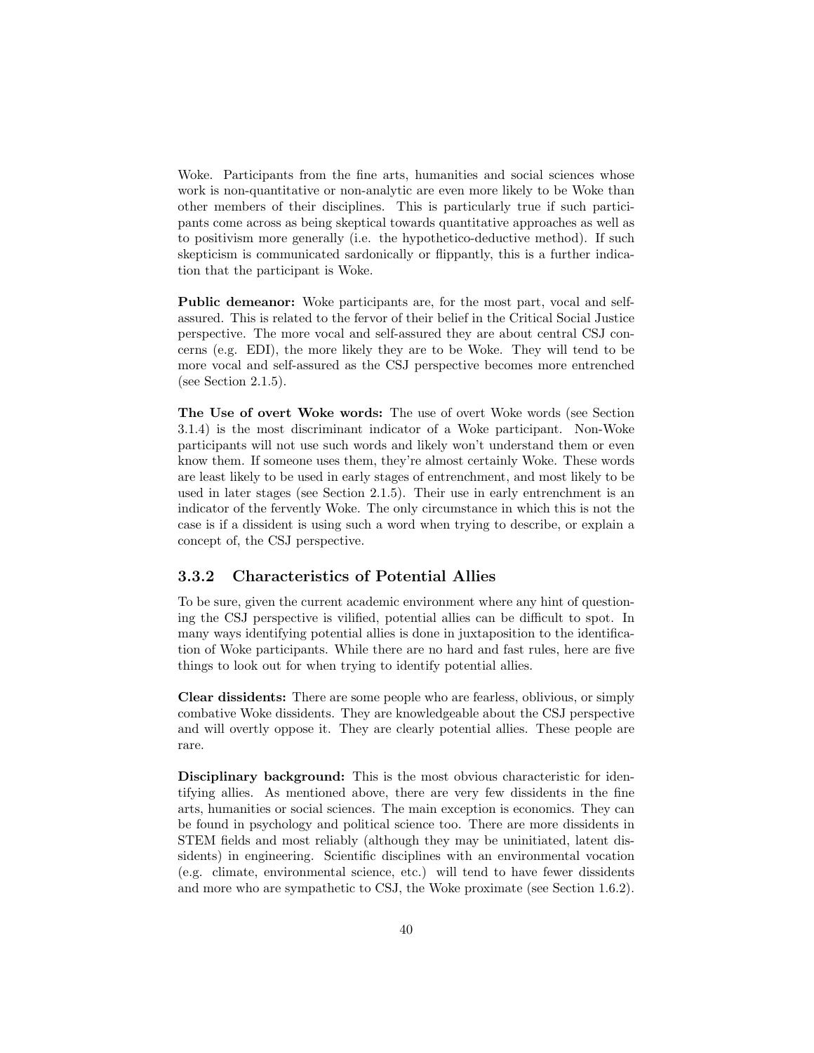Woke. Participants from the fine arts, humanities and social sciences whose work is non-quantitative or non-analytic are even more likely to be Woke than other members of their disciplines. This is particularly true if such participants come across as being skeptical towards quantitative approaches as well as to positivism more generally (i.e. the hypothetico-deductive method). If such skepticism is communicated sardonically or flippantly, this is a further indication that the participant is Woke.

**Public demeanor:** Woke participants are, for the most part, vocal and self-assured. This is related to the fervor of their belief in the Critical Social Justice perspective. The more vocal and self-assured they are about central CSJ concerns (e.g. EDI), the more likely they are to be Woke. They will tend to be more vocal and self-assured as the CSJ perspective becomes more entrenched (see Section 2.1.5).

**The Use of overt Woke words:** The use of overt Woke words (see Section 3.1.4) is the most discriminant indicator of a Woke participant. Non-Woke participants will not use such words and likely won't understand them or even know them. If someone uses them, they're almost certainly Woke. These words are least likely to be used in early stages of entrenchment, and most likely to be used in later stages (see Section 2.1.5). Their use in early entrenchment is an indicator of the fervently Woke. The only circumstance in which this is not the case is if a dissident is using such a word when trying to describe, or explain a concept of, the CSJ perspective.

### 3.3.2 Characteristics of Potential Allies

To be sure, given the current academic environment where any hint of questioning the CSJ perspective is vilified, potential allies can be difficult to spot. In many ways identifying potential allies is done in juxtaposition to the identification of Woke participants. While there are no hard and fast rules, here are five things to look out for when trying to identify potential allies.

**Clear dissidents:** There are some people who are fearless, oblivious, or simply combative Woke dissidents. They are knowledgeable about the CSJ perspective and will overtly oppose it. They are clearly potential allies. These people are rare.

**Disciplinary background:** This is the most obvious characteristic for identifying allies. As mentioned above, there are very few dissidents in the fine arts, humanities or social sciences. The main exception is economics. They can be found in psychology and political science too. There are more dissidents in STEM fields and most reliably (although they may be uninitiated, latent dissidents) in engineering. Scientific disciplines with an environmental vocation (e.g. climate, environmental science, etc.) will tend to have fewer dissidents and more who are sympathetic to CSJ, the Woke proximate (see Section 1.6.2).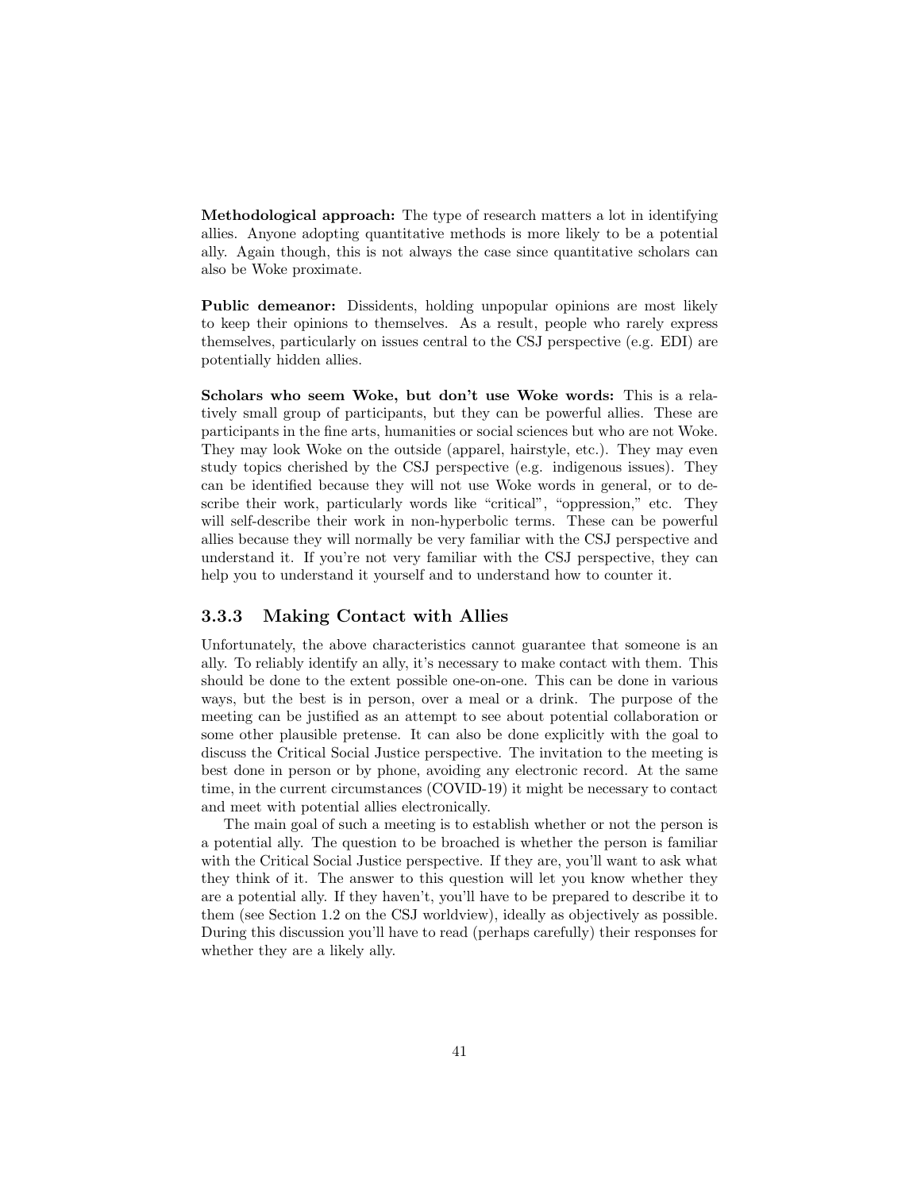**Methodological approach:** The type of research matters a lot in identifying allies. Anyone adopting quantitative methods is more likely to be a potential ally. Again though, this is not always the case since quantitative scholars can also be Woke proximate.

**Public demeanor:** Dissidents, holding unpopular opinions are most likely to keep their opinions to themselves. As a result, people who rarely express themselves, particularly on issues central to the CSJ perspective (e.g. EDI) are potentially hidden allies.

**Scholars who seem Woke, but don't use Woke words:** This is a relatively small group of participants, but they can be powerful allies. These are participants in the fine arts, humanities or social sciences but who are not Woke. They may look Woke on the outside (apparel, hairstyle, etc.). They may even study topics cherished by the CSJ perspective (e.g. indigenous issues). They can be identified because they will not use Woke words in general, or to describe their work, particularly words like "critical", "oppression," etc. They will self-describe their work in non-hyperbolic terms. These can be powerful allies because they will normally be very familiar with the CSJ perspective and understand it. If you're not very familiar with the CSJ perspective, they can help you to understand it yourself and to understand how to counter it.

### 3.3.3 Making Contact with Allies

Unfortunately, the above characteristics cannot guarantee that someone is an ally. To reliably identify an ally, it's necessary to make contact with them. This should be done to the extent possible one-on-one. This can be done in various ways, but the best is in person, over a meal or a drink. The purpose of the meeting can be justified as an attempt to see about potential collaboration or some other plausible pretense. It can also be done explicitly with the goal to discuss the Critical Social Justice perspective. The invitation to the meeting is best done in person or by phone, avoiding any electronic record. At the same time, in the current circumstances (COVID-19) it might be necessary to contact and meet with potential allies electronically.

The main goal of such a meeting is to establish whether or not the person is a potential ally. The question to be broached is whether the person is familiar with the Critical Social Justice perspective. If they are, you'll want to ask what they think of it. The answer to this question will let you know whether they are a potential ally. If they haven't, you'll have to be prepared to describe it to them (see Section 1.2 on the CSJ worldview), ideally as objectively as possible. During this discussion you'll have to read (perhaps carefully) their responses for whether they are a likely ally.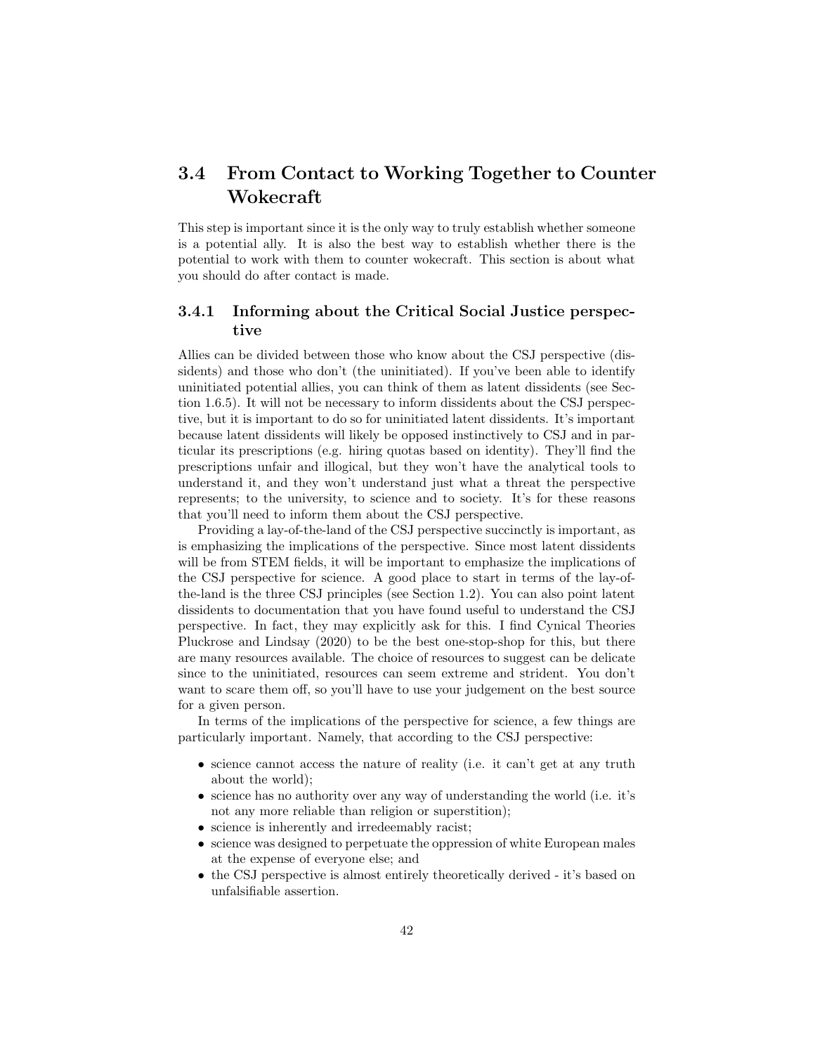## 3.4 From Contact to Working Together to Counter Wokecraft

This step is important since it is the only way to truly establish whether someone is a potential ally. It is also the best way to establish whether there is the potential to work with them to counter wokecraft. This section is about what you should do after contact is made.

### 3.4.1 Informing about the Critical Social Justice perspective

Allies can be divided between those who know about the CSJ perspective (dissidents) and those who don't (the uninitiated). If you've been able to identify uninitiated potential allies, you can think of them as latent dissidents (see Section 1.6.5). It will not be necessary to inform dissidents about the CSJ perspective, but it is important to do so for uninitiated latent dissidents. It's important because latent dissidents will likely be opposed instinctively to CSJ and in particular its prescriptions (e.g. hiring quotas based on identity). They'll find the prescriptions unfair and illogical, but they won't have the analytical tools to understand it, and they won't understand just what a threat the perspective represents; to the university, to science and to society. It's for these reasons that you'll need to inform them about the CSJ perspective.

Providing a lay-of-the-land of the CSJ perspective succinctly is important, as is emphasizing the implications of the perspective. Since most latent dissidents will be from STEM fields, it will be important to emphasize the implications of the CSJ perspective for science. A good place to start in terms of the lay-of-the-land is the three CSJ principles (see Section 1.2). You can also point latent dissidents to documentation that you have found useful to understand the CSJ perspective. In fact, they may explicitly ask for this. I find Cynical Theories Pluckrose and Lindsay (2020) to be the best one-stop-shop for this, but there are many resources available. The choice of resources to suggest can be delicate since to the uninitiated, resources can seem extreme and strident. You don't want to scare them off, so you'll have to use your judgement on the best source for a given person.

In terms of the implications of the perspective for science, a few things are particularly important. Namely, that according to the CSJ perspective:

- science cannot access the nature of reality (i.e. it can't get at any truth about the world);
- science has no authority over any way of understanding the world (i.e. it's not any more reliable than religion or superstition);
- science is inherently and irredeemably racist;
- science was designed to perpetuate the oppression of white European males at the expense of everyone else; and
- the CSJ perspective is almost entirely theoretically derived - it's based on unfalsifiable assertion.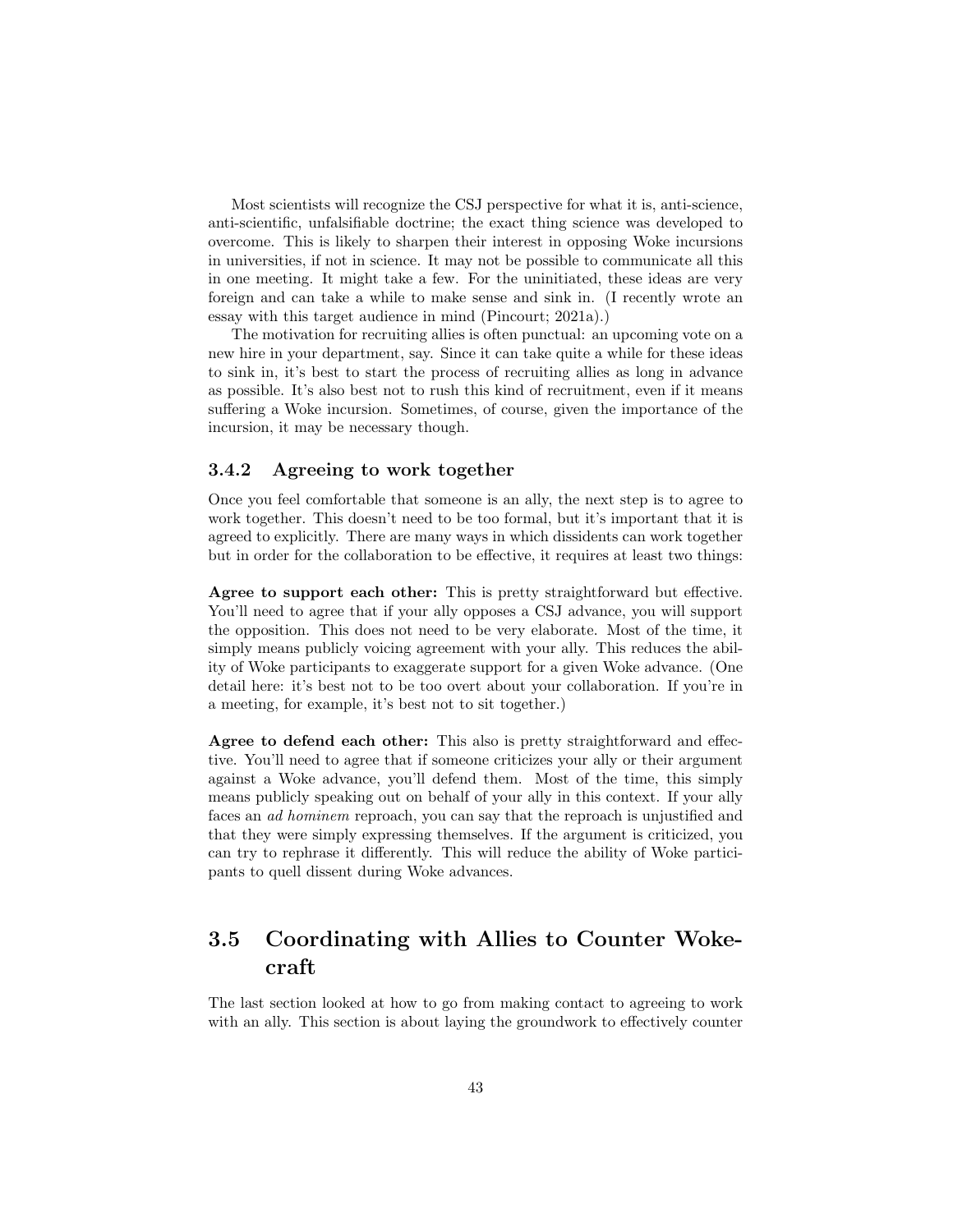Most scientists will recognize the CSJ perspective for what it is, anti-science, anti-scientific, unfalsifiable doctrine; the exact thing science was developed to overcome. This is likely to sharpen their interest in opposing Woke incursions in universities, if not in science. It may not be possible to communicate all this in one meeting. It might take a few. For the uninitiated, these ideas are very foreign and can take a while to make sense and sink in. (I recently wrote an essay with this target audience in mind (Pincourt; 2021a).)

The motivation for recruiting allies is often punctual: an upcoming vote on a new hire in your department, say. Since it can take quite a while for these ideas to sink in, it's best to start the process of recruiting allies as long in advance as possible. It's also best not to rush this kind of recruitment, even if it means suffering a Woke incursion. Sometimes, of course, given the importance of the incursion, it may be necessary though.

### 3.4.2 Agreeing to work together

Once you feel comfortable that someone is an ally, the next step is to agree to work together. This doesn't need to be too formal, but it's important that it is agreed to explicitly. There are many ways in which dissidents can work together but in order for the collaboration to be effective, it requires at least two things:

**Agree to support each other:** This is pretty straightforward but effective. You'll need to agree that if your ally opposes a CSJ advance, you will support the opposition. This does not need to be very elaborate. Most of the time, it simply means publicly voicing agreement with your ally. This reduces the ability of Woke participants to exaggerate support for a given Woke advance. (One detail here: it's best not to be too overt about your collaboration. If you're in a meeting, for example, it's best not to sit together.)

**Agree to defend each other:** This also is pretty straightforward and effective. You'll need to agree that if someone criticizes your ally or their argument against a Woke advance, you'll defend them. Most of the time, this simply means publicly speaking out on behalf of your ally in this context. If your ally faces an *ad hominem* reproach, you can say that the reproach is unjustified and that they were simply expressing themselves. If the argument is criticized, you can try to rephrase it differently. This will reduce the ability of Woke participants to quell dissent during Woke advances.

## 3.5 Coordinating with Allies to Counter Wokecraft

The last section looked at how to go from making contact to agreeing to work with an ally. This section is about laying the groundwork to effectively counter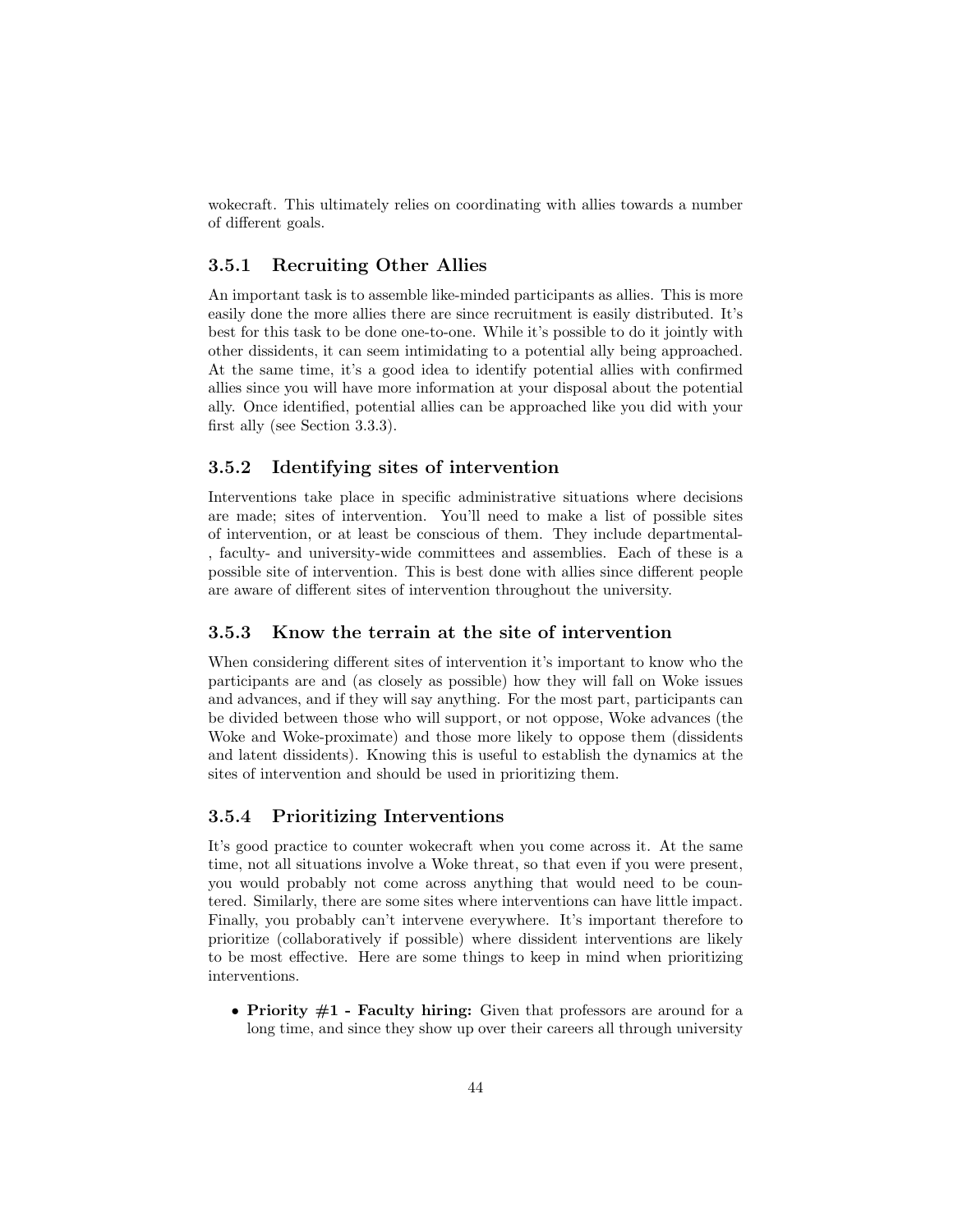wokecraft. This ultimately relies on coordinating with allies towards a number of different goals.

### 3.5.1 Recruiting Other Allies

An important task is to assemble like-minded participants as allies. This is more easily done the more allies there are since recruitment is easily distributed. It's best for this task to be done one-to-one. While it's possible to do it jointly with other dissidents, it can seem intimidating to a potential ally being approached. At the same time, it's a good idea to identify potential allies with confirmed allies since you will have more information at your disposal about the potential ally. Once identified, potential allies can be approached like you did with your first ally (see Section 3.3.3).

### 3.5.2 Identifying sites of intervention

Interventions take place in specific administrative situations where decisions are made; sites of intervention. You'll need to make a list of possible sites of intervention, or at least be conscious of them. They include departmental-, faculty- and university-wide committees and assemblies. Each of these is a possible site of intervention. This is best done with allies since different people are aware of different sites of intervention throughout the university.

### 3.5.3 Know the terrain at the site of intervention

When considering different sites of intervention it's important to know who the participants are and (as closely as possible) how they will fall on Woke issues and advances, and if they will say anything. For the most part, participants can be divided between those who will support, or not oppose, Woke advances (the Woke and Woke-proximate) and those more likely to oppose them (dissidents and latent dissidents). Knowing this is useful to establish the dynamics at the sites of intervention and should be used in prioritizing them.

### 3.5.4 Prioritizing Interventions

It's good practice to counter wokecraft when you come across it. At the same time, not all situations involve a Woke threat, so that even if you were present, you would probably not come across anything that would need to be countered. Similarly, there are some sites where interventions can have little impact. Finally, you probably can't intervene everywhere. It's important therefore to prioritize (collaboratively if possible) where dissident interventions are likely to be most effective. Here are some things to keep in mind when prioritizing interventions.

- **Priority #1 - Faculty hiring:** Given that professors are around for a long time, and since they show up over their careers all through university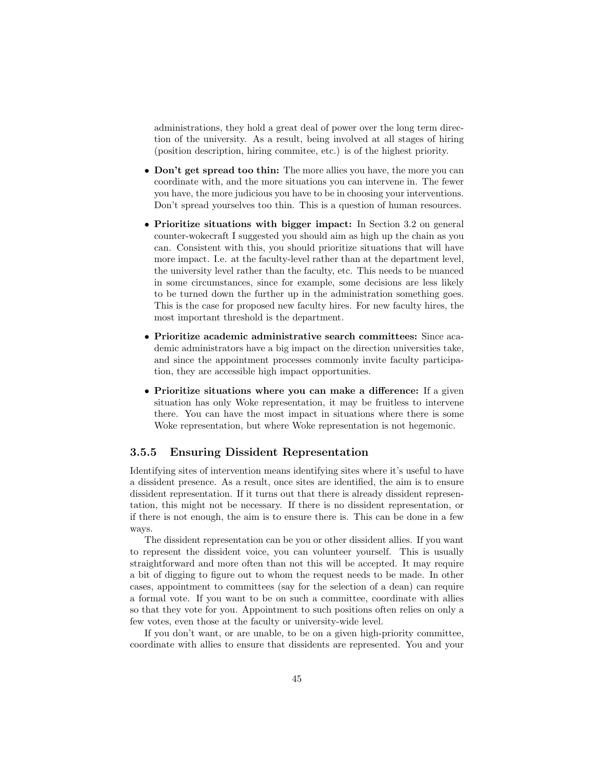administrations, they hold a great deal of power over the long term direction of the university. As a result, being involved at all stages of hiring (position description, hiring commitee, etc.) is of the highest priority.

- **Don't get spread too thin:** The more allies you have, the more you can coordinate with, and the more situations you can intervene in. The fewer you have, the more judicious you have to be in choosing your interventions. Don't spread yourselves too thin. This is a question of human resources.
- **Prioritize situations with bigger impact:** In Section 3.2 on general counter-wokecraft I suggested you should aim as high up the chain as you can. Consistent with this, you should prioritize situations that will have more impact. I.e. at the faculty-level rather than at the department level, the university level rather than the faculty, etc. This needs to be nuanced in some circumstances, since for example, some decisions are less likely to be turned down the further up in the administration something goes. This is the case for proposed new faculty hires. For new faculty hires, the most important threshold is the department.
- **Prioritize academic administrative search committees:** Since academic administrators have a big impact on the direction universities take, and since the appointment processes commonly invite faculty participation, they are accessible high impact opportunities.
- **Prioritize situations where you can make a difference:** If a given situation has only Woke representation, it may be fruitless to intervene there. You can have the most impact in situations where there is some Woke representation, but where Woke representation is not hegemonic.

### 3.5.5 Ensuring Dissident Representation

Identifying sites of intervention means identifying sites where it's useful to have a dissident presence. As a result, once sites are identified, the aim is to ensure dissident representation. If it turns out that there is already dissident representation, this might not be necessary. If there is no dissident representation, or if there is not enough, the aim is to ensure there is. This can be done in a few ways.

The dissident representation can be you or other dissident allies. If you want to represent the dissident voice, you can volunteer yourself. This is usually straightforward and more often than not this will be accepted. It may require a bit of digging to figure out to whom the request needs to be made. In other cases, appointment to committees (say for the selection of a dean) can require a formal vote. If you want to be on such a committee, coordinate with allies so that they vote for you. Appointment to such positions often relies on only a few votes, even those at the faculty or university-wide level.

If you don't want, or are unable, to be on a given high-priority committee, coordinate with allies to ensure that dissidents are represented. You and your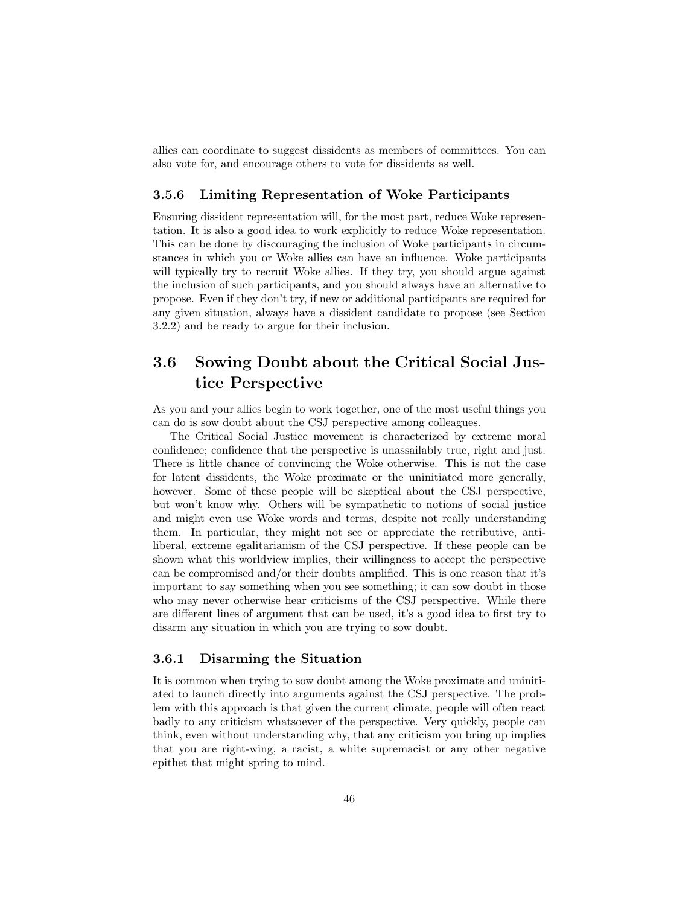allies can coordinate to suggest dissidents as members of committees. You can also vote for, and encourage others to vote for dissidents as well.

### 3.5.6 Limiting Representation of Woke Participants

Ensuring dissident representation will, for the most part, reduce Woke representation. It is also a good idea to work explicitly to reduce Woke representation. This can be done by discouraging the inclusion of Woke participants in circumstances in which you or Woke allies can have an influence. Woke participants will typically try to recruit Woke allies. If they try, you should argue against the inclusion of such participants, and you should always have an alternative to propose. Even if they don't try, if new or additional participants are required for any given situation, always have a dissident candidate to propose (see Section 3.2.2) and be ready to argue for their inclusion.

## 3.6 Sowing Doubt about the Critical Social Justice Perspective

As you and your allies begin to work together, one of the most useful things you can do is sow doubt about the CSJ perspective among colleagues.

The Critical Social Justice movement is characterized by extreme moral confidence; confidence that the perspective is unassailably true, right and just. There is little chance of convincing the Woke otherwise. This is not the case for latent dissidents, the Woke proximate or the uninitiated more generally, however. Some of these people will be skeptical about the CSJ perspective, but won't know why. Others will be sympathetic to notions of social justice and might even use Woke words and terms, despite not really understanding them. In particular, they might not see or appreciate the retributive, anti-liberal, extreme egalitarianism of the CSJ perspective. If these people can be shown what this worldview implies, their willingness to accept the perspective can be compromised and/or their doubts amplified. This is one reason that it's important to say something when you see something; it can sow doubt in those who may never otherwise hear criticisms of the CSJ perspective. While there are different lines of argument that can be used, it's a good idea to first try to disarm any situation in which you are trying to sow doubt.

### 3.6.1 Disarming the Situation

It is common when trying to sow doubt among the Woke proximate and uninitiated to launch directly into arguments against the CSJ perspective. The problem with this approach is that given the current climate, people will often react badly to any criticism whatsoever of the perspective. Very quickly, people can think, even without understanding why, that any criticism you bring up implies that you are right-wing, a racist, a white supremacist or any other negative epithet that might spring to mind.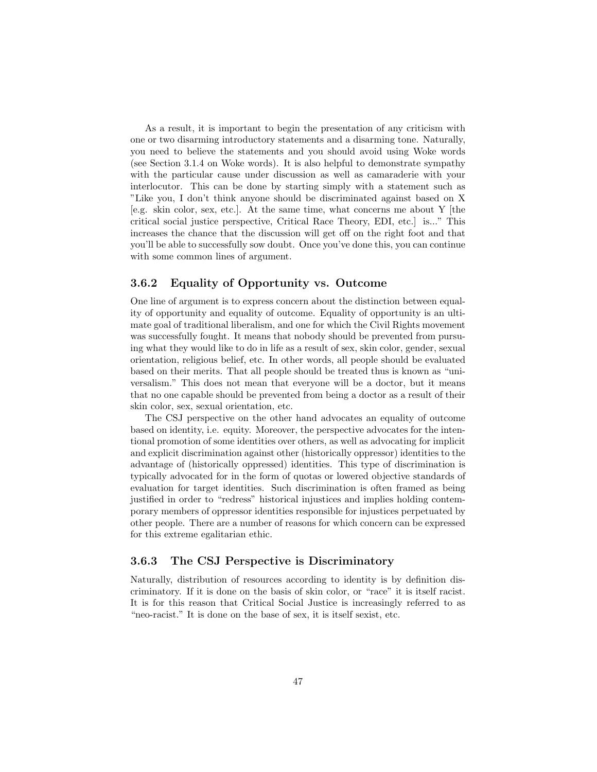As a result, it is important to begin the presentation of any criticism with one or two disarming introductory statements and a disarming tone. Naturally, you need to believe the statements and you should avoid using Woke words (see Section 3.1.4 on Woke words). It is also helpful to demonstrate sympathy with the particular cause under discussion as well as camaraderie with your interlocutor. This can be done by starting simply with a statement such as "Like you, I don't think anyone should be discriminated against based on X [e.g. skin color, sex, etc.]. At the same time, what concerns me about Y [the critical social justice perspective, Critical Race Theory, EDI, etc.] is..." This increases the chance that the discussion will get off on the right foot and that you'll be able to successfully sow doubt. Once you've done this, you can continue with some common lines of argument.

### 3.6.2 Equality of Opportunity vs. Outcome

One line of argument is to express concern about the distinction between equality of opportunity and equality of outcome. Equality of opportunity is an ultimate goal of traditional liberalism, and one for which the Civil Rights movement was successfully fought. It means that nobody should be prevented from pursuing what they would like to do in life as a result of sex, skin color, gender, sexual orientation, religious belief, etc. In other words, all people should be evaluated based on their merits. That all people should be treated thus is known as "universalism." This does not mean that everyone will be a doctor, but it means that no one capable should be prevented from being a doctor as a result of their skin color, sex, sexual orientation, etc.

The CSJ perspective on the other hand advocates an equality of outcome based on identity, i.e. equity. Moreover, the perspective advocates for the intentional promotion of some identities over others, as well as advocating for implicit and explicit discrimination against other (historically oppressor) identities to the advantage of (historically oppressed) identities. This type of discrimination is typically advocated for in the form of quotas or lowered objective standards of evaluation for target identities. Such discrimination is often framed as being justified in order to "redress" historical injustices and implies holding contemporary members of oppressor identities responsible for injustices perpetuated by other people. There are a number of reasons for which concern can be expressed for this extreme egalitarian ethic.

### 3.6.3 The CSJ Perspective is Discriminatory

Naturally, distribution of resources according to identity is by definition discriminatory. If it is done on the basis of skin color, or "race" it is itself racist. It is for this reason that Critical Social Justice is increasingly referred to as "neo-racist." It is done on the base of sex, it is itself sexist, etc.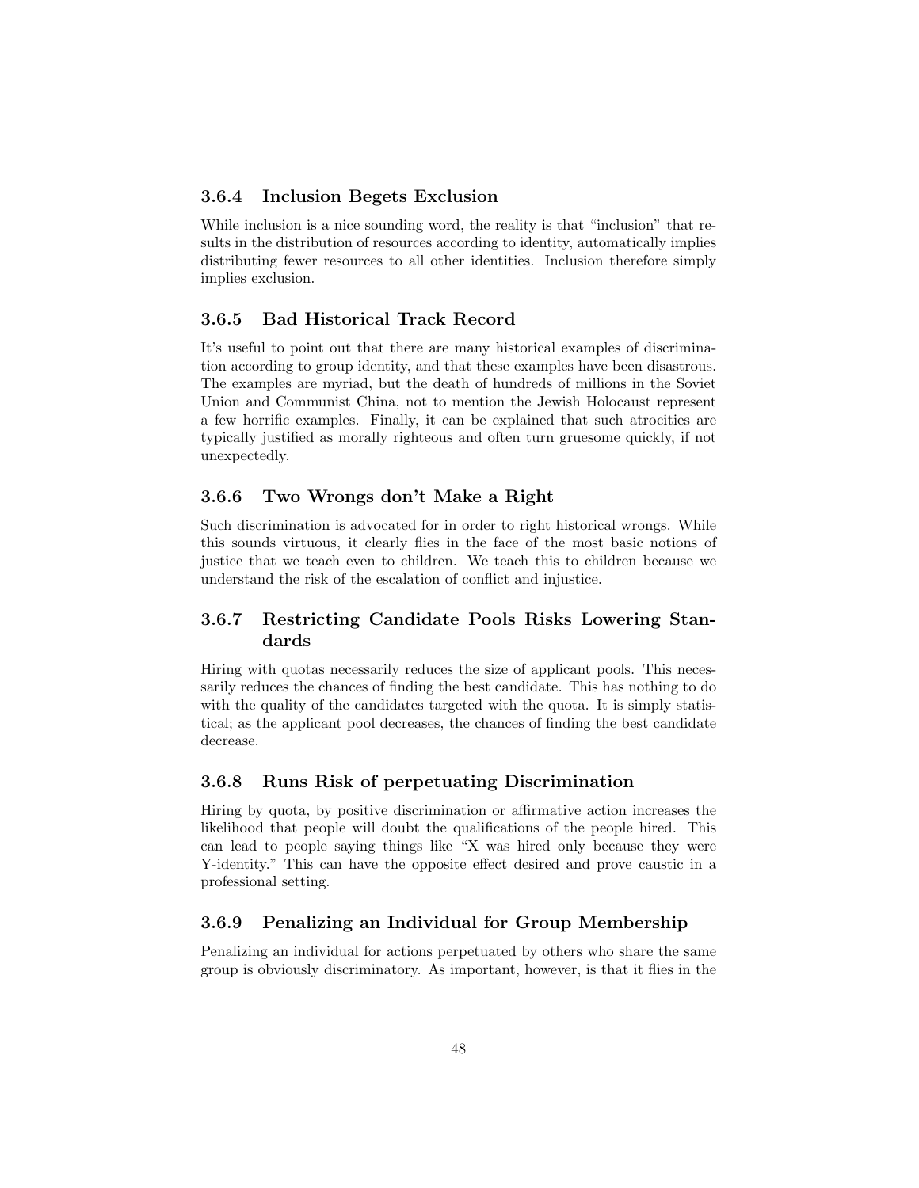### 3.6.4 Inclusion Begets Exclusion

While inclusion is a nice sounding word, the reality is that "inclusion" that results in the distribution of resources according to identity, automatically implies distributing fewer resources to all other identities. Inclusion therefore simply implies exclusion.

### 3.6.5 Bad Historical Track Record

It's useful to point out that there are many historical examples of discrimination according to group identity, and that these examples have been disastrous. The examples are myriad, but the death of hundreds of millions in the Soviet Union and Communist China, not to mention the Jewish Holocaust represent a few horrific examples. Finally, it can be explained that such atrocities are typically justified as morally righteous and often turn gruesome quickly, if not unexpectedly.

### 3.6.6 Two Wrongs don't Make a Right

Such discrimination is advocated for in order to right historical wrongs. While this sounds virtuous, it clearly flies in the face of the most basic notions of justice that we teach even to children. We teach this to children because we understand the risk of the escalation of conflict and injustice.

### 3.6.7 Restricting Candidate Pools Risks Lowering Standards

Hiring with quotas necessarily reduces the size of applicant pools. This necessarily reduces the chances of finding the best candidate. This has nothing to do with the quality of the candidates targeted with the quota. It is simply statistical; as the applicant pool decreases, the chances of finding the best candidate decrease.

### 3.6.8 Runs Risk of perpetuating Discrimination

Hiring by quota, by positive discrimination or affirmative action increases the likelihood that people will doubt the qualifications of the people hired. This can lead to people saying things like "X was hired only because they were Y-identity." This can have the opposite effect desired and prove caustic in a professional setting.

### 3.6.9 Penalizing an Individual for Group Membership

Penalizing an individual for actions perpetuated by others who share the same group is obviously discriminatory. As important, however, is that it flies in the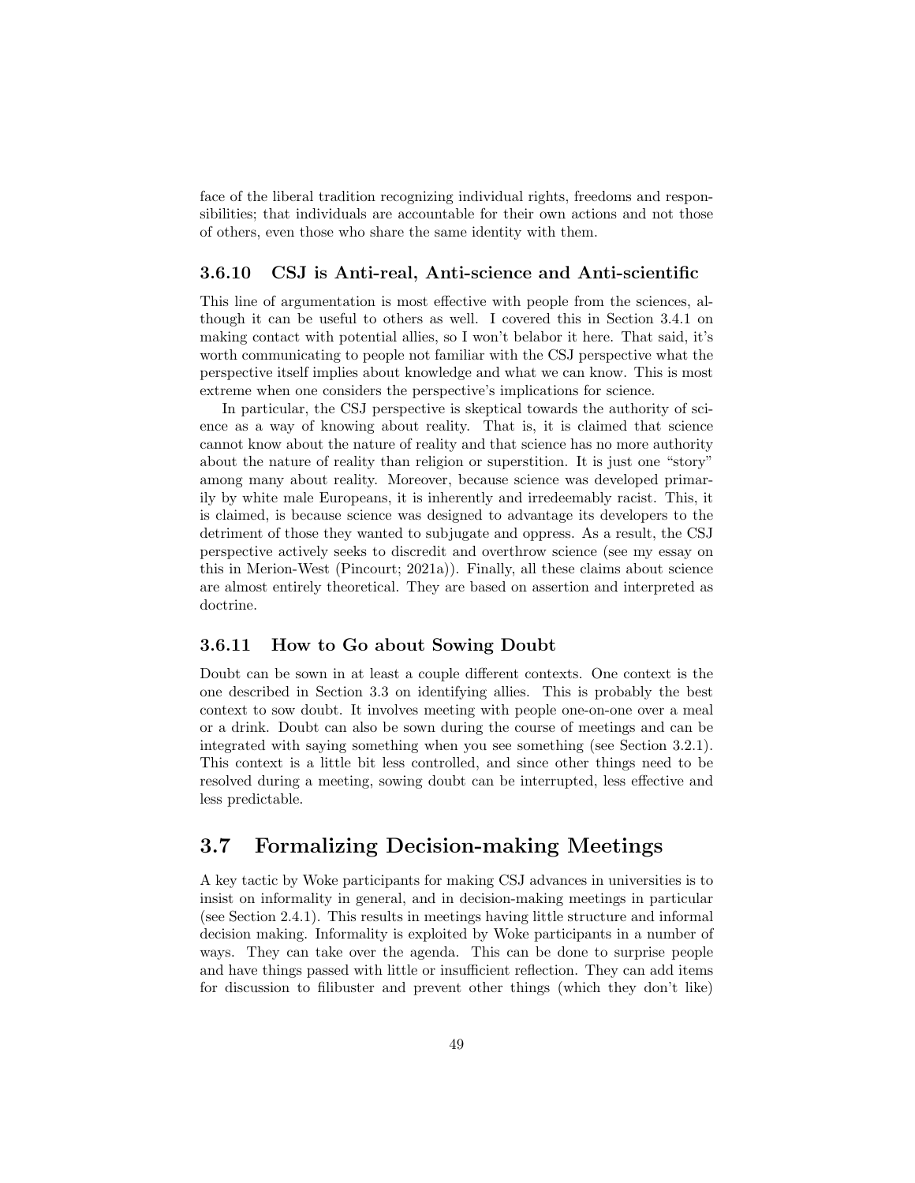face of the liberal tradition recognizing individual rights, freedoms and responsibilities; that individuals are accountable for their own actions and not those of others, even those who share the same identity with them.

### 3.6.10 CSJ is Anti-real, Anti-science and Anti-scientific

This line of argumentation is most effective with people from the sciences, although it can be useful to others as well. I covered this in Section 3.4.1 on making contact with potential allies, so I won't belabor it here. That said, it's worth communicating to people not familiar with the CSJ perspective what the perspective itself implies about knowledge and what we can know. This is most extreme when one considers the perspective's implications for science.

In particular, the CSJ perspective is skeptical towards the authority of science as a way of knowing about reality. That is, it is claimed that science cannot know about the nature of reality and that science has no more authority about the nature of reality than religion or superstition. It is just one "story" among many about reality. Moreover, because science was developed primarily by white male Europeans, it is inherently and irredeemably racist. This, it is claimed, is because science was designed to advantage its developers to the detriment of those they wanted to subjugate and oppress. As a result, the CSJ perspective actively seeks to discredit and overthrow science (see my essay on this in Merion-West (Pincourt; 2021a)). Finally, all these claims about science are almost entirely theoretical. They are based on assertion and interpreted as doctrine.

### 3.6.11 How to Go about Sowing Doubt

Doubt can be sown in at least a couple different contexts. One context is the one described in Section 3.3 on identifying allies. This is probably the best context to sow doubt. It involves meeting with people one-on-one over a meal or a drink. Doubt can also be sown during the course of meetings and can be integrated with saying something when you see something (see Section 3.2.1). This context is a little bit less controlled, and since other things need to be resolved during a meeting, sowing doubt can be interrupted, less effective and less predictable.

## 3.7 Formalizing Decision-making Meetings

A key tactic by Woke participants for making CSJ advances in universities is to insist on informality in general, and in decision-making meetings in particular (see Section 2.4.1). This results in meetings having little structure and informal decision making. Informality is exploited by Woke participants in a number of ways. They can take over the agenda. This can be done to surprise people and have things passed with little or insufficient reflection. They can add items for discussion to filibuster and prevent other things (which they don't like)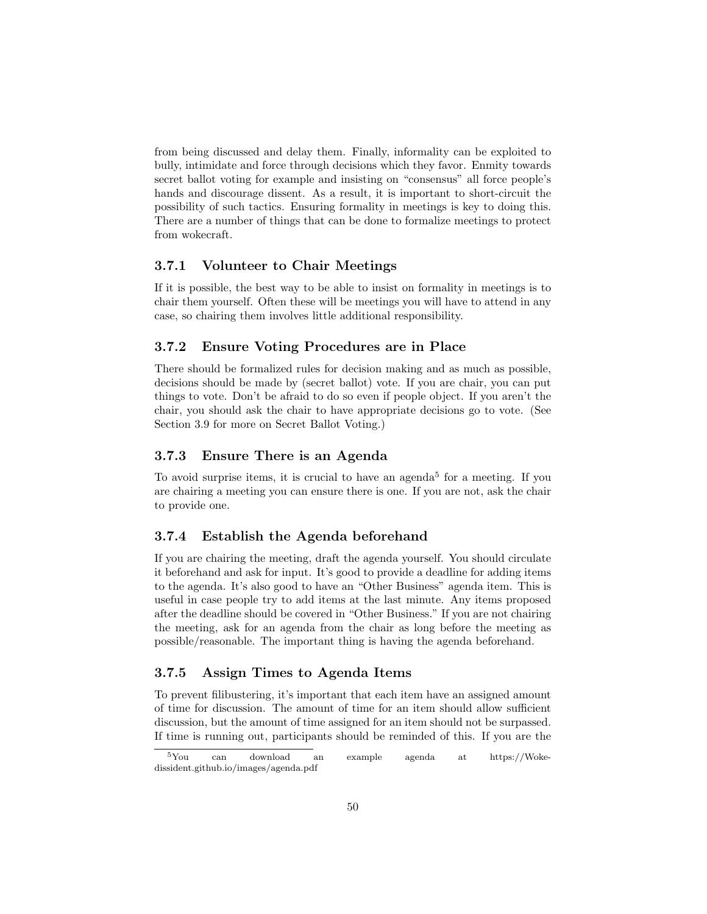from being discussed and delay them. Finally, informality can be exploited to bully, intimidate and force through decisions which they favor. Enmity towards secret ballot voting for example and insisting on "consensus" all force people's hands and discourage dissent. As a result, it is important to short-circuit the possibility of such tactics. Ensuring formality in meetings is key to doing this. There are a number of things that can be done to formalize meetings to protect from wokecraft.

### 3.7.1 Volunteer to Chair Meetings

If it is possible, the best way to be able to insist on formality in meetings is to chair them yourself. Often these will be meetings you will have to attend in any case, so chairing them involves little additional responsibility.

### 3.7.2 Ensure Voting Procedures are in Place

There should be formalized rules for decision making and as much as possible, decisions should be made by (secret ballot) vote. If you are chair, you can put things to vote. Don't be afraid to do so even if people object. If you aren't the chair, you should ask the chair to have appropriate decisions go to vote. (See Section 3.9 for more on Secret Ballot Voting.)

### 3.7.3 Ensure There is an Agenda

To avoid surprise items, it is crucial to have an agenda[5] for a meeting. If you are chairing a meeting you can ensure there is one. If you are not, ask the chair to provide one.

### 3.7.4 Establish the Agenda beforehand

If you are chairing the meeting, draft the agenda yourself. You should circulate it beforehand and ask for input. It's good to provide a deadline for adding items to the agenda. It's also good to have an "Other Business" agenda item. This is useful in case people try to add items at the last minute. Any items proposed after the deadline should be covered in "Other Business." If you are not chairing the meeting, ask for an agenda from the chair as long before the meeting as possible/reasonable. The important thing is having the agenda beforehand.

### 3.7.5 Assign Times to Agenda Items

To prevent filibustering, it's important that each item have an assigned amount of time for discussion. The amount of time for an item should allow sufficient discussion, but the amount of time assigned for an item should not be surpassed. If time is running out, participants should be reminded of this. If you are the

[5] You can download an example agenda at https://Woke-dissident.github.io/images/agenda.pdf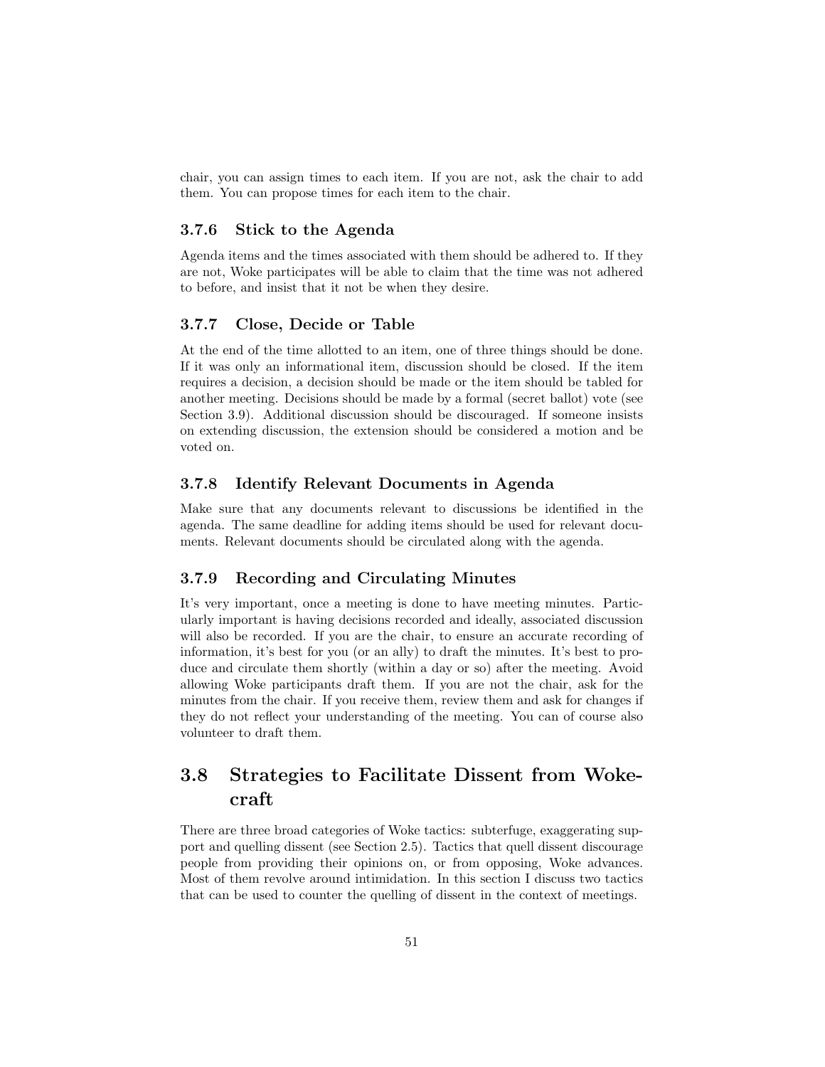chair, you can assign times to each item. If you are not, ask the chair to add them. You can propose times for each item to the chair.

### 3.7.6 Stick to the Agenda

Agenda items and the times associated with them should be adhered to. If they are not, Woke participates will be able to claim that the time was not adhered to before, and insist that it not be when they desire.

### 3.7.7 Close, Decide or Table

At the end of the time allotted to an item, one of three things should be done. If it was only an informational item, discussion should be closed. If the item requires a decision, a decision should be made or the item should be tabled for another meeting. Decisions should be made by a formal (secret ballot) vote (see Section 3.9). Additional discussion should be discouraged. If someone insists on extending discussion, the extension should be considered a motion and be voted on.

### 3.7.8 Identify Relevant Documents in Agenda

Make sure that any documents relevant to discussions be identified in the agenda. The same deadline for adding items should be used for relevant documents. Relevant documents should be circulated along with the agenda.

### 3.7.9 Recording and Circulating Minutes

It's very important, once a meeting is done to have meeting minutes. Particularly important is having decisions recorded and ideally, associated discussion will also be recorded. If you are the chair, to ensure an accurate recording of information, it's best for you (or an ally) to draft the minutes. It's best to produce and circulate them shortly (within a day or so) after the meeting. Avoid allowing Woke participants draft them. If you are not the chair, ask for the minutes from the chair. If you receive them, review them and ask for changes if they do not reflect your understanding of the meeting. You can of course also volunteer to draft them.

## 3.8 Strategies to Facilitate Dissent from Wokecraft

There are three broad categories of Woke tactics: subterfuge, exaggerating support and quelling dissent (see Section 2.5). Tactics that quell dissent discourage people from providing their opinions on, or from opposing, Woke advances. Most of them revolve around intimidation. In this section I discuss two tactics that can be used to counter the quelling of dissent in the context of meetings.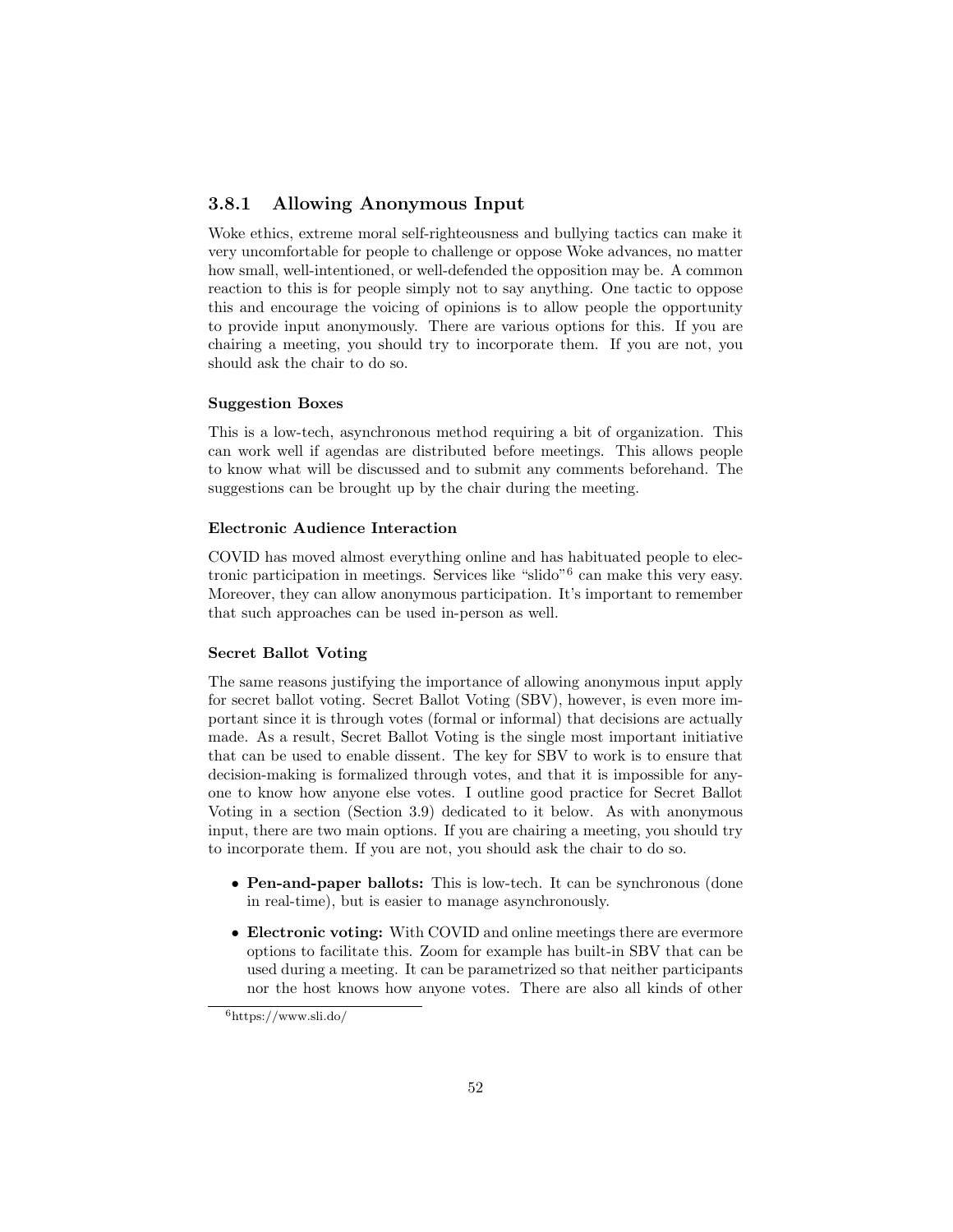### 3.8.1 Allowing Anonymous Input

Woke ethics, extreme moral self-righteousness and bullying tactics can make it very uncomfortable for people to challenge or oppose Woke advances, no matter how small, well-intentioned, or well-defended the opposition may be. A common reaction to this is for people simply not to say anything. One tactic to oppose this and encourage the voicing of opinions is to allow people the opportunity to provide input anonymously. There are various options for this. If you are chairing a meeting, you should try to incorporate them. If you are not, you should ask the chair to do so.

#### Suggestion Boxes

This is a low-tech, asynchronous method requiring a bit of organization. This can work well if agendas are distributed before meetings. This allows people to know what will be discussed and to submit any comments beforehand. The suggestions can be brought up by the chair during the meeting.

#### Electronic Audience Interaction

COVID has moved almost everything online and has habituated people to electronic participation in meetings. Services like "slido"[6] can make this very easy. Moreover, they can allow anonymous participation. It's important to remember that such approaches can be used in-person as well.

#### Secret Ballot Voting

The same reasons justifying the importance of allowing anonymous input apply for secret ballot voting. Secret Ballot Voting (SBV), however, is even more important since it is through votes (formal or informal) that decisions are actually made. As a result, Secret Ballot Voting is the single most important initiative that can be used to enable dissent. The key for SBV to work is to ensure that decision-making is formalized through votes, and that it is impossible for anyone to know how anyone else votes. I outline good practice for Secret Ballot Voting in a section (Section 3.9) dedicated to it below. As with anonymous input, there are two main options. If you are chairing a meeting, you should try to incorporate them. If you are not, you should ask the chair to do so.

- **Pen-and-paper ballots:** This is low-tech. It can be synchronous (done in real-time), but is easier to manage asynchronously.
- **Electronic voting:** With COVID and online meetings there are evermore options to facilitate this. Zoom for example has built-in SBV that can be used during a meeting. It can be parametrized so that neither participants nor the host knows how anyone votes. There are also all kinds of other

[6] https://www.sli.do/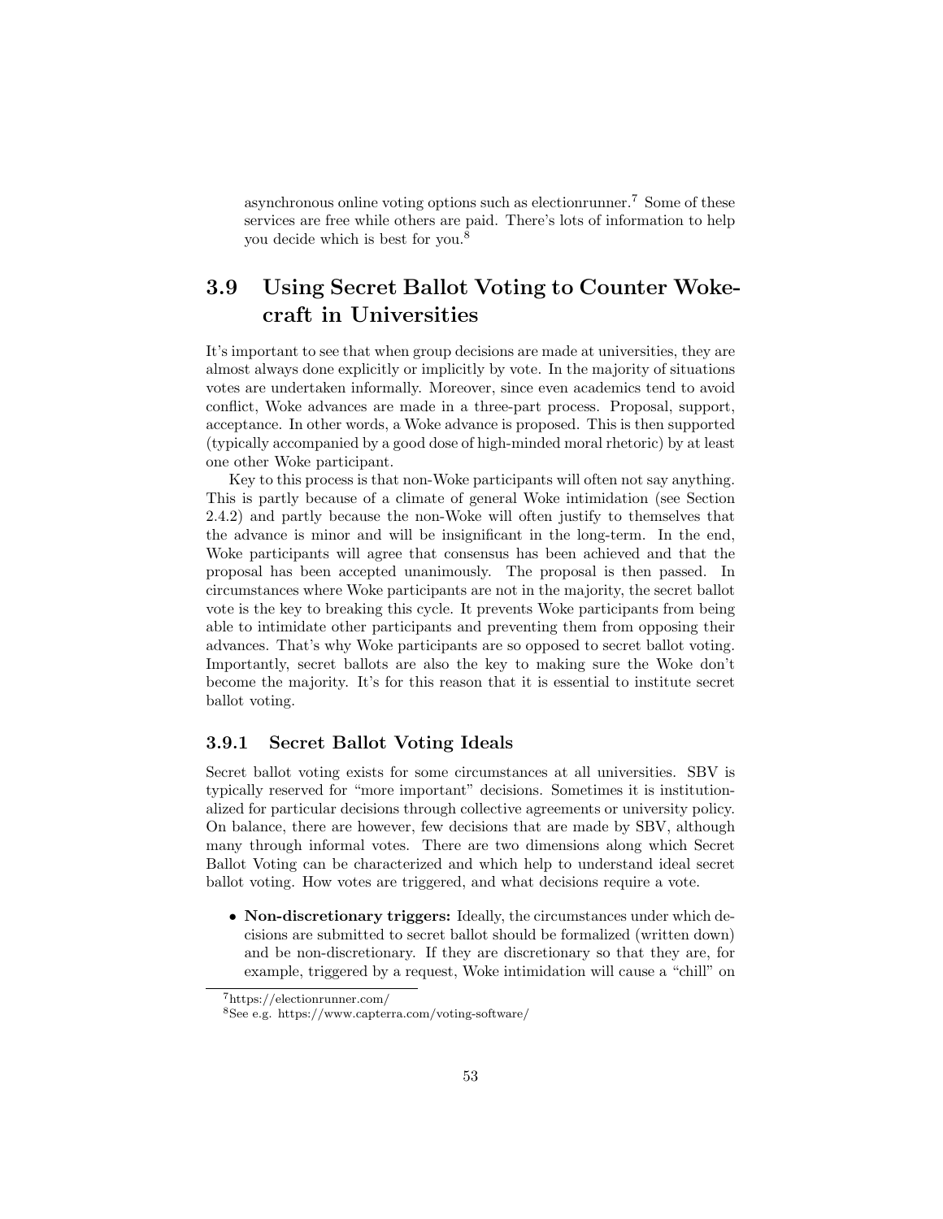asynchronous online voting options such as electionrunner.[7] Some of these services are free while others are paid. There's lots of information to help you decide which is best for you.[8]

## 3.9 Using Secret Ballot Voting to Counter Wokecraft in Universities

It's important to see that when group decisions are made at universities, they are almost always done explicitly or implicitly by vote. In the majority of situations votes are undertaken informally. Moreover, since even academics tend to avoid conflict, Woke advances are made in a three-part process. Proposal, support, acceptance. In other words, a Woke advance is proposed. This is then supported (typically accompanied by a good dose of high-minded moral rhetoric) by at least one other Woke participant.

Key to this process is that non-Woke participants will often not say anything. This is partly because of a climate of general Woke intimidation (see Section 2.4.2) and partly because the non-Woke will often justify to themselves that the advance is minor and will be insignificant in the long-term. In the end, Woke participants will agree that consensus has been achieved and that the proposal has been accepted unanimously. The proposal is then passed. In circumstances where Woke participants are not in the majority, the secret ballot vote is the key to breaking this cycle. It prevents Woke participants from being able to intimidate other participants and preventing them from opposing their advances. That's why Woke participants are so opposed to secret ballot voting. Importantly, secret ballots are also the key to making sure the Woke don't become the majority. It's for this reason that it is essential to institute secret ballot voting.

### 3.9.1 Secret Ballot Voting Ideals

Secret ballot voting exists for some circumstances at all universities. SBV is typically reserved for "more important" decisions. Sometimes it is institutionalized for particular decisions through collective agreements or university policy. On balance, there are however, few decisions that are made by SBV, although many through informal votes. There are two dimensions along which Secret Ballot Voting can be characterized and which help to understand ideal secret ballot voting. How votes are triggered, and what decisions require a vote.

- **Non-discretionary triggers:** Ideally, the circumstances under which decisions are submitted to secret ballot should be formalized (written down) and be non-discretionary. If they are discretionary so that they are, for example, triggered by a request, Woke intimidation will cause a "chill" on

[7] https://electionrunner.com/

[8] See e.g. https://www.capterra.com/voting-software/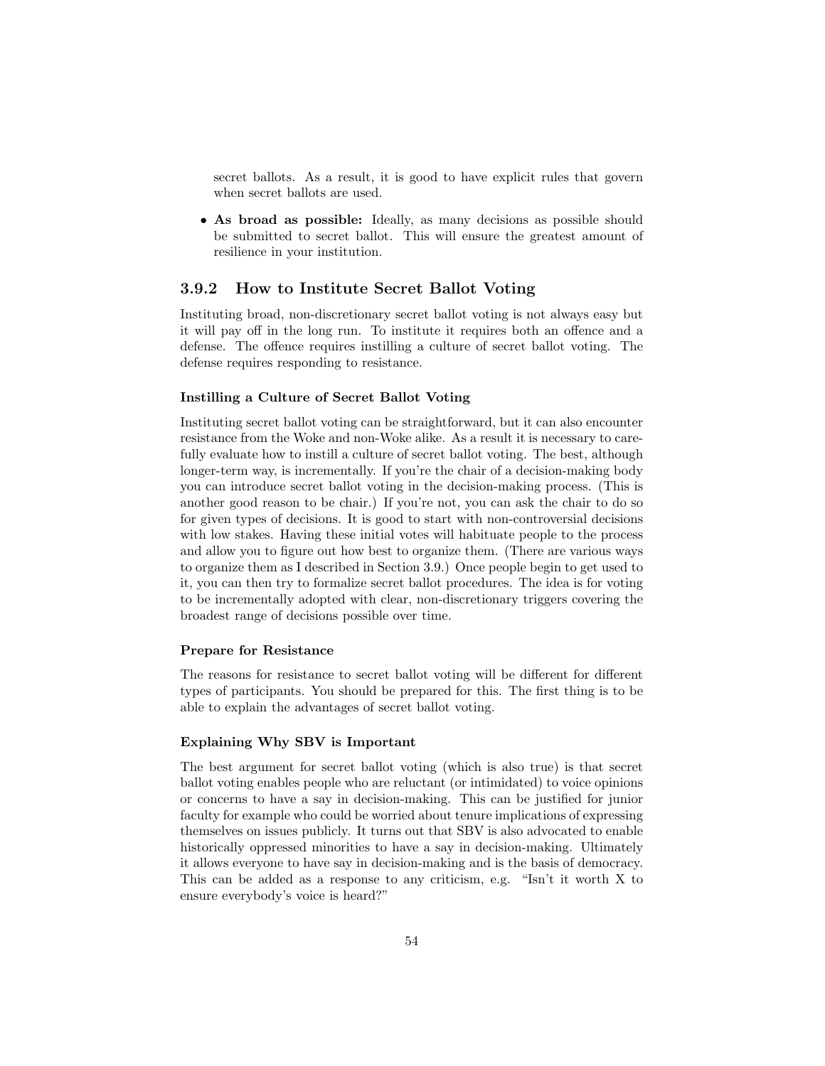secret ballots. As a result, it is good to have explicit rules that govern when secret ballots are used.

- **As broad as possible:** Ideally, as many decisions as possible should be submitted to secret ballot. This will ensure the greatest amount of resilience in your institution.

### 3.9.2 How to Institute Secret Ballot Voting

Instituting broad, non-discretionary secret ballot voting is not always easy but it will pay off in the long run. To institute it requires both an offence and a defense. The offence requires instilling a culture of secret ballot voting. The defense requires responding to resistance.

#### Instilling a Culture of Secret Ballot Voting

Instituting secret ballot voting can be straightforward, but it can also encounter resistance from the Woke and non-Woke alike. As a result it is necessary to carefully evaluate how to instill a culture of secret ballot voting. The best, although longer-term way, is incrementally. If you're the chair of a decision-making body you can introduce secret ballot voting in the decision-making process. (This is another good reason to be chair.) If you're not, you can ask the chair to do so for given types of decisions. It is good to start with non-controversial decisions with low stakes. Having these initial votes will habituate people to the process and allow you to figure out how best to organize them. (There are various ways to organize them as I described in Section 3.9.) Once people begin to get used to it, you can then try to formalize secret ballot procedures. The idea is for voting to be incrementally adopted with clear, non-discretionary triggers covering the broadest range of decisions possible over time.

#### Prepare for Resistance

The reasons for resistance to secret ballot voting will be different for different types of participants. You should be prepared for this. The first thing is to be able to explain the advantages of secret ballot voting.

#### Explaining Why SBV is Important

The best argument for secret ballot voting (which is also true) is that secret ballot voting enables people who are reluctant (or intimidated) to voice opinions or concerns to have a say in decision-making. This can be justified for junior faculty for example who could be worried about tenure implications of expressing themselves on issues publicly. It turns out that SBV is also advocated to enable historically oppressed minorities to have a say in decision-making. Ultimately it allows everyone to have say in decision-making and is the basis of democracy. This can be added as a response to any criticism, e.g. "Isn't it worth X to ensure everybody's voice is heard?"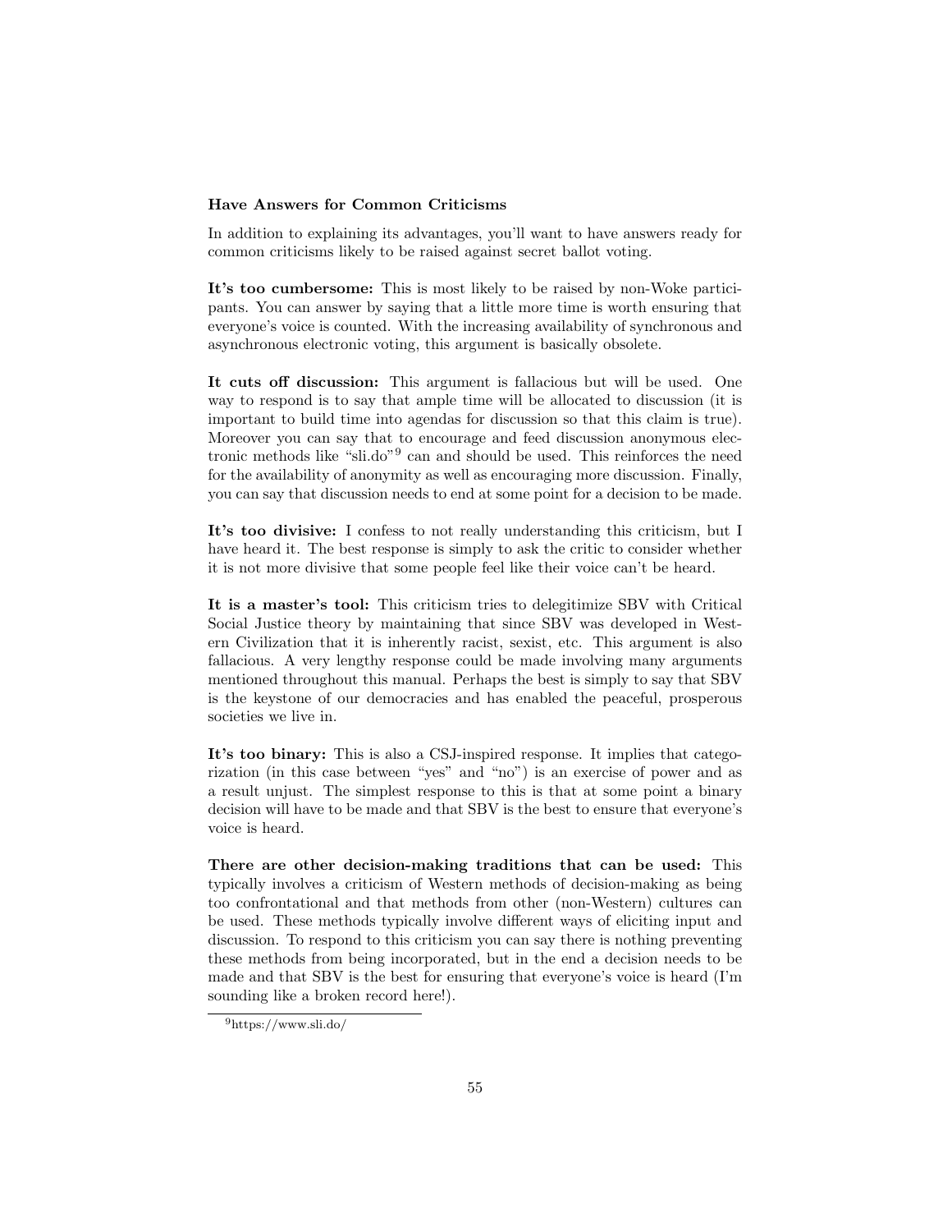### Have Answers for Common Criticisms

In addition to explaining its advantages, you'll want to have answers ready for common criticisms likely to be raised against secret ballot voting.

**It's too cumbersome:** This is most likely to be raised by non-Woke participants. You can answer by saying that a little more time is worth ensuring that everyone's voice is counted. With the increasing availability of synchronous and asynchronous electronic voting, this argument is basically obsolete.

**It cuts off discussion:** This argument is fallacious but will be used. One way to respond is to say that ample time will be allocated to discussion (it is important to build time into agendas for discussion so that this claim is true). Moreover you can say that to encourage and feed discussion anonymous electronic methods like "sli.do"[9] can and should be used. This reinforces the need for the availability of anonymity as well as encouraging more discussion. Finally, you can say that discussion needs to end at some point for a decision to be made.

**It's too divisive:** I confess to not really understanding this criticism, but I have heard it. The best response is simply to ask the critic to consider whether it is not more divisive that some people feel like their voice can't be heard.

**It is a master's tool:** This criticism tries to delegitimize SBV with Critical Social Justice theory by maintaining that since SBV was developed in Western Civilization that it is inherently racist, sexist, etc. This argument is also fallacious. A very lengthy response could be made involving many arguments mentioned throughout this manual. Perhaps the best is simply to say that SBV is the keystone of our democracies and has enabled the peaceful, prosperous societies we live in.

**It's too binary:** This is also a CSJ-inspired response. It implies that categorization (in this case between "yes" and "no") is an exercise of power and as a result unjust. The simplest response to this is that at some point a binary decision will have to be made and that SBV is the best to ensure that everyone's voice is heard.

**There are other decision-making traditions that can be used:** This typically involves a criticism of Western methods of decision-making as being too confrontational and that methods from other (non-Western) cultures can be used. These methods typically involve different ways of eliciting input and discussion. To respond to this criticism you can say there is nothing preventing these methods from being incorporated, but in the end a decision needs to be made and that SBV is the best for ensuring that everyone's voice is heard (I'm sounding like a broken record here!).

[9] https://www.sli.do/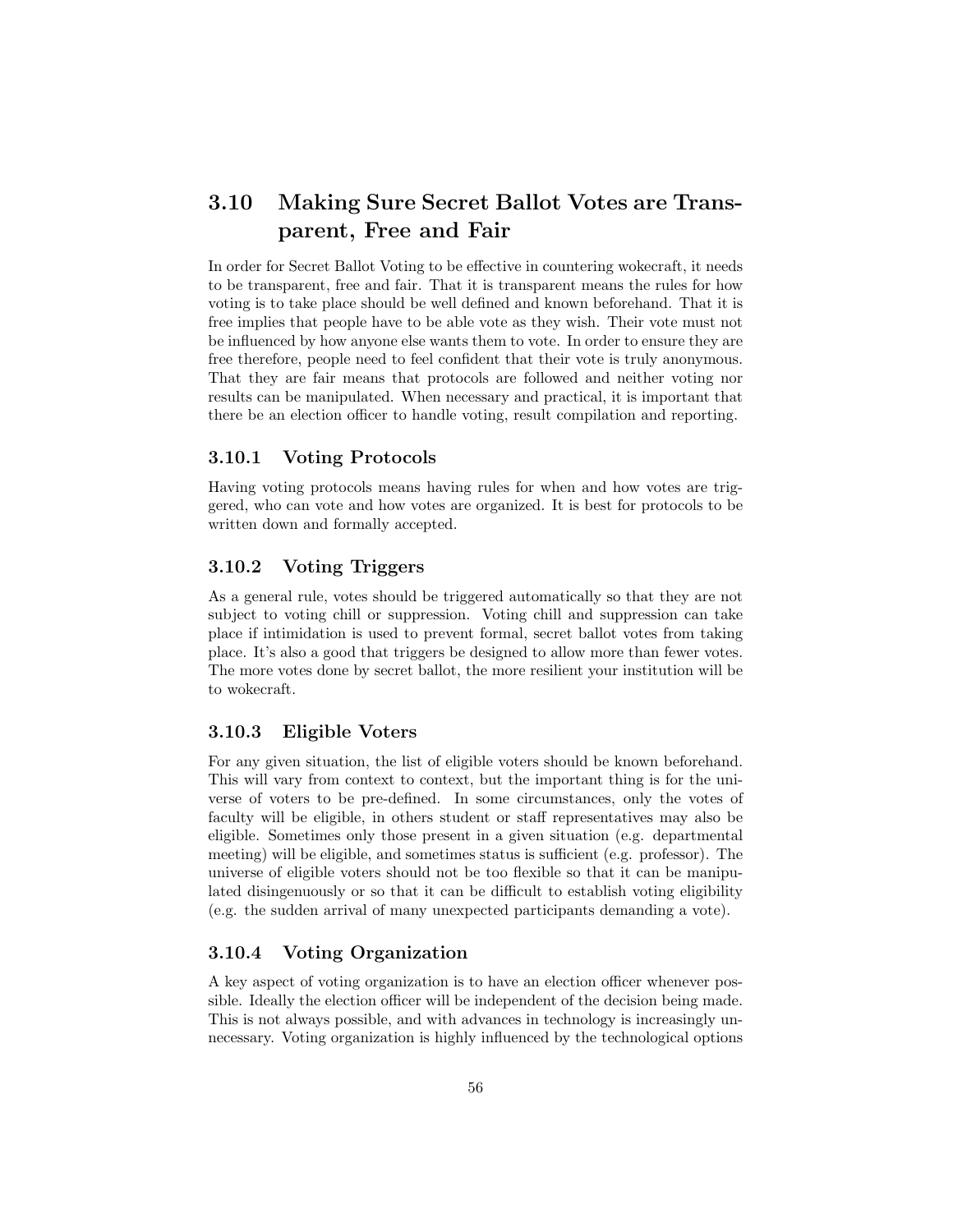## 3.10 Making Sure Secret Ballot Votes are Transparent, Free and Fair

In order for Secret Ballot Voting to be effective in countering wokecraft, it needs to be transparent, free and fair. That it is transparent means the rules for how voting is to take place should be well defined and known beforehand. That it is free implies that people have to be able vote as they wish. Their vote must not be influenced by how anyone else wants them to vote. In order to ensure they are free therefore, people need to feel confident that their vote is truly anonymous. That they are fair means that protocols are followed and neither voting nor results can be manipulated. When necessary and practical, it is important that there be an election officer to handle voting, result compilation and reporting.

### 3.10.1 Voting Protocols

Having voting protocols means having rules for when and how votes are triggered, who can vote and how votes are organized. It is best for protocols to be written down and formally accepted.

### 3.10.2 Voting Triggers

As a general rule, votes should be triggered automatically so that they are not subject to voting chill or suppression. Voting chill and suppression can take place if intimidation is used to prevent formal, secret ballot votes from taking place. It's also a good that triggers be designed to allow more than fewer votes. The more votes done by secret ballot, the more resilient your institution will be to wokecraft.

### 3.10.3 Eligible Voters

For any given situation, the list of eligible voters should be known beforehand. This will vary from context to context, but the important thing is for the universe of voters to be pre-defined. In some circumstances, only the votes of faculty will be eligible, in others student or staff representatives may also be eligible. Sometimes only those present in a given situation (e.g. departmental meeting) will be eligible, and sometimes status is sufficient (e.g. professor). The universe of eligible voters should not be too flexible so that it can be manipulated disingenuously or so that it can be difficult to establish voting eligibility (e.g. the sudden arrival of many unexpected participants demanding a vote).

### 3.10.4 Voting Organization

A key aspect of voting organization is to have an election officer whenever possible. Ideally the election officer will be independent of the decision being made. This is not always possible, and with advances in technology is increasingly unnecessary. Voting organization is highly influenced by the technological options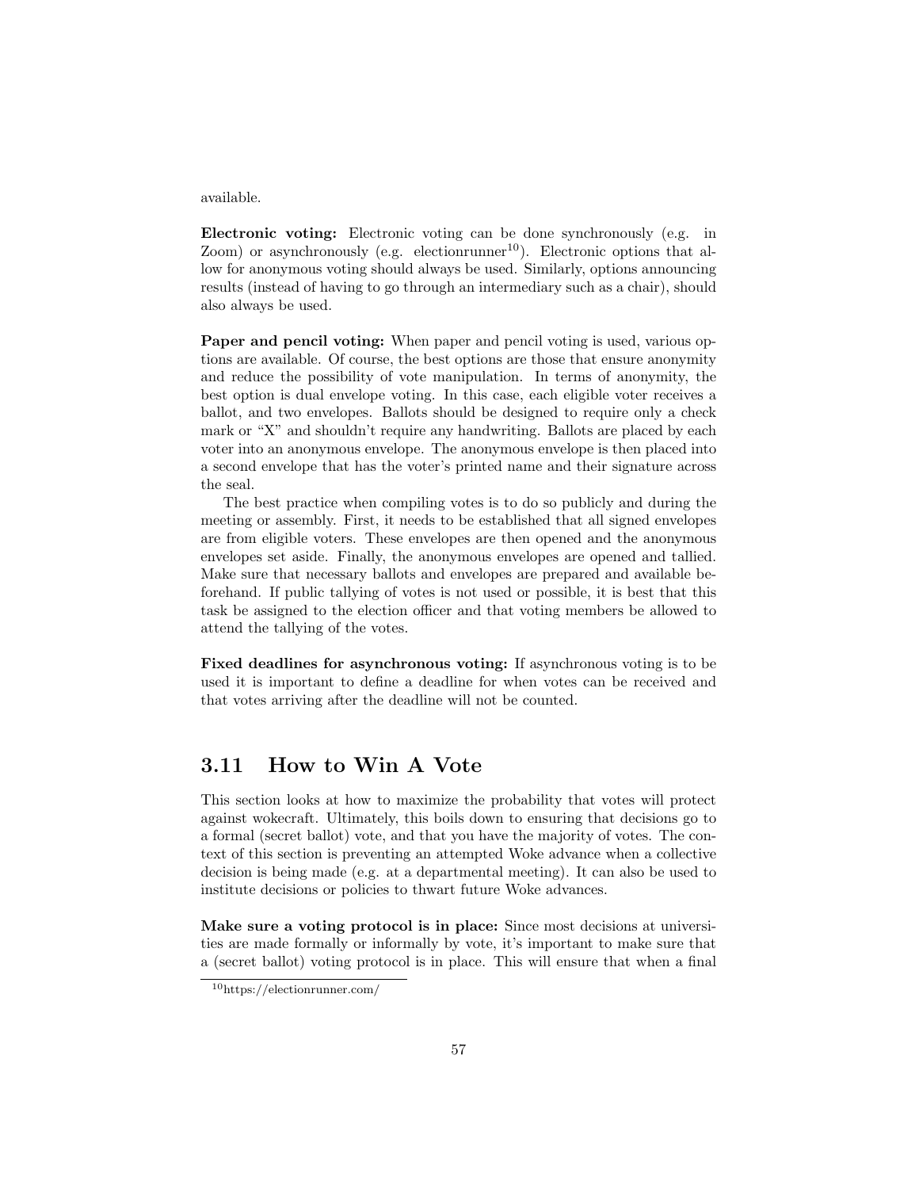available.

**Electronic voting:** Electronic voting can be done synchronously (e.g. in Zoom) or asynchronously (e.g. electionrunner[10]). Electronic options that allow for anonymous voting should always be used. Similarly, options announcing results (instead of having to go through an intermediary such as a chair), should also always be used.

**Paper and pencil voting:** When paper and pencil voting is used, various options are available. Of course, the best options are those that ensure anonymity and reduce the possibility of vote manipulation. In terms of anonymity, the best option is dual envelope voting. In this case, each eligible voter receives a ballot, and two envelopes. Ballots should be designed to require only a check mark or "X" and shouldn't require any handwriting. Ballots are placed by each voter into an anonymous envelope. The anonymous envelope is then placed into a second envelope that has the voter's printed name and their signature across the seal.

The best practice when compiling votes is to do so publicly and during the meeting or assembly. First, it needs to be established that all signed envelopes are from eligible voters. These envelopes are then opened and the anonymous envelopes set aside. Finally, the anonymous envelopes are opened and tallied. Make sure that necessary ballots and envelopes are prepared and available beforehand. If public tallying of votes is not used or possible, it is best that this task be assigned to the election officer and that voting members be allowed to attend the tallying of the votes.

**Fixed deadlines for asynchronous voting:** If asynchronous voting is to be used it is important to define a deadline for when votes can be received and that votes arriving after the deadline will not be counted.

## 3.11 How to Win A Vote

This section looks at how to maximize the probability that votes will protect against wokecraft. Ultimately, this boils down to ensuring that decisions go to a formal (secret ballot) vote, and that you have the majority of votes. The context of this section is preventing an attempted Woke advance when a collective decision is being made (e.g. at a departmental meeting). It can also be used to institute decisions or policies to thwart future Woke advances.

**Make sure a voting protocol is in place:** Since most decisions at universities are made formally or informally by vote, it's important to make sure that a (secret ballot) voting protocol is in place. This will ensure that when a final

[10] https://electionrunner.com/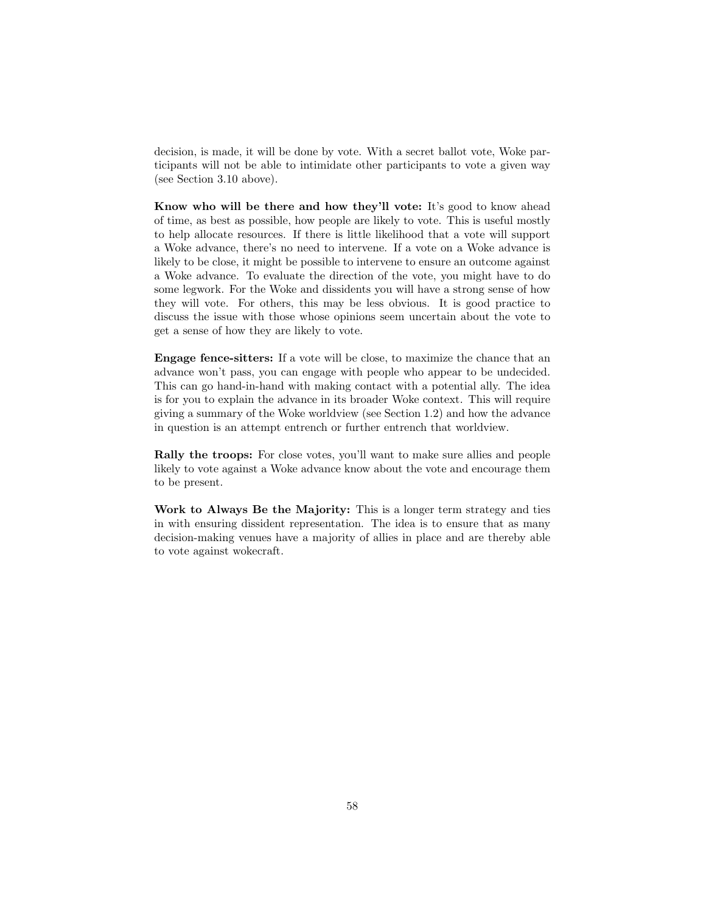decision, is made, it will be done by vote. With a secret ballot vote, Woke participants will not be able to intimidate other participants to vote a given way (see Section 3.10 above).

**Know who will be there and how they'll vote:** It's good to know ahead of time, as best as possible, how people are likely to vote. This is useful mostly to help allocate resources. If there is little likelihood that a vote will support a Woke advance, there's no need to intervene. If a vote on a Woke advance is likely to be close, it might be possible to intervene to ensure an outcome against a Woke advance. To evaluate the direction of the vote, you might have to do some legwork. For the Woke and dissidents you will have a strong sense of how they will vote. For others, this may be less obvious. It is good practice to discuss the issue with those whose opinions seem uncertain about the vote to get a sense of how they are likely to vote.

**Engage fence-sitters:** If a vote will be close, to maximize the chance that an advance won't pass, you can engage with people who appear to be undecided. This can go hand-in-hand with making contact with a potential ally. The idea is for you to explain the advance in its broader Woke context. This will require giving a summary of the Woke worldview (see Section 1.2) and how the advance in question is an attempt entrench or further entrench that worldview.

**Rally the troops:** For close votes, you'll want to make sure allies and people likely to vote against a Woke advance know about the vote and encourage them to be present.

**Work to Always Be the Majority:** This is a longer term strategy and ties in with ensuring dissident representation. The idea is to ensure that as many decision-making venues have a majority of allies in place and are thereby able to vote against wokecraft.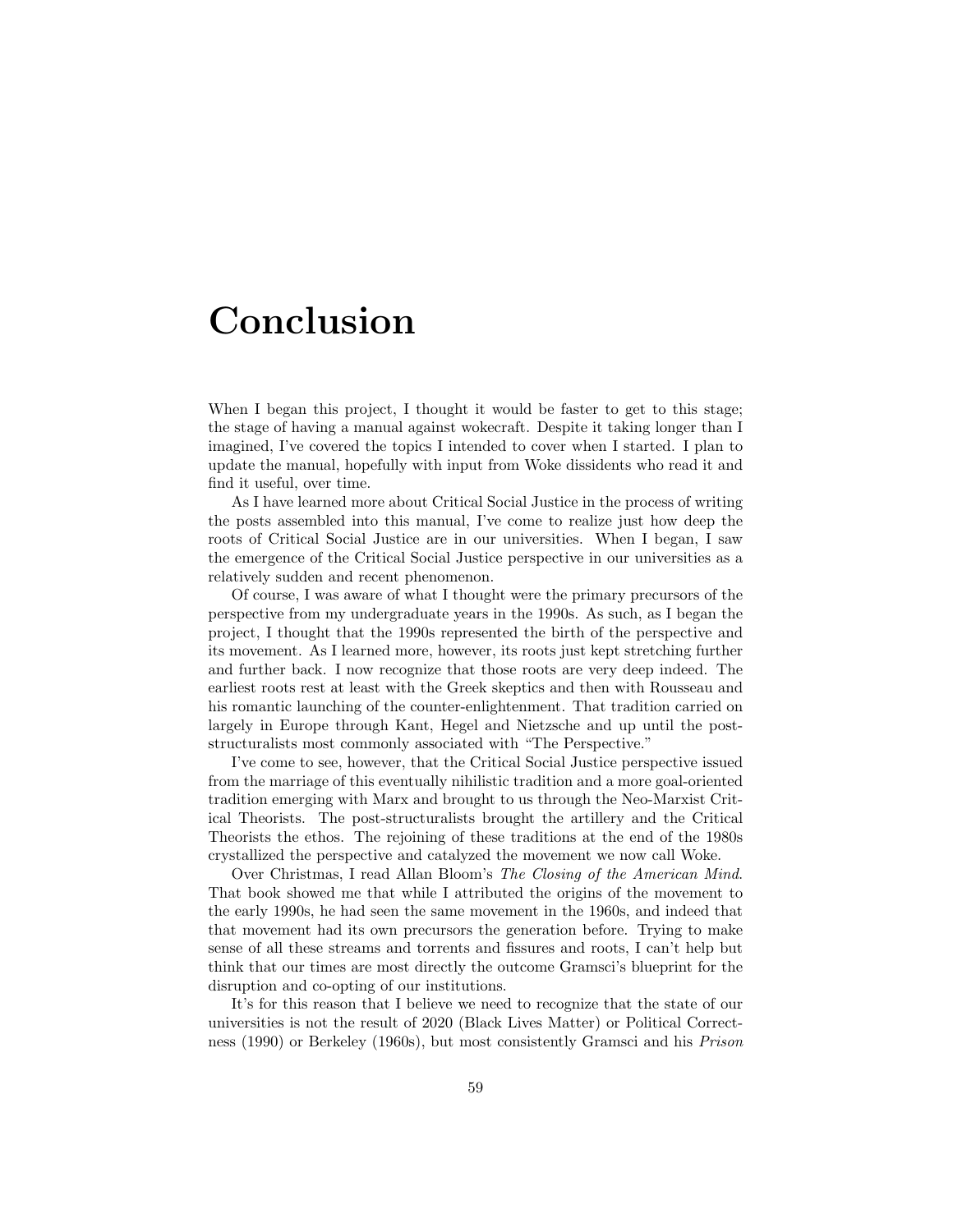# Conclusion

When I began this project, I thought it would be faster to get to this stage; the stage of having a manual against wokecraft. Despite it taking longer than I imagined, I've covered the topics I intended to cover when I started. I plan to update the manual, hopefully with input from Woke dissidents who read it and find it useful, over time.

As I have learned more about Critical Social Justice in the process of writing the posts assembled into this manual, I've come to realize just how deep the roots of Critical Social Justice are in our universities. When I began, I saw the emergence of the Critical Social Justice perspective in our universities as a relatively sudden and recent phenomenon.

Of course, I was aware of what I thought were the primary precursors of the perspective from my undergraduate years in the 1990s. As such, as I began the project, I thought that the 1990s represented the birth of the perspective and its movement. As I learned more, however, its roots just kept stretching further and further back. I now recognize that those roots are very deep indeed. The earliest roots rest at least with the Greek skeptics and then with Rousseau and his romantic launching of the counter-enlightenment. That tradition carried on largely in Europe through Kant, Hegel and Nietzsche and up until the post-structuralists most commonly associated with "The Perspective."

I've come to see, however, that the Critical Social Justice perspective issued from the marriage of this eventually nihilistic tradition and a more goal-oriented tradition emerging with Marx and brought to us through the Neo-Marxist Critical Theorists. The post-structuralists brought the artillery and the Critical Theorists the ethos. The rejoining of these traditions at the end of the 1980s crystallized the perspective and catalyzed the movement we now call Woke.

Over Christmas, I read Allan Bloom's *The Closing of the American Mind*. That book showed me that while I attributed the origins of the movement to the early 1990s, he had seen the same movement in the 1960s, and indeed that that movement had its own precursors the generation before. Trying to make sense of all these streams and torrents and fissures and roots, I can't help but think that our times are most directly the outcome Gramsci's blueprint for the disruption and co-opting of our institutions.

It's for this reason that I believe we need to recognize that the state of our universities is not the result of 2020 (Black Lives Matter) or Political Correctness (1990) or Berkeley (1960s), but most consistently Gramsci and his *Prison*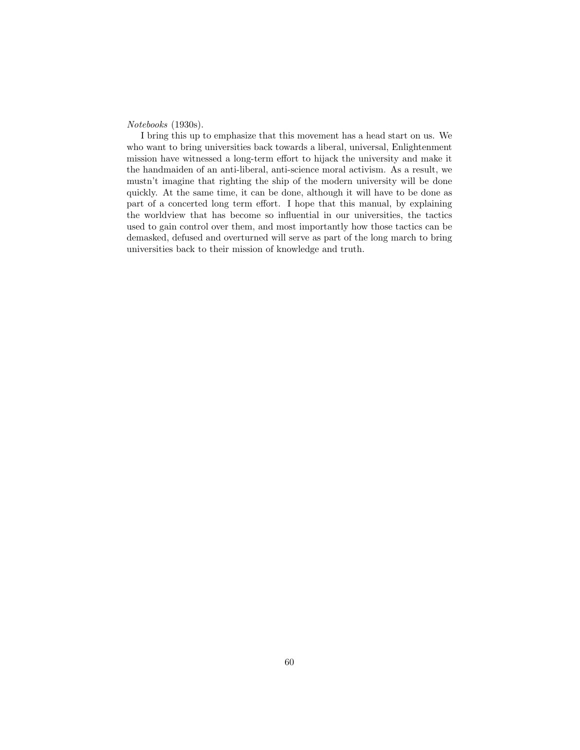*Notebooks* (1930s).

I bring this up to emphasize that this movement has a head start on us. We who want to bring universities back towards a liberal, universal, Enlightenment mission have witnessed a long-term effort to hijack the university and make it the handmaiden of an anti-liberal, anti-science moral activism. As a result, we mustn't imagine that righting the ship of the modern university will be done quickly. At the same time, it can be done, although it will have to be done as part of a concerted long term effort. I hope that this manual, by explaining the worldview that has become so influential in our universities, the tactics used to gain control over them, and most importantly how those tactics can be demasked, defused and overturned will serve as part of the long march to bring universities back to their mission of knowledge and truth.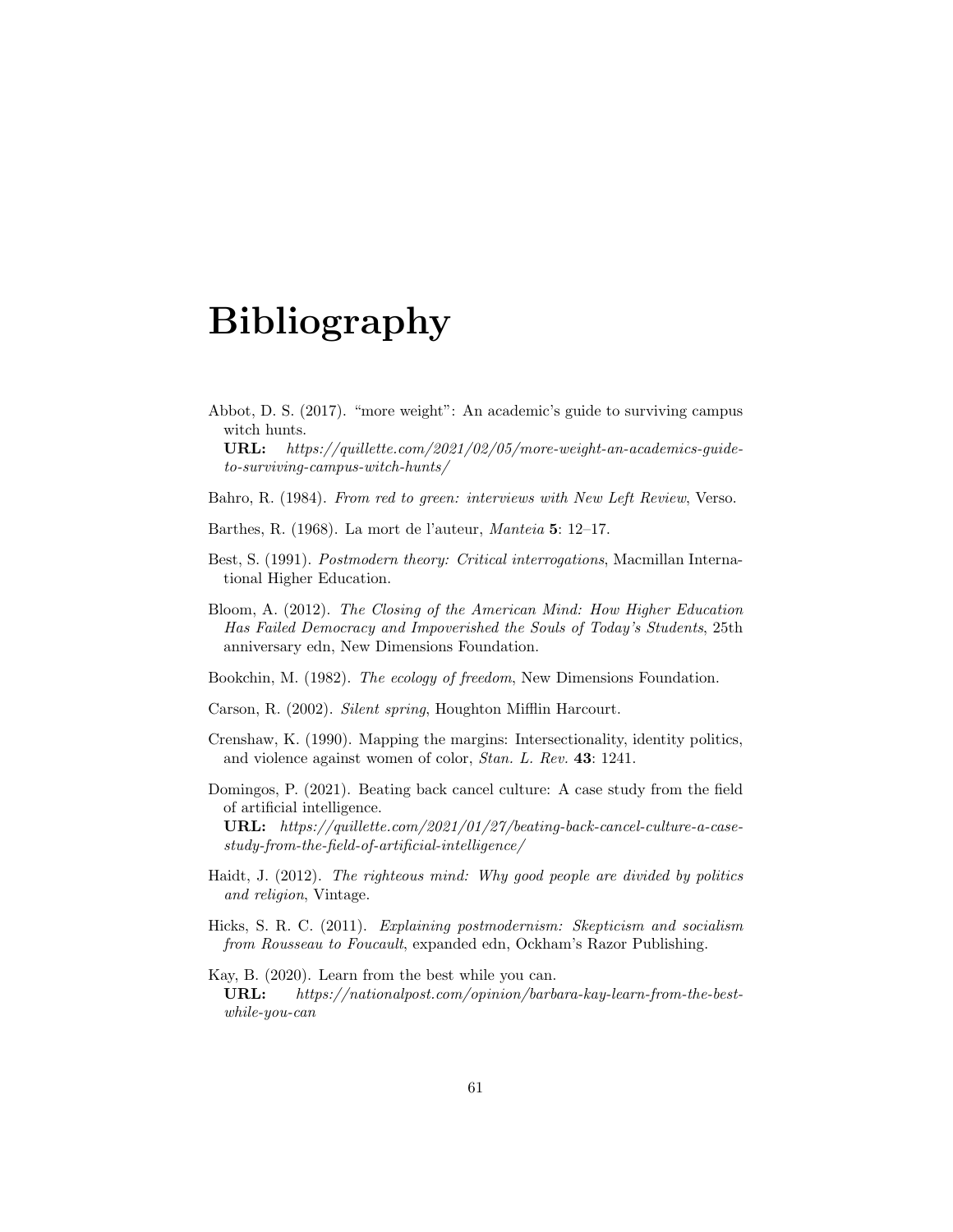# Bibliography

Abbot, D. S. (2017). "more weight": An academic's guide to surviving campus witch hunts.
**URL:** *https://quillette.com/2021/02/05/more-weight-an-academics-guide-to-surviving-campus-witch-hunts/*

Bahro, R. (1984). *From red to green: interviews with New Left Review*, Verso.

Barthes, R. (1968). La mort de l'auteur, *Manteia* **5**: 12–17.

Best, S. (1991). *Postmodern theory: Critical interrogations*, Macmillan International Higher Education.

Bloom, A. (2012). *The Closing of the American Mind: How Higher Education Has Failed Democracy and Impoverished the Souls of Today's Students*, 25th anniversary edn, New Dimensions Foundation.

Bookchin, M. (1982). *The ecology of freedom*, New Dimensions Foundation.

Carson, R. (2002). *Silent spring*, Houghton Mifflin Harcourt.

Crenshaw, K. (1990). Mapping the margins: Intersectionality, identity politics, and violence against women of color, *Stan. L. Rev.* **43**: 1241.

Domingos, P. (2021). Beating back cancel culture: A case study from the field of artificial intelligence.
**URL:** *https://quillette.com/2021/01/27/beating-back-cancel-culture-a-case-study-from-the-field-of-artificial-intelligence/*

Haidt, J. (2012). *The righteous mind: Why good people are divided by politics and religion*, Vintage.

Hicks, S. R. C. (2011). *Explaining postmodernism: Skepticism and socialism from Rousseau to Foucault*, expanded edn, Ockham's Razor Publishing.

Kay, B. (2020). Learn from the best while you can.
**URL:** *https://nationalpost.com/opinion/barbara-kay-learn-from-the-best-while-you-can*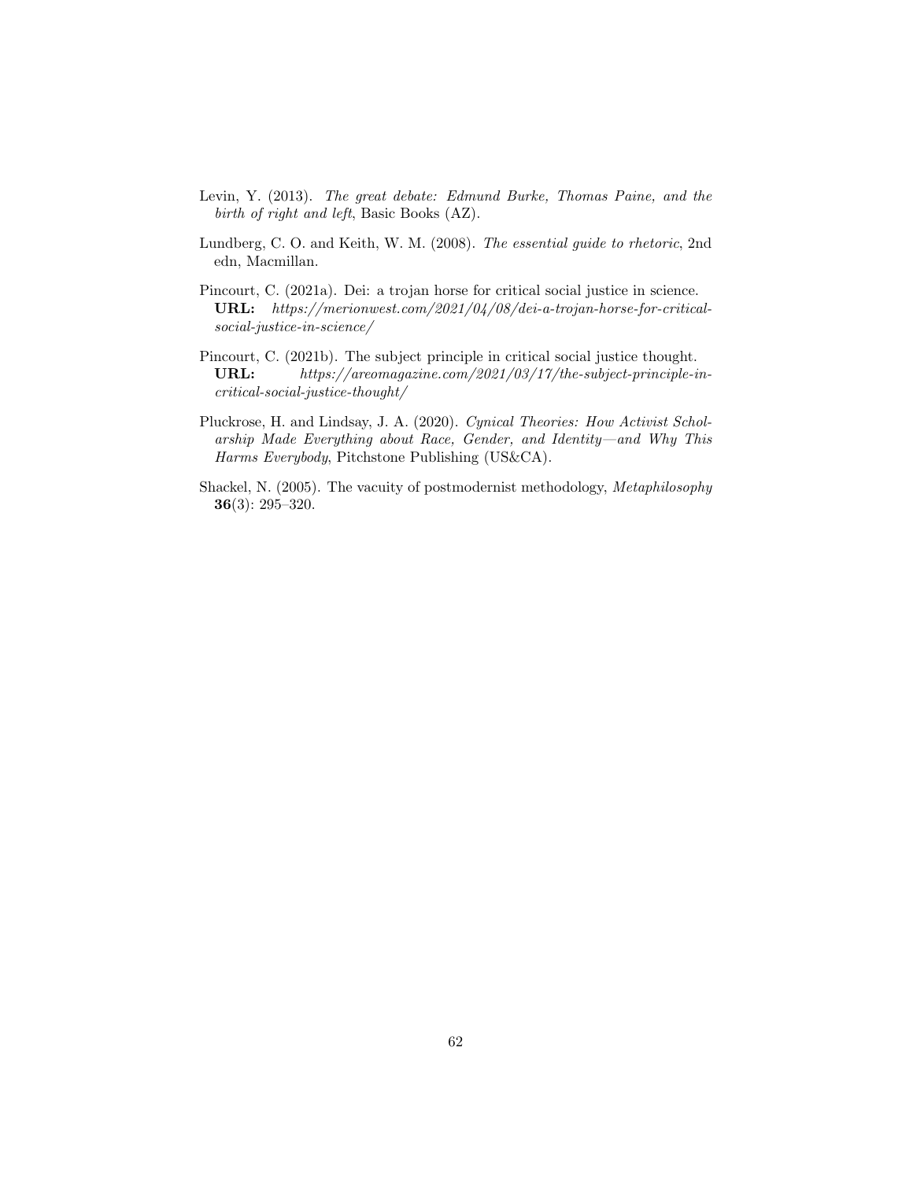Levin, Y. (2013). *The great debate: Edmund Burke, Thomas Paine, and the birth of right and left*, Basic Books (AZ).

Lundberg, C. O. and Keith, W. M. (2008). *The essential guide to rhetoric*, 2nd edn, Macmillan.

Pincourt, C. (2021a). Dei: a trojan horse for critical social justice in science. **URL:** *https://merionwest.com/2021/04/08/dei-a-trojan-horse-for-critical-social-justice-in-science/*

Pincourt, C. (2021b). The subject principle in critical social justice thought. **URL:** *https://areomagazine.com/2021/03/17/the-subject-principle-in-critical-social-justice-thought/*

Pluckrose, H. and Lindsay, J. A. (2020). *Cynical Theories: How Activist Scholarship Made Everything about Race, Gender, and Identity—and Why This Harms Everybody*, Pitchstone Publishing (US&CA).

Shackel, N. (2005). The vacuity of postmodernist methodology, *Metaphilosophy* **36**(3): 295–320.